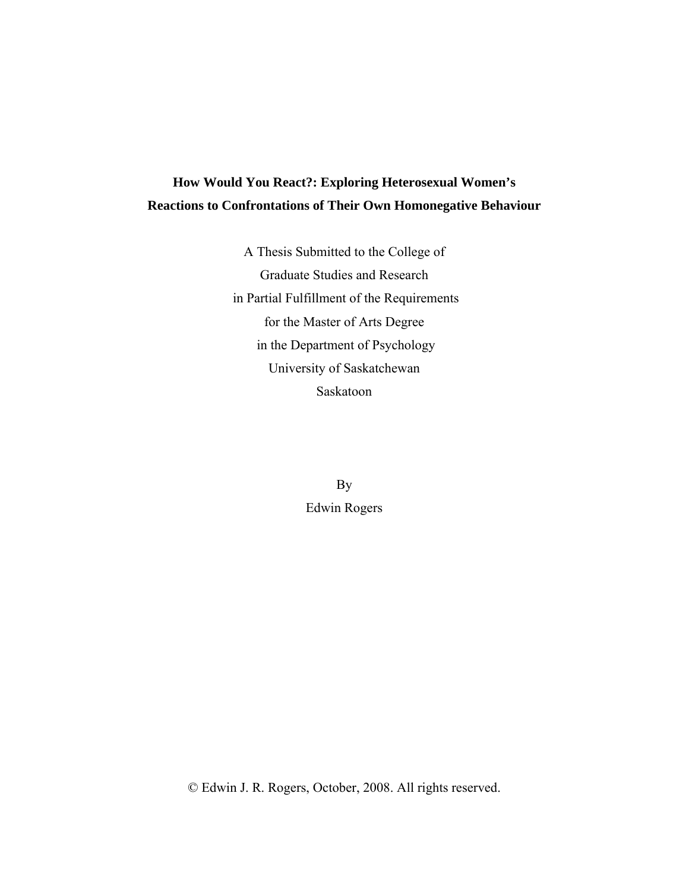# How Would You React?: Exploring Heterosexual Women's Reactions to Confrontations of Their Own Homonegative Behaviour

A Thesis Submitted to the College of
Graduate Studies and Research
in Partial Fulfillment of the Requirements
for the Master of Arts Degree
in the Department of Psychology
University of Saskatchewan
Saskatoon

By
Edwin Rogers

© Edwin J. R. Rogers, October, 2008. All rights reserved.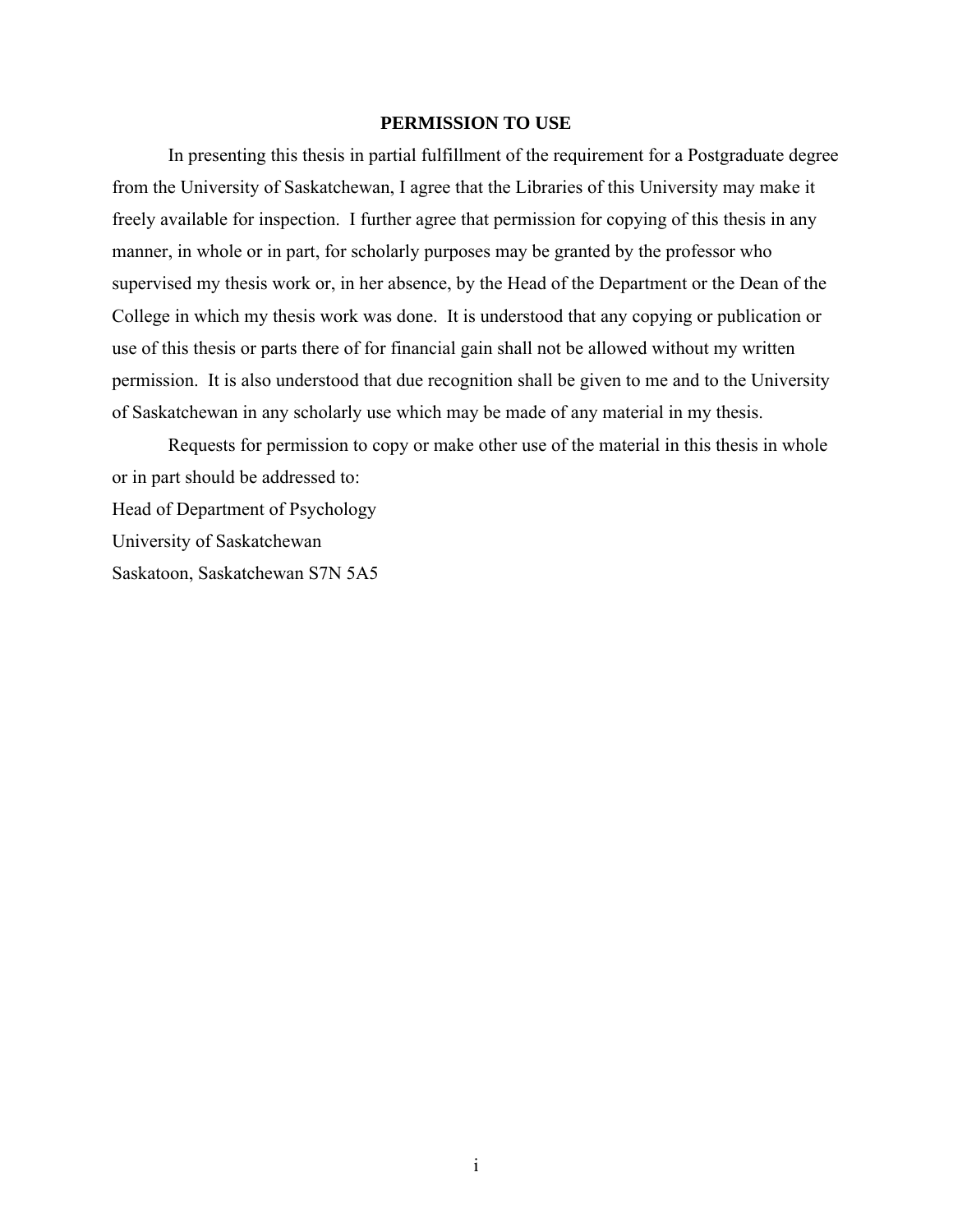## PERMISSION TO USE

In presenting this thesis in partial fulfillment of the requirement for a Postgraduate degree from the University of Saskatchewan, I agree that the Libraries of this University may make it freely available for inspection. I further agree that permission for copying of this thesis in any manner, in whole or in part, for scholarly purposes may be granted by the professor who supervised my thesis work or, in her absence, by the Head of the Department or the Dean of the College in which my thesis work was done. It is understood that any copying or publication or use of this thesis or parts there of for financial gain shall not be allowed without my written permission. It is also understood that due recognition shall be given to me and to the University of Saskatchewan in any scholarly use which may be made of any material in my thesis.

Requests for permission to copy or make other use of the material in this thesis in whole or in part should be addressed to:

Head of Department of Psychology
University of Saskatchewan
Saskatoon, Saskatchewan S7N 5A5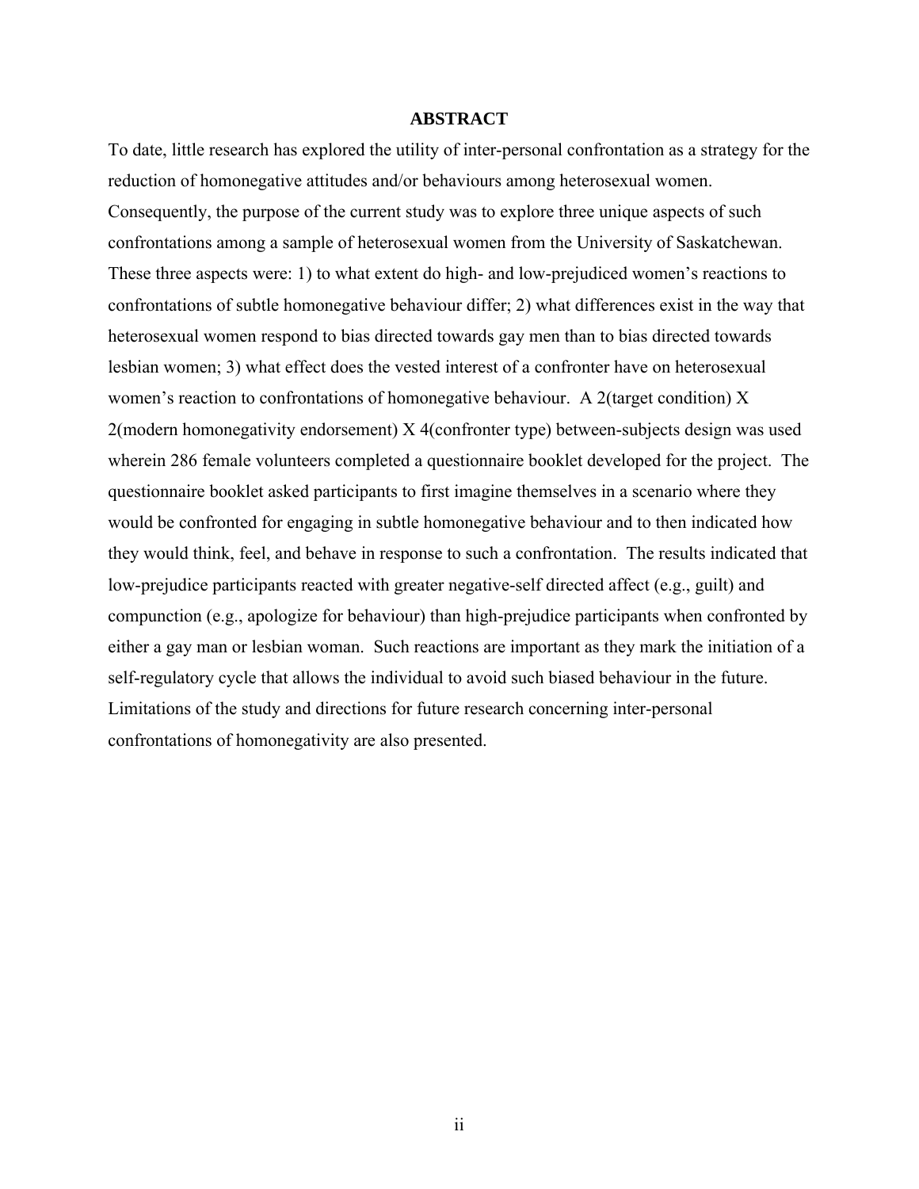# ABSTRACT

To date, little research has explored the utility of inter-personal confrontation as a strategy for the reduction of homonegative attitudes and/or behaviours among heterosexual women. Consequently, the purpose of the current study was to explore three unique aspects of such confrontations among a sample of heterosexual women from the University of Saskatchewan. These three aspects were: 1) to what extent do high- and low-prejudiced women's reactions to confrontations of subtle homonegative behaviour differ; 2) what differences exist in the way that heterosexual women respond to bias directed towards gay men than to bias directed towards lesbian women; 3) what effect does the vested interest of a confronter have on heterosexual women's reaction to confrontations of homonegative behaviour. A 2(target condition) X 2(modern homonegativity endorsement) X 4(confronter type) between-subjects design was used wherein 286 female volunteers completed a questionnaire booklet developed for the project. The questionnaire booklet asked participants to first imagine themselves in a scenario where they would be confronted for engaging in subtle homonegative behaviour and to then indicated how they would think, feel, and behave in response to such a confrontation. The results indicated that low-prejudice participants reacted with greater negative-self directed affect (e.g., guilt) and compunction (e.g., apologize for behaviour) than high-prejudice participants when confronted by either a gay man or lesbian woman. Such reactions are important as they mark the initiation of a self-regulatory cycle that allows the individual to avoid such biased behaviour in the future. Limitations of the study and directions for future research concerning inter-personal confrontations of homonegativity are also presented.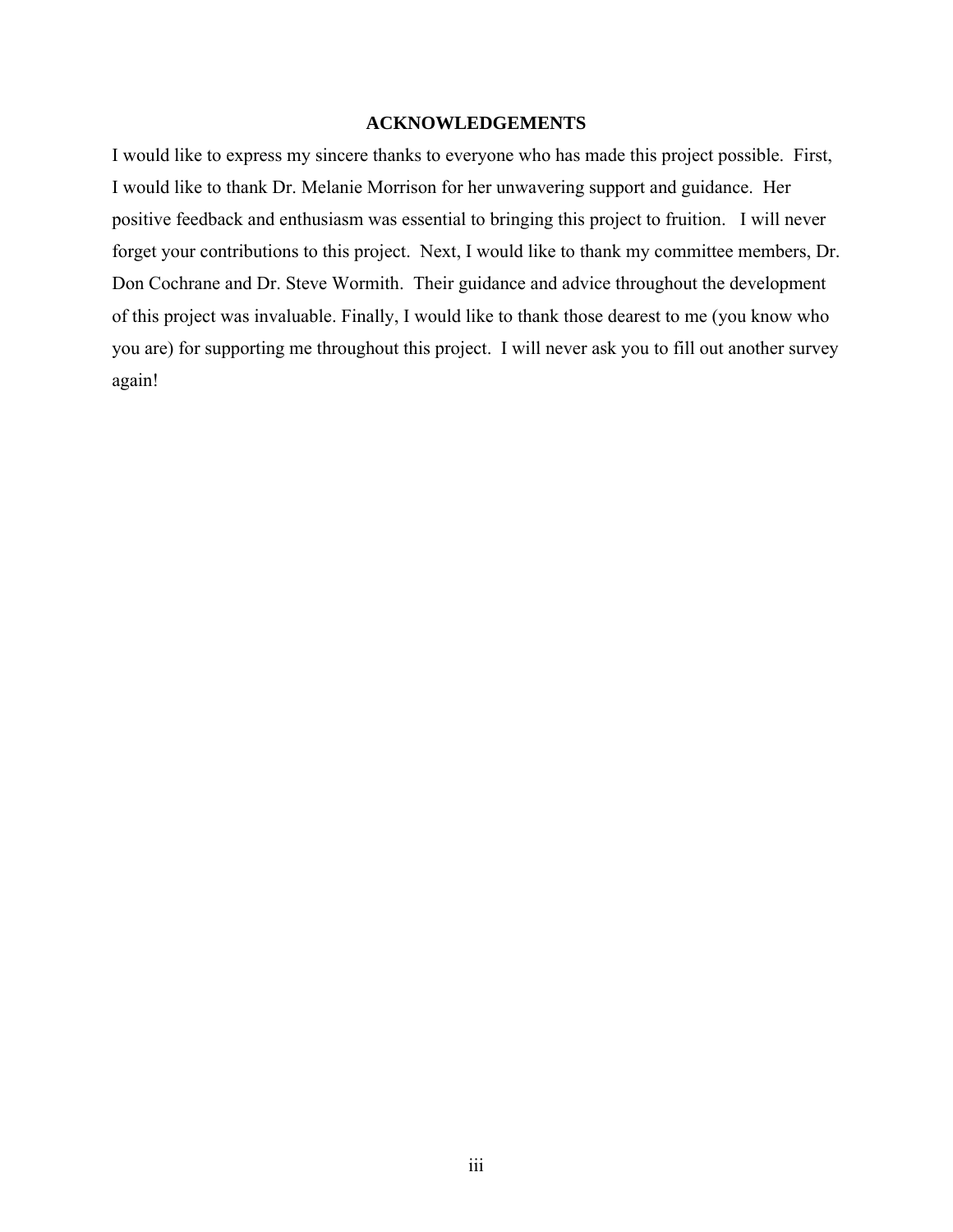## ACKNOWLEDGEMENTS

I would like to express my sincere thanks to everyone who has made this project possible. First, I would like to thank Dr. Melanie Morrison for her unwavering support and guidance. Her positive feedback and enthusiasm was essential to bringing this project to fruition. I will never forget your contributions to this project. Next, I would like to thank my committee members, Dr. Don Cochrane and Dr. Steve Wormith. Their guidance and advice throughout the development of this project was invaluable. Finally, I would like to thank those dearest to me (you know who you are) for supporting me throughout this project. I will never ask you to fill out another survey again!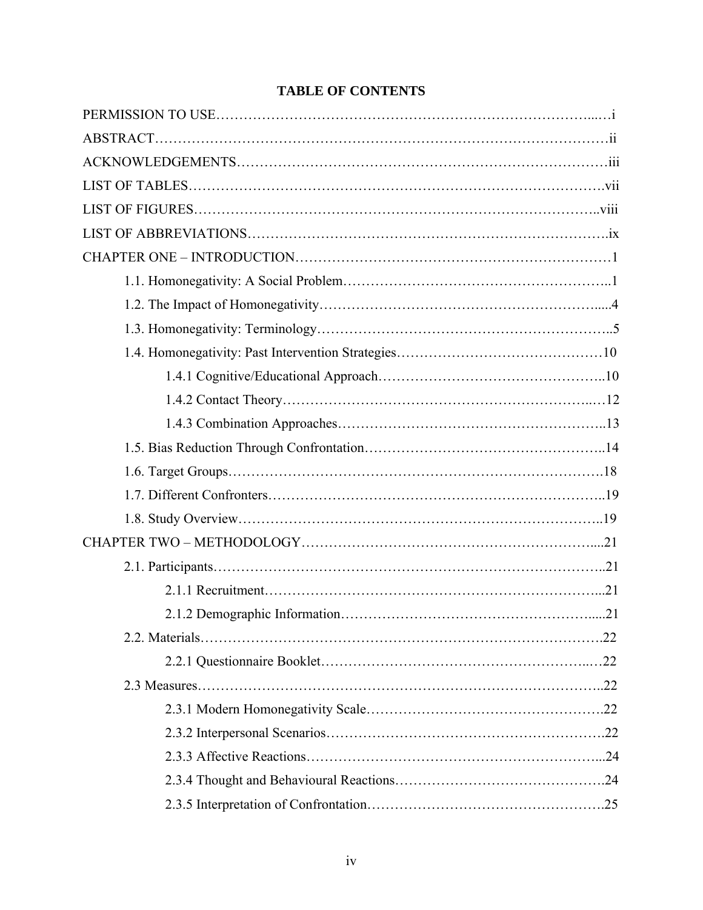# TABLE OF CONTENTS

PERMISSION TO USE……………………………………………………………………...…i

ABSTRACT……………………………………………………………………………………ii

ACKNOWLEDGEMENTS…………………………………………………………………iii

LIST OF TABLES…………………………………………………………………………….vii

LIST OF FIGURES…………………………………………………………………………..viii

LIST OF ABBREVIATIONS………………………………………………………………..ix

CHAPTER ONE – INTRODUCTION…………………………………………………………1

- 1.1. Homonegativity: A Social Problem………………………………………………..1
- 1.2. The Impact of Homonegativity…………………………………………………....4
- 1.3. Homonegativity: Terminology……………………………………………………..5
- 1.4. Homonegativity: Past Intervention Strategies……………………………………10
  - 1.4.1 Cognitive/Educational Approach………………………………………..10
  - 1.4.2 Contact Theory……………………………………………………..…12
  - 1.4.3 Combination Approaches………………………………………………..13
- 1.5. Bias Reduction Through Confrontation…………………………………………..14
- 1.6. Target Groups………………………………………………………………….18
- 1.7. Different Confronters…………………………………………………………..19
- 1.8. Study Overview…………………………………………………………………..19

CHAPTER TWO – METHODOLOGY……………………………………………………....21

- 2.1. Participants…………………………………………………………………………..21
  - 2.1.1 Recruitment………………………………………………………………...21
  - 2.1.2 Demographic Information……………………………………………….....21
- 2.2. Materials…………………………………………………………………………….22
  - 2.2.1 Questionnaire Booklet…………………………………………………..…22
- 2.3 Measures……………………………………………………………………………..22
  - 2.3.1 Modern Homonegativity Scale…………………………………………….22
  - 2.3.2 Interpersonal Scenarios…………………………………………………….22
  - 2.3.3 Affective Reactions………………………………………………………...24
  - 2.3.4 Thought and Behavioural Reactions……………………………………….24
  - 2.3.5 Interpretation of Confrontation…………………………………………….25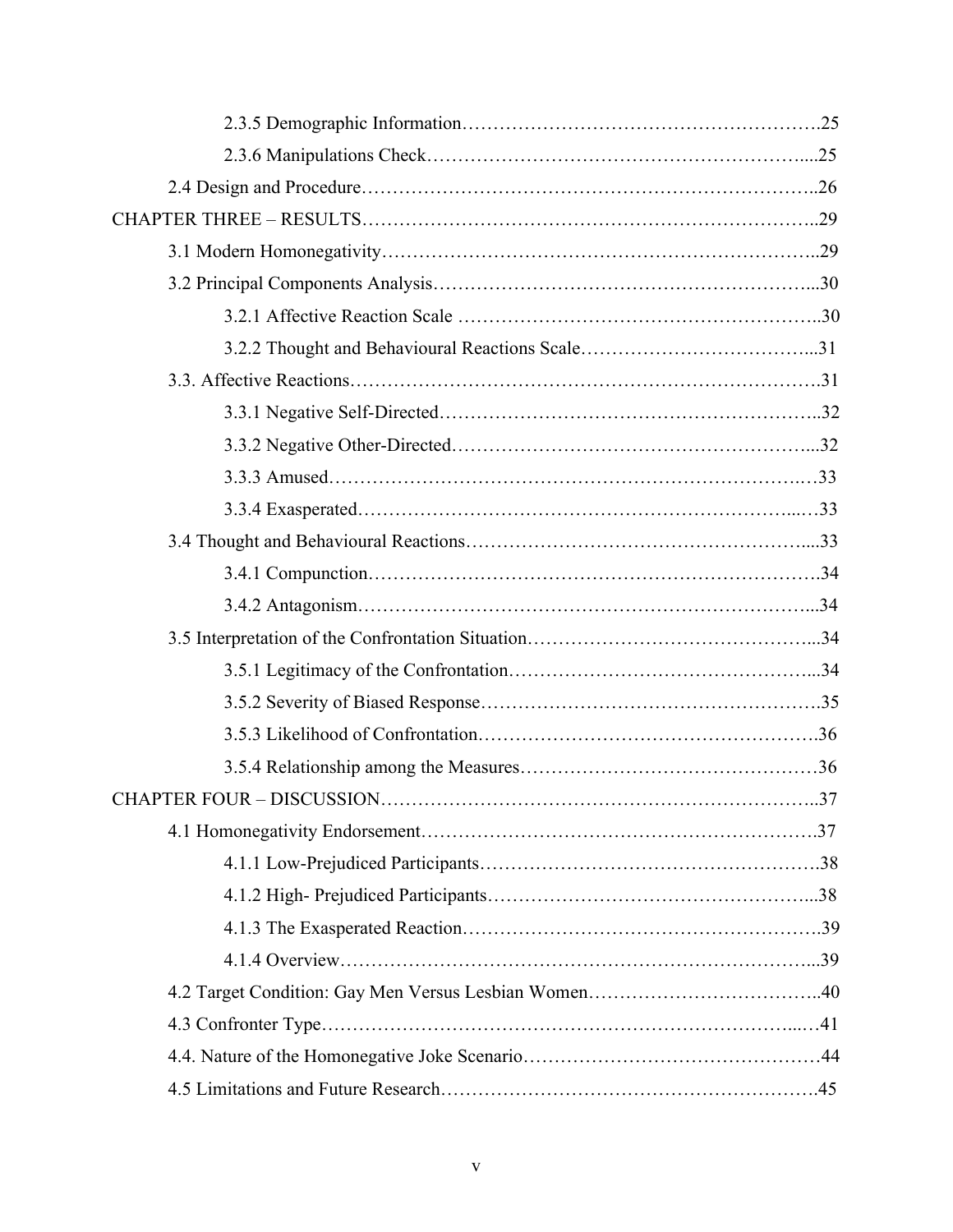2.3.5 Demographic Information……………………………………………….25

2.3.6 Manipulations Check…………………………………………………....25

2.4 Design and Procedure…………………………………………………………..26

CHAPTER THREE – RESULTS………………………………………………………..29

3.1 Modern Homonegativity………………………………………………………..29

3.2 Principal Components Analysis………………………………………………...30

3.2.1 Affective Reaction Scale ………………………………………………..30

3.2.2 Thought and Behavioural Reactions Scale……………………………...31

3.3. Affective Reactions…………………………………………………………….31

3.3.1 Negative Self-Directed…………………………………………………..32

3.3.2 Negative Other-Directed………………………………………………...32

3.3.3 Amused………………………………………………………………….33

3.3.4 Exasperated……………………………………………………………...33

3.4 Thought and Behavioural Reactions…………………………………………....33

3.4.1 Compunction…………………………………………………………….34

3.4.2 Antagonism……………………………………………………………...34

3.5 Interpretation of the Confrontation Situation…………………………………...34

3.5.1 Legitimacy of the Confrontation………………………………………...34

3.5.2 Severity of Biased Response…………………………………………….35

3.5.3 Likelihood of Confrontation……………………………………………..36

3.5.4 Relationship among the Measures……………………………………….36

CHAPTER FOUR – DISCUSSION……………………………………………………...37

4.1 Homonegativity Endorsement…………………………………………………..37

4.1.1 Low-Prejudiced Participants……………………………………………..38

4.1.2 High- Prejudiced Participants…………………………………………...38

4.1.3 The Exasperated Reaction………………………………………………..39

4.1.4 Overview………………………………………………………………...39

4.2 Target Condition: Gay Men Versus Lesbian Women…………………………...40

4.3 Confronter Type…………………………………………………………………41

4.4. Nature of the Homonegative Joke Scenario…………………………………….44

4.5 Limitations and Future Research………………………………………………..45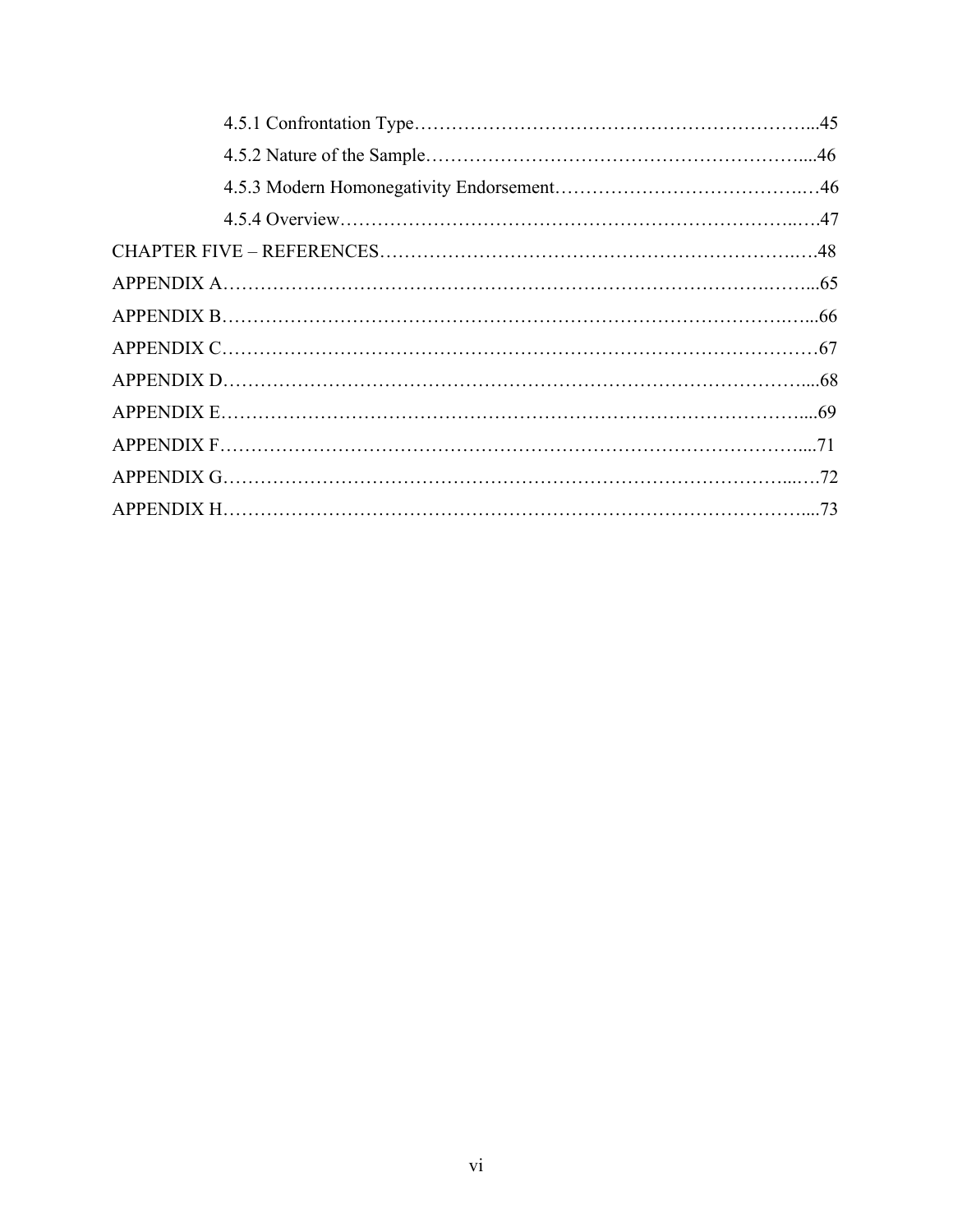4.5.1 Confrontation Type……………………………………………………………...45

4.5.2 Nature of the Sample……………………………………………………….....46

4.5.3 Modern Homonegativity Endorsement…………………………………..…46

4.5.4 Overview…………………………………………………………………..….47

CHAPTER FIVE – REFERENCES……………………………………………………….….48

APPENDIX A……….……………………….…………….………………………….……...65

APPENDIX B…………………………………………………………………………….…...66

APPENDIX C…………………………………………………………………………………67

APPENDIX D……………………………………………………………………………….....68

APPENDIX E……………………………………………………………………………….....69

APPENDIX F……………………………………………………………………………….....71

APPENDIX G…………………………………………………………………………....….72

APPENDIX H……………………………………………………………………………….....73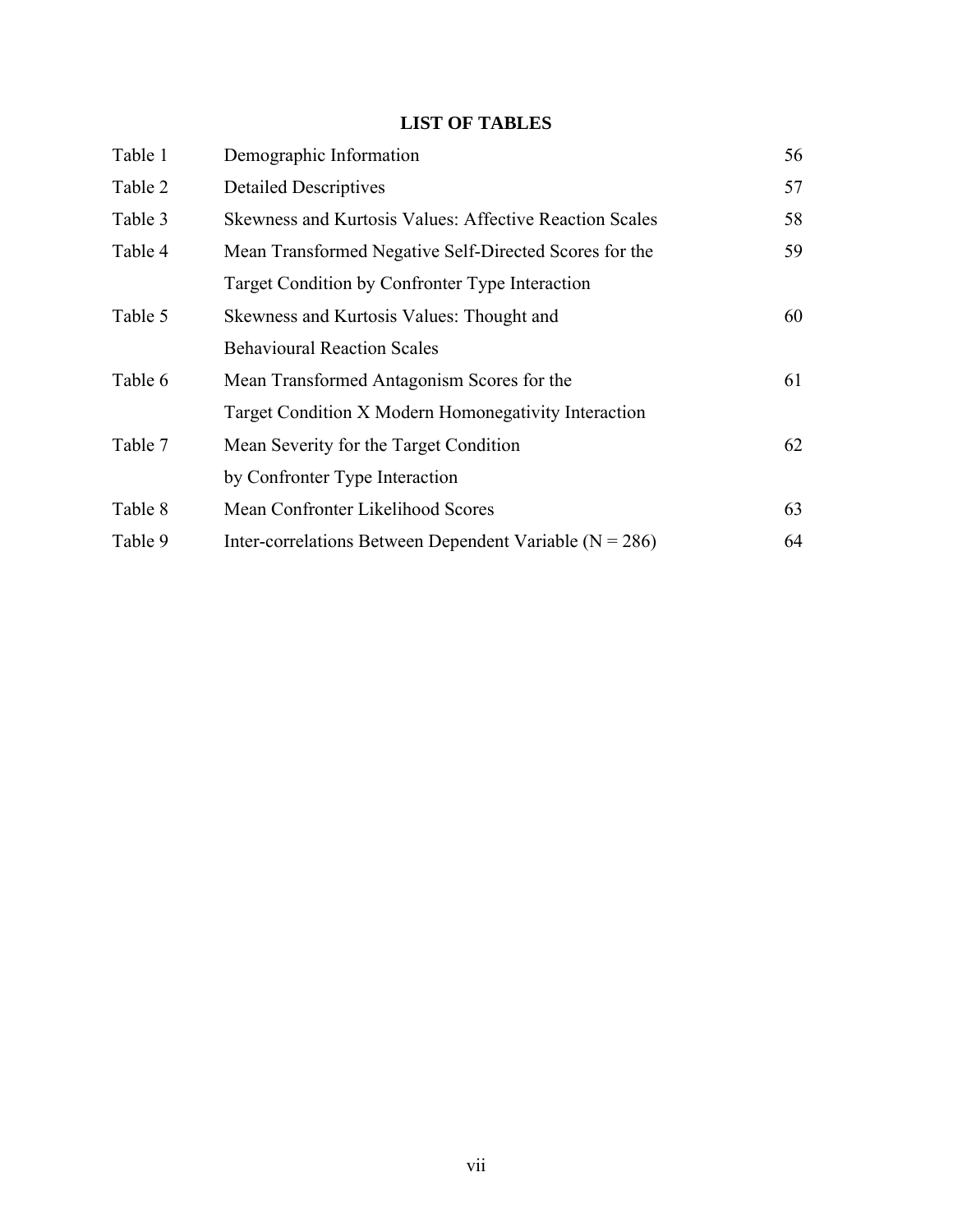## LIST OF TABLES

| | | |
|---|---|---|
| Table 1 | Demographic Information | 56 |
| Table 2 | Detailed Descriptives | 57 |
| Table 3 | Skewness and Kurtosis Values: Affective Reaction Scales | 58 |
| Table 4 | Mean Transformed Negative Self-Directed Scores for the Target Condition by Confronter Type Interaction | 59 |
| Table 5 | Skewness and Kurtosis Values: Thought and Behavioural Reaction Scales | 60 |
| Table 6 | Mean Transformed Antagonism Scores for the Target Condition X Modern Homonegativity Interaction | 61 |
| Table 7 | Mean Severity for the Target Condition by Confronter Type Interaction | 62 |
| Table 8 | Mean Confronter Likelihood Scores | 63 |
| Table 9 | Inter-correlations Between Dependent Variable ($N = 286$) | 64 |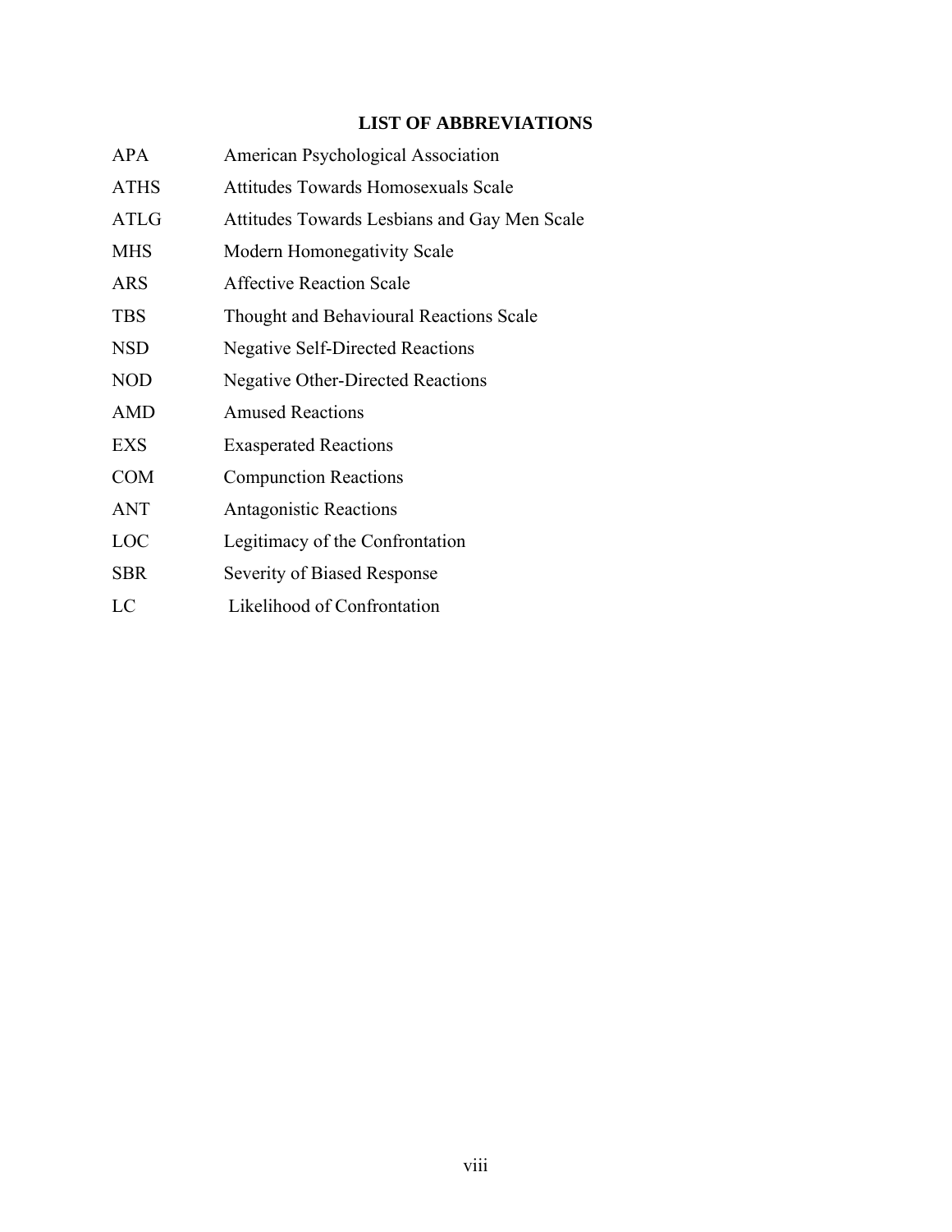# LIST OF ABBREVIATIONS

| | |
|---|---|
| APA | American Psychological Association |
| ATHS | Attitudes Towards Homosexuals Scale |
| ATLG | Attitudes Towards Lesbians and Gay Men Scale |
| MHS | Modern Homonegativity Scale |
| ARS | Affective Reaction Scale |
| TBS | Thought and Behavioural Reactions Scale |
| NSD | Negative Self-Directed Reactions |
| NOD | Negative Other-Directed Reactions |
| AMD | Amused Reactions |
| EXS | Exasperated Reactions |
| COM | Compunction Reactions |
| ANT | Antagonistic Reactions |
| LOC | Legitimacy of the Confrontation |
| SBR | Severity of Biased Response |
| LC | Likelihood of Confrontation |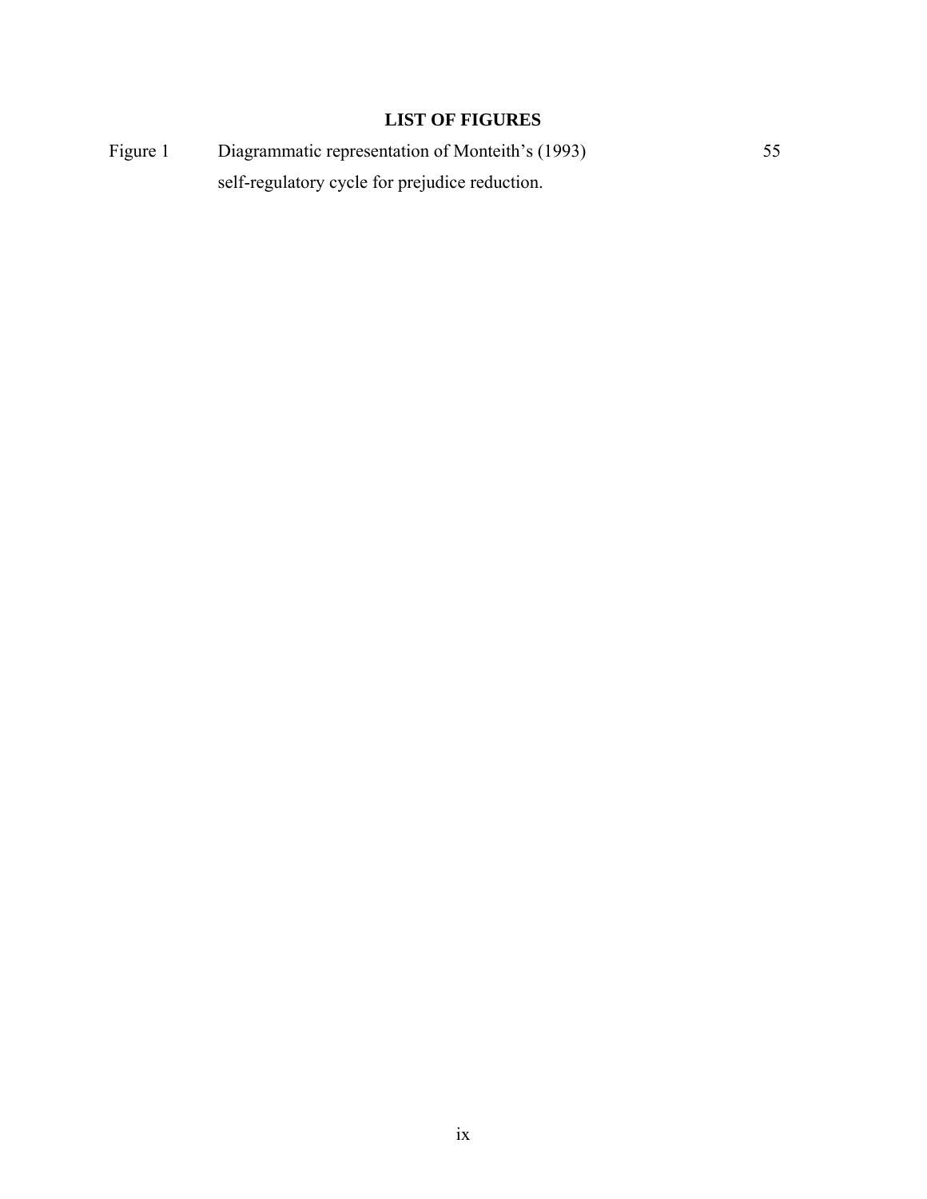# LIST OF FIGURES

| | | |
|---|---|---|
| Figure 1 | Diagrammatic representation of Monteith's (1993) self-regulatory cycle for prejudice reduction. | 55 |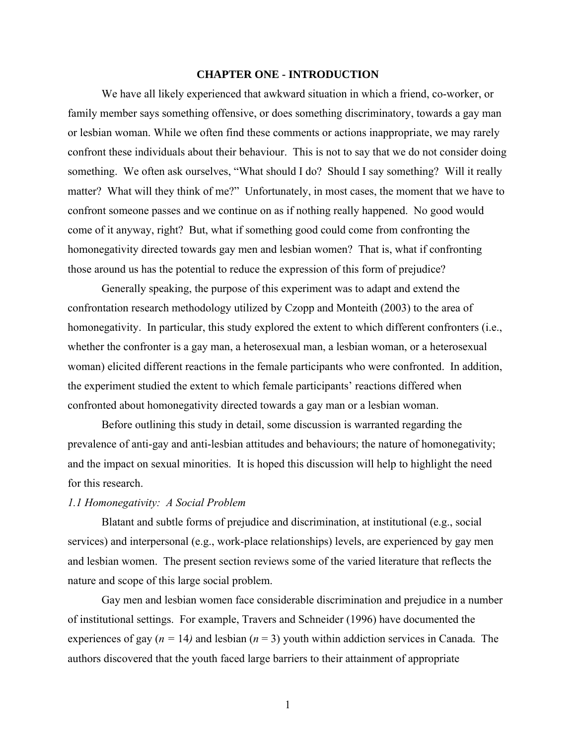# CHAPTER ONE - INTRODUCTION

We have all likely experienced that awkward situation in which a friend, co-worker, or family member says something offensive, or does something discriminatory, towards a gay man or lesbian woman. While we often find these comments or actions inappropriate, we may rarely confront these individuals about their behaviour. This is not to say that we do not consider doing something. We often ask ourselves, "What should I do? Should I say something? Will it really matter? What will they think of me?" Unfortunately, in most cases, the moment that we have to confront someone passes and we continue on as if nothing really happened. No good would come of it anyway, right? But, what if something good could come from confronting the homonegativity directed towards gay men and lesbian women? That is, what if confronting those around us has the potential to reduce the expression of this form of prejudice?

Generally speaking, the purpose of this experiment was to adapt and extend the confrontation research methodology utilized by Czopp and Monteith (2003) to the area of homonegativity. In particular, this study explored the extent to which different confronters (i.e., whether the confronter is a gay man, a heterosexual man, a lesbian woman, or a heterosexual woman) elicited different reactions in the female participants who were confronted. In addition, the experiment studied the extent to which female participants' reactions differed when confronted about homonegativity directed towards a gay man or a lesbian woman.

Before outlining this study in detail, some discussion is warranted regarding the prevalence of anti-gay and anti-lesbian attitudes and behaviours; the nature of homonegativity; and the impact on sexual minorities. It is hoped this discussion will help to highlight the need for this research.

### *1.1 Homonegativity: A Social Problem*

Blatant and subtle forms of prejudice and discrimination, at institutional (e.g., social services) and interpersonal (e.g., work-place relationships) levels, are experienced by gay men and lesbian women. The present section reviews some of the varied literature that reflects the nature and scope of this large social problem.

Gay men and lesbian women face considerable discrimination and prejudice in a number of institutional settings. For example, Travers and Schneider (1996) have documented the experiences of gay ($n = 14$) and lesbian ($n = 3$) youth within addiction services in Canada. The authors discovered that the youth faced large barriers to their attainment of appropriate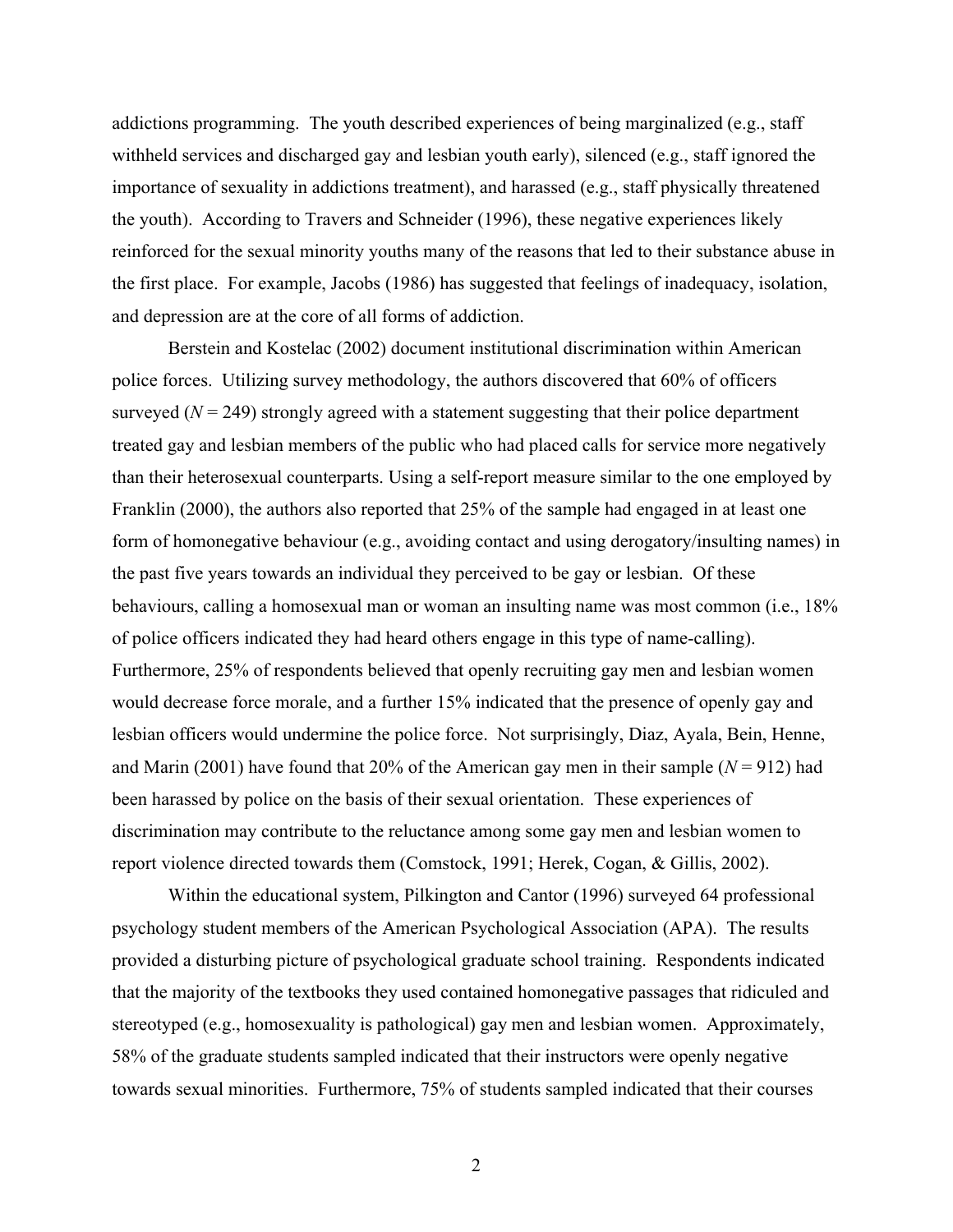addictions programming. The youth described experiences of being marginalized (e.g., staff withheld services and discharged gay and lesbian youth early), silenced (e.g., staff ignored the importance of sexuality in addictions treatment), and harassed (e.g., staff physically threatened the youth). According to Travers and Schneider (1996), these negative experiences likely reinforced for the sexual minority youths many of the reasons that led to their substance abuse in the first place. For example, Jacobs (1986) has suggested that feelings of inadequacy, isolation, and depression are at the core of all forms of addiction.

Berstein and Kostelac (2002) document institutional discrimination within American police forces. Utilizing survey methodology, the authors discovered that 60% of officers surveyed ($N$ = 249) strongly agreed with a statement suggesting that their police department treated gay and lesbian members of the public who had placed calls for service more negatively than their heterosexual counterparts. Using a self-report measure similar to the one employed by Franklin (2000), the authors also reported that 25% of the sample had engaged in at least one form of homonegative behaviour (e.g., avoiding contact and using derogatory/insulting names) in the past five years towards an individual they perceived to be gay or lesbian. Of these behaviours, calling a homosexual man or woman an insulting name was most common (i.e., 18% of police officers indicated they had heard others engage in this type of name-calling). Furthermore, 25% of respondents believed that openly recruiting gay men and lesbian women would decrease force morale, and a further 15% indicated that the presence of openly gay and lesbian officers would undermine the police force. Not surprisingly, Diaz, Ayala, Bein, Henne, and Marin (2001) have found that 20% of the American gay men in their sample ($N$ = 912) had been harassed by police on the basis of their sexual orientation. These experiences of discrimination may contribute to the reluctance among some gay men and lesbian women to report violence directed towards them (Comstock, 1991; Herek, Cogan, & Gillis, 2002).

Within the educational system, Pilkington and Cantor (1996) surveyed 64 professional psychology student members of the American Psychological Association (APA). The results provided a disturbing picture of psychological graduate school training. Respondents indicated that the majority of the textbooks they used contained homonegative passages that ridiculed and stereotyped (e.g., homosexuality is pathological) gay men and lesbian women. Approximately, 58% of the graduate students sampled indicated that their instructors were openly negative towards sexual minorities. Furthermore, 75% of students sampled indicated that their courses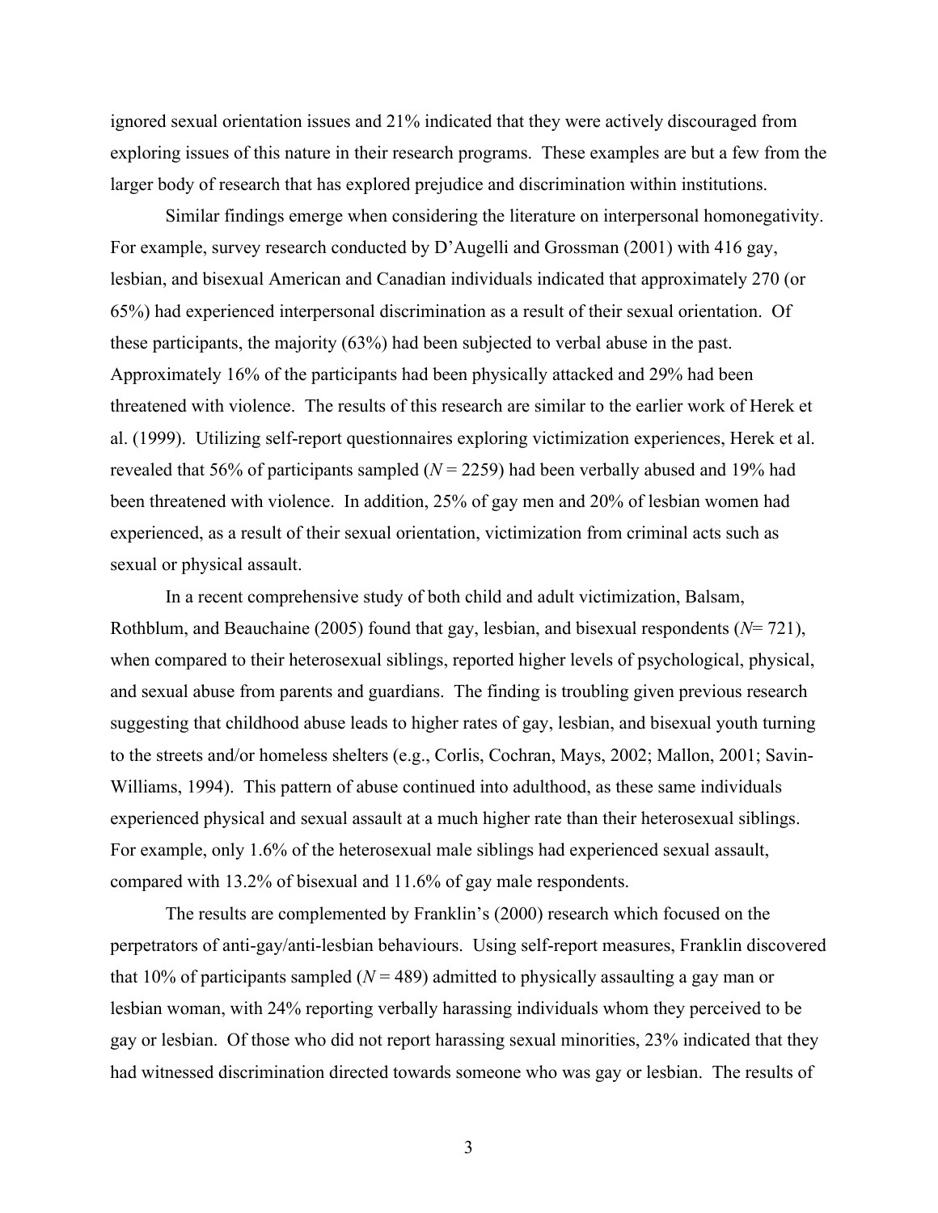ignored sexual orientation issues and 21% indicated that they were actively discouraged from exploring issues of this nature in their research programs. These examples are but a few from the larger body of research that has explored prejudice and discrimination within institutions.

Similar findings emerge when considering the literature on interpersonal homonegativity. For example, survey research conducted by D'Augelli and Grossman (2001) with 416 gay, lesbian, and bisexual American and Canadian individuals indicated that approximately 270 (or 65%) had experienced interpersonal discrimination as a result of their sexual orientation. Of these participants, the majority (63%) had been subjected to verbal abuse in the past. Approximately 16% of the participants had been physically attacked and 29% had been threatened with violence. The results of this research are similar to the earlier work of Herek et al. (1999). Utilizing self-report questionnaires exploring victimization experiences, Herek et al. revealed that 56% of participants sampled ($N$ = 2259) had been verbally abused and 19% had been threatened with violence. In addition, 25% of gay men and 20% of lesbian women had experienced, as a result of their sexual orientation, victimization from criminal acts such as sexual or physical assault.

In a recent comprehensive study of both child and adult victimization, Balsam, Rothblum, and Beauchaine (2005) found that gay, lesbian, and bisexual respondents ($N$= 721), when compared to their heterosexual siblings, reported higher levels of psychological, physical, and sexual abuse from parents and guardians. The finding is troubling given previous research suggesting that childhood abuse leads to higher rates of gay, lesbian, and bisexual youth turning to the streets and/or homeless shelters (e.g., Corlis, Cochran, Mays, 2002; Mallon, 2001; Savin-Williams, 1994). This pattern of abuse continued into adulthood, as these same individuals experienced physical and sexual assault at a much higher rate than their heterosexual siblings. For example, only 1.6% of the heterosexual male siblings had experienced sexual assault, compared with 13.2% of bisexual and 11.6% of gay male respondents.

The results are complemented by Franklin's (2000) research which focused on the perpetrators of anti-gay/anti-lesbian behaviours. Using self-report measures, Franklin discovered that 10% of participants sampled ($N$ = 489) admitted to physically assaulting a gay man or lesbian woman, with 24% reporting verbally harassing individuals whom they perceived to be gay or lesbian. Of those who did not report harassing sexual minorities, 23% indicated that they had witnessed discrimination directed towards someone who was gay or lesbian. The results of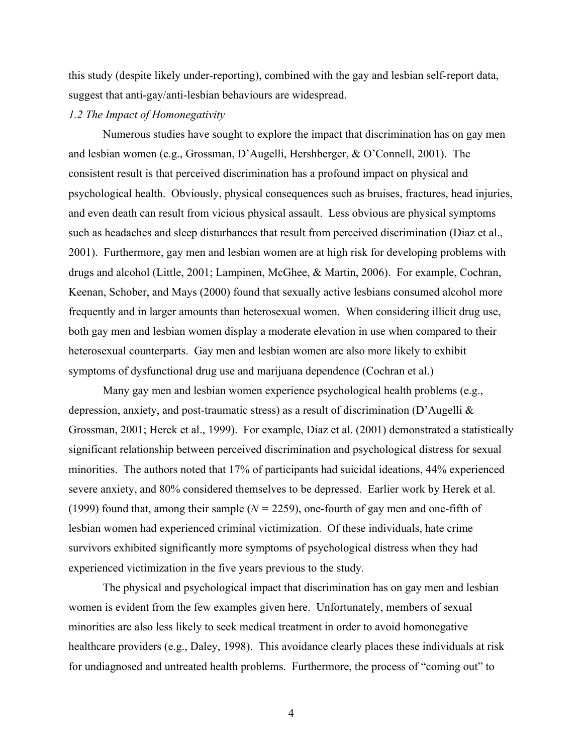this study (despite likely under-reporting), combined with the gay and lesbian self-report data, suggest that anti-gay/anti-lesbian behaviours are widespread.

*1.2 The Impact of Homonegativity*

Numerous studies have sought to explore the impact that discrimination has on gay men and lesbian women (e.g., Grossman, D'Augelli, Hershberger, & O'Connell, 2001). The consistent result is that perceived discrimination has a profound impact on physical and psychological health. Obviously, physical consequences such as bruises, fractures, head injuries, and even death can result from vicious physical assault. Less obvious are physical symptoms such as headaches and sleep disturbances that result from perceived discrimination (Diaz et al., 2001). Furthermore, gay men and lesbian women are at high risk for developing problems with drugs and alcohol (Little, 2001; Lampinen, McGhee, & Martin, 2006). For example, Cochran, Keenan, Schober, and Mays (2000) found that sexually active lesbians consumed alcohol more frequently and in larger amounts than heterosexual women. When considering illicit drug use, both gay men and lesbian women display a moderate elevation in use when compared to their heterosexual counterparts. Gay men and lesbian women are also more likely to exhibit symptoms of dysfunctional drug use and marijuana dependence (Cochran et al.)

Many gay men and lesbian women experience psychological health problems (e.g., depression, anxiety, and post-traumatic stress) as a result of discrimination (D'Augelli & Grossman, 2001; Herek et al., 1999). For example, Diaz et al. (2001) demonstrated a statistically significant relationship between perceived discrimination and psychological distress for sexual minorities. The authors noted that 17% of participants had suicidal ideations, 44% experienced severe anxiety, and 80% considered themselves to be depressed. Earlier work by Herek et al. (1999) found that, among their sample ($N$ = 2259), one-fourth of gay men and one-fifth of lesbian women had experienced criminal victimization. Of these individuals, hate crime survivors exhibited significantly more symptoms of psychological distress when they had experienced victimization in the five years previous to the study.

The physical and psychological impact that discrimination has on gay men and lesbian women is evident from the few examples given here. Unfortunately, members of sexual minorities are also less likely to seek medical treatment in order to avoid homonegative healthcare providers (e.g., Daley, 1998). This avoidance clearly places these individuals at risk for undiagnosed and untreated health problems. Furthermore, the process of "coming out" to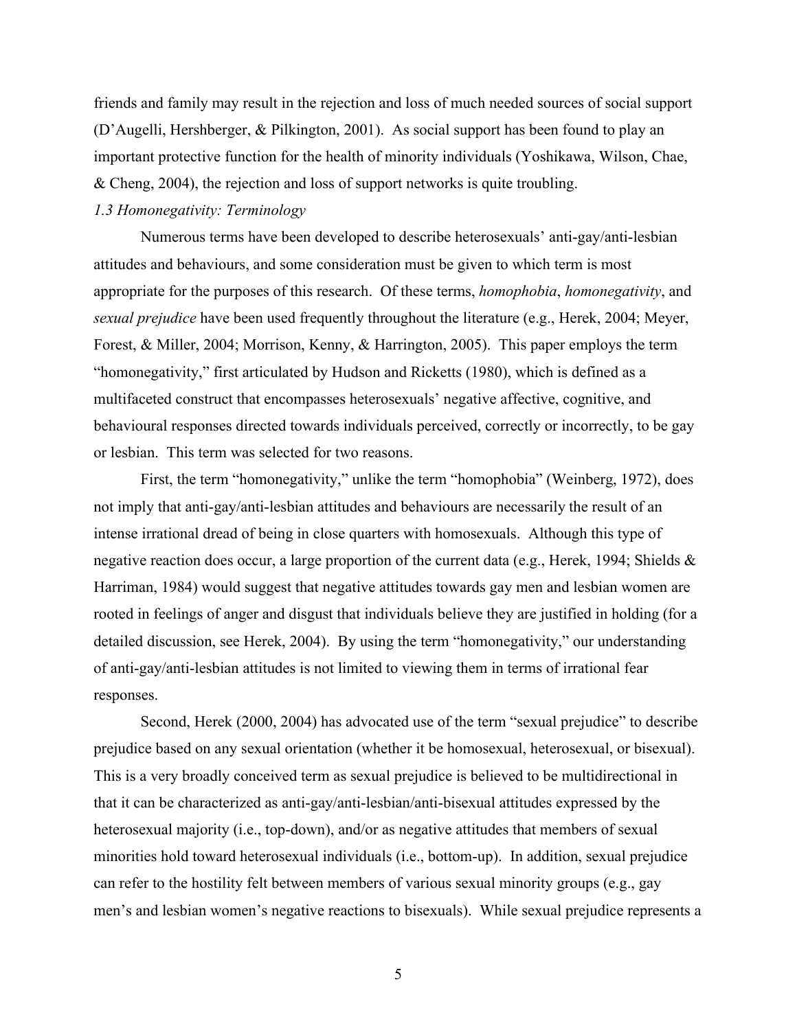friends and family may result in the rejection and loss of much needed sources of social support (D'Augelli, Hershberger, & Pilkington, 2001). As social support has been found to play an important protective function for the health of minority individuals (Yoshikawa, Wilson, Chae, & Cheng, 2004), the rejection and loss of support networks is quite troubling.

### *1.3 Homonegativity: Terminology*

Numerous terms have been developed to describe heterosexuals' anti-gay/anti-lesbian attitudes and behaviours, and some consideration must be given to which term is most appropriate for the purposes of this research. Of these terms, *homophobia*, *homonegativity*, and *sexual prejudice* have been used frequently throughout the literature (e.g., Herek, 2004; Meyer, Forest, & Miller, 2004; Morrison, Kenny, & Harrington, 2005). This paper employs the term "homonegativity," first articulated by Hudson and Ricketts (1980), which is defined as a multifaceted construct that encompasses heterosexuals' negative affective, cognitive, and behavioural responses directed towards individuals perceived, correctly or incorrectly, to be gay or lesbian. This term was selected for two reasons.

First, the term "homonegativity," unlike the term "homophobia" (Weinberg, 1972), does not imply that anti-gay/anti-lesbian attitudes and behaviours are necessarily the result of an intense irrational dread of being in close quarters with homosexuals. Although this type of negative reaction does occur, a large proportion of the current data (e.g., Herek, 1994; Shields & Harriman, 1984) would suggest that negative attitudes towards gay men and lesbian women are rooted in feelings of anger and disgust that individuals believe they are justified in holding (for a detailed discussion, see Herek, 2004). By using the term "homonegativity," our understanding of anti-gay/anti-lesbian attitudes is not limited to viewing them in terms of irrational fear responses.

Second, Herek (2000, 2004) has advocated use of the term "sexual prejudice" to describe prejudice based on any sexual orientation (whether it be homosexual, heterosexual, or bisexual). This is a very broadly conceived term as sexual prejudice is believed to be multidirectional in that it can be characterized as anti-gay/anti-lesbian/anti-bisexual attitudes expressed by the heterosexual majority (i.e., top-down), and/or as negative attitudes that members of sexual minorities hold toward heterosexual individuals (i.e., bottom-up). In addition, sexual prejudice can refer to the hostility felt between members of various sexual minority groups (e.g., gay men's and lesbian women's negative reactions to bisexuals). While sexual prejudice represents a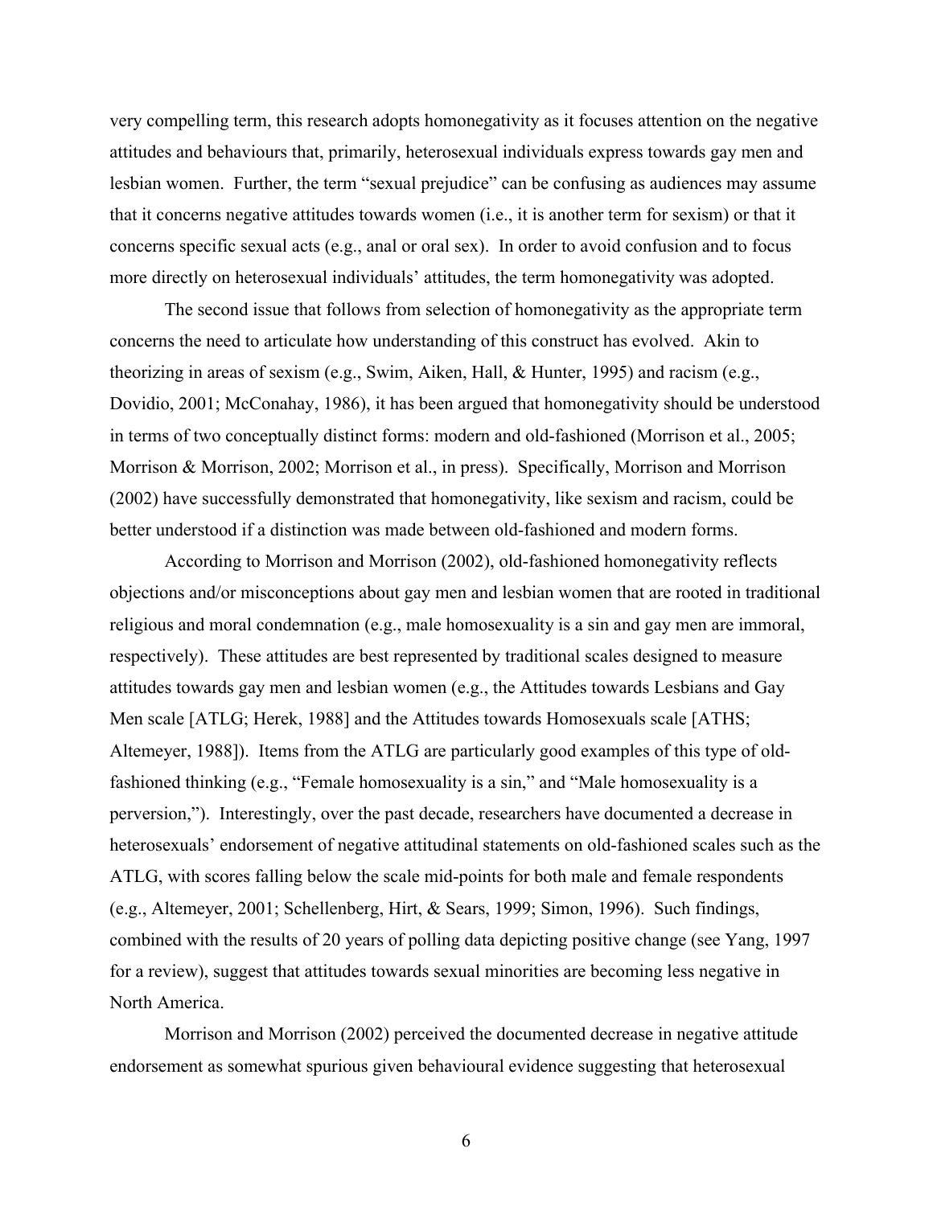very compelling term, this research adopts homonegativity as it focuses attention on the negative attitudes and behaviours that, primarily, heterosexual individuals express towards gay men and lesbian women. Further, the term "sexual prejudice" can be confusing as audiences may assume that it concerns negative attitudes towards women (i.e., it is another term for sexism) or that it concerns specific sexual acts (e.g., anal or oral sex). In order to avoid confusion and to focus more directly on heterosexual individuals' attitudes, the term homonegativity was adopted.

The second issue that follows from selection of homonegativity as the appropriate term concerns the need to articulate how understanding of this construct has evolved. Akin to theorizing in areas of sexism (e.g., Swim, Aiken, Hall, & Hunter, 1995) and racism (e.g., Dovidio, 2001; McConahay, 1986), it has been argued that homonegativity should be understood in terms of two conceptually distinct forms: modern and old-fashioned (Morrison et al., 2005; Morrison & Morrison, 2002; Morrison et al., in press). Specifically, Morrison and Morrison (2002) have successfully demonstrated that homonegativity, like sexism and racism, could be better understood if a distinction was made between old-fashioned and modern forms.

According to Morrison and Morrison (2002), old-fashioned homonegativity reflects objections and/or misconceptions about gay men and lesbian women that are rooted in traditional religious and moral condemnation (e.g., male homosexuality is a sin and gay men are immoral, respectively). These attitudes are best represented by traditional scales designed to measure attitudes towards gay men and lesbian women (e.g., the Attitudes towards Lesbians and Gay Men scale [ATLG; Herek, 1988] and the Attitudes towards Homosexuals scale [ATHS; Altemeyer, 1988]). Items from the ATLG are particularly good examples of this type of old-fashioned thinking (e.g., "Female homosexuality is a sin," and "Male homosexuality is a perversion,"). Interestingly, over the past decade, researchers have documented a decrease in heterosexuals' endorsement of negative attitudinal statements on old-fashioned scales such as the ATLG, with scores falling below the scale mid-points for both male and female respondents (e.g., Altemeyer, 2001; Schellenberg, Hirt, & Sears, 1999; Simon, 1996). Such findings, combined with the results of 20 years of polling data depicting positive change (see Yang, 1997 for a review), suggest that attitudes towards sexual minorities are becoming less negative in North America.

Morrison and Morrison (2002) perceived the documented decrease in negative attitude endorsement as somewhat spurious given behavioural evidence suggesting that heterosexual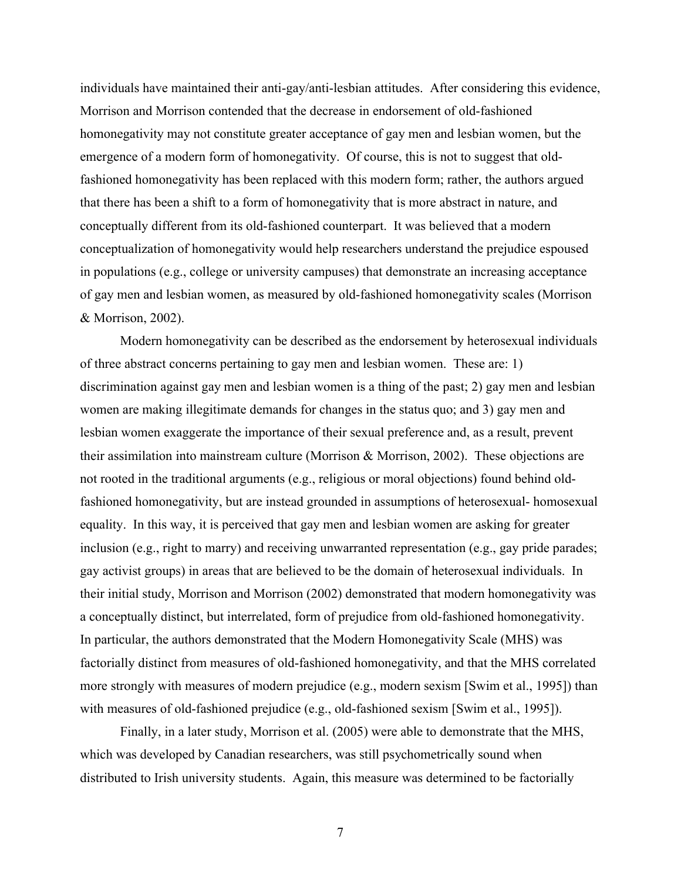individuals have maintained their anti-gay/anti-lesbian attitudes. After considering this evidence, Morrison and Morrison contended that the decrease in endorsement of old-fashioned homonegativity may not constitute greater acceptance of gay men and lesbian women, but the emergence of a modern form of homonegativity. Of course, this is not to suggest that old-fashioned homonegativity has been replaced with this modern form; rather, the authors argued that there has been a shift to a form of homonegativity that is more abstract in nature, and conceptually different from its old-fashioned counterpart. It was believed that a modern conceptualization of homonegativity would help researchers understand the prejudice espoused in populations (e.g., college or university campuses) that demonstrate an increasing acceptance of gay men and lesbian women, as measured by old-fashioned homonegativity scales (Morrison & Morrison, 2002).

Modern homonegativity can be described as the endorsement by heterosexual individuals of three abstract concerns pertaining to gay men and lesbian women. These are: 1) discrimination against gay men and lesbian women is a thing of the past; 2) gay men and lesbian women are making illegitimate demands for changes in the status quo; and 3) gay men and lesbian women exaggerate the importance of their sexual preference and, as a result, prevent their assimilation into mainstream culture (Morrison & Morrison, 2002). These objections are not rooted in the traditional arguments (e.g., religious or moral objections) found behind old-fashioned homonegativity, but are instead grounded in assumptions of heterosexual- homosexual equality. In this way, it is perceived that gay men and lesbian women are asking for greater inclusion (e.g., right to marry) and receiving unwarranted representation (e.g., gay pride parades; gay activist groups) in areas that are believed to be the domain of heterosexual individuals. In their initial study, Morrison and Morrison (2002) demonstrated that modern homonegativity was a conceptually distinct, but interrelated, form of prejudice from old-fashioned homonegativity. In particular, the authors demonstrated that the Modern Homonegativity Scale (MHS) was factorially distinct from measures of old-fashioned homonegativity, and that the MHS correlated more strongly with measures of modern prejudice (e.g., modern sexism [Swim et al., 1995]) than with measures of old-fashioned prejudice (e.g., old-fashioned sexism [Swim et al., 1995]).

Finally, in a later study, Morrison et al. (2005) were able to demonstrate that the MHS, which was developed by Canadian researchers, was still psychometrically sound when distributed to Irish university students. Again, this measure was determined to be factorially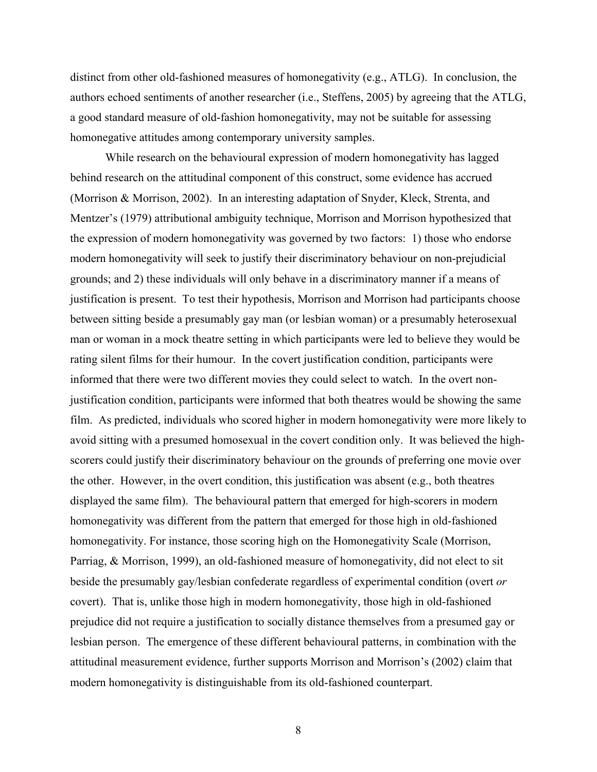distinct from other old-fashioned measures of homonegativity (e.g., ATLG). In conclusion, the authors echoed sentiments of another researcher (i.e., Steffens, 2005) by agreeing that the ATLG, a good standard measure of old-fashion homonegativity, may not be suitable for assessing homonegative attitudes among contemporary university samples.

While research on the behavioural expression of modern homonegativity has lagged behind research on the attitudinal component of this construct, some evidence has accrued (Morrison & Morrison, 2002). In an interesting adaptation of Snyder, Kleck, Strenta, and Mentzer's (1979) attributional ambiguity technique, Morrison and Morrison hypothesized that the expression of modern homonegativity was governed by two factors: 1) those who endorse modern homonegativity will seek to justify their discriminatory behaviour on non-prejudicial grounds; and 2) these individuals will only behave in a discriminatory manner if a means of justification is present. To test their hypothesis, Morrison and Morrison had participants choose between sitting beside a presumably gay man (or lesbian woman) or a presumably heterosexual man or woman in a mock theatre setting in which participants were led to believe they would be rating silent films for their humour. In the covert justification condition, participants were informed that there were two different movies they could select to watch. In the overt non-justification condition, participants were informed that both theatres would be showing the same film. As predicted, individuals who scored higher in modern homonegativity were more likely to avoid sitting with a presumed homosexual in the covert condition only. It was believed the high-scorers could justify their discriminatory behaviour on the grounds of preferring one movie over the other. However, in the overt condition, this justification was absent (e.g., both theatres displayed the same film). The behavioural pattern that emerged for high-scorers in modern homonegativity was different from the pattern that emerged for those high in old-fashioned homonegativity. For instance, those scoring high on the Homonegativity Scale (Morrison, Parriag, & Morrison, 1999), an old-fashioned measure of homonegativity, did not elect to sit beside the presumably gay/lesbian confederate regardless of experimental condition (overt *or* covert). That is, unlike those high in modern homonegativity, those high in old-fashioned prejudice did not require a justification to socially distance themselves from a presumed gay or lesbian person. The emergence of these different behavioural patterns, in combination with the attitudinal measurement evidence, further supports Morrison and Morrison's (2002) claim that modern homonegativity is distinguishable from its old-fashioned counterpart.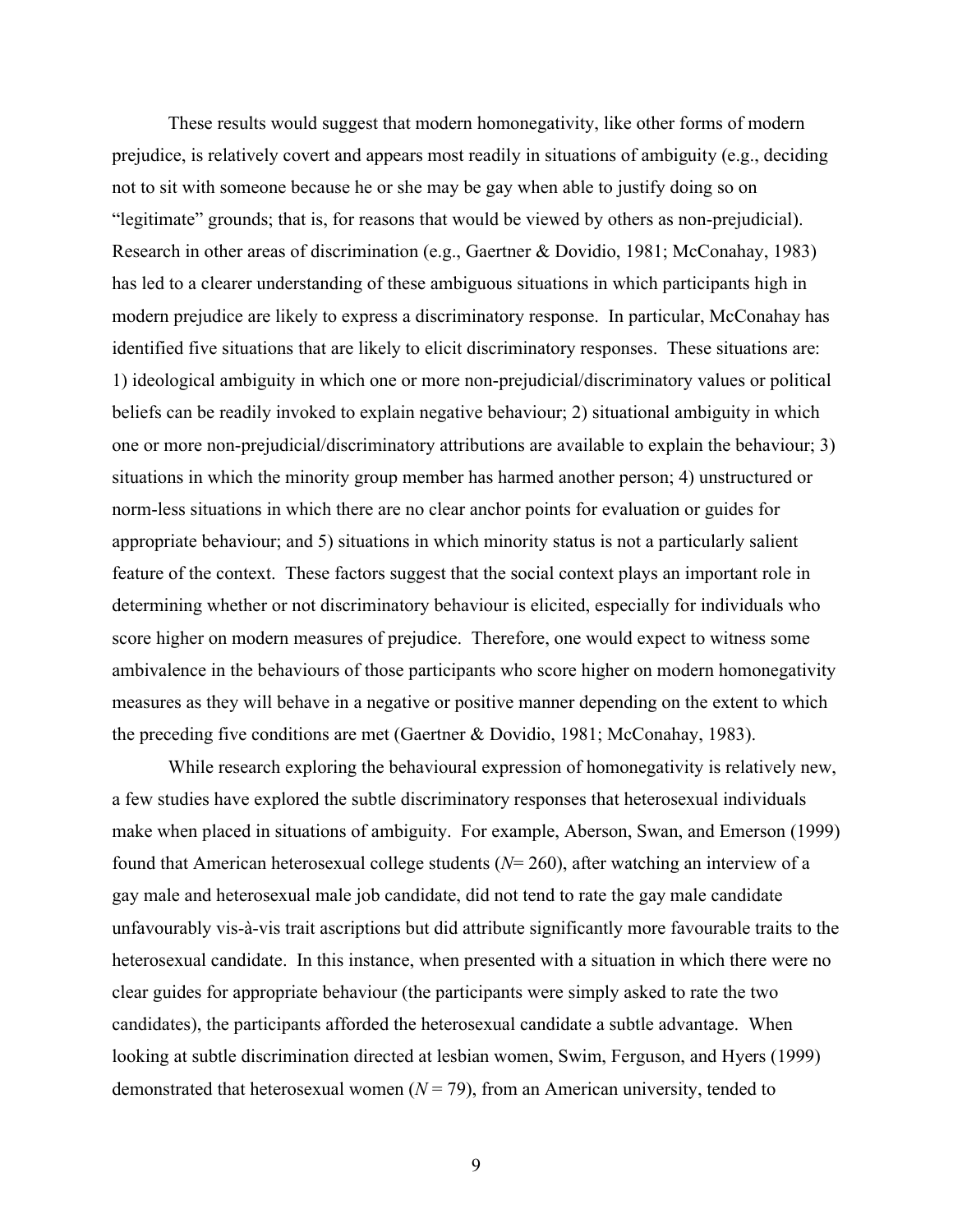These results would suggest that modern homonegativity, like other forms of modern prejudice, is relatively covert and appears most readily in situations of ambiguity (e.g., deciding not to sit with someone because he or she may be gay when able to justify doing so on "legitimate" grounds; that is, for reasons that would be viewed by others as non-prejudicial). Research in other areas of discrimination (e.g., Gaertner & Dovidio, 1981; McConahay, 1983) has led to a clearer understanding of these ambiguous situations in which participants high in modern prejudice are likely to express a discriminatory response. In particular, McConahay has identified five situations that are likely to elicit discriminatory responses. These situations are: 1) ideological ambiguity in which one or more non-prejudicial/discriminatory values or political beliefs can be readily invoked to explain negative behaviour; 2) situational ambiguity in which one or more non-prejudicial/discriminatory attributions are available to explain the behaviour; 3) situations in which the minority group member has harmed another person; 4) unstructured or norm-less situations in which there are no clear anchor points for evaluation or guides for appropriate behaviour; and 5) situations in which minority status is not a particularly salient feature of the context. These factors suggest that the social context plays an important role in determining whether or not discriminatory behaviour is elicited, especially for individuals who score higher on modern measures of prejudice. Therefore, one would expect to witness some ambivalence in the behaviours of those participants who score higher on modern homonegativity measures as they will behave in a negative or positive manner depending on the extent to which the preceding five conditions are met (Gaertner & Dovidio, 1981; McConahay, 1983).

While research exploring the behavioural expression of homonegativity is relatively new, a few studies have explored the subtle discriminatory responses that heterosexual individuals make when placed in situations of ambiguity. For example, Aberson, Swan, and Emerson (1999) found that American heterosexual college students ($N$= 260), after watching an interview of a gay male and heterosexual male job candidate, did not tend to rate the gay male candidate unfavourably vis-à-vis trait ascriptions but did attribute significantly more favourable traits to the heterosexual candidate. In this instance, when presented with a situation in which there were no clear guides for appropriate behaviour (the participants were simply asked to rate the two candidates), the participants afforded the heterosexual candidate a subtle advantage. When looking at subtle discrimination directed at lesbian women, Swim, Ferguson, and Hyers (1999) demonstrated that heterosexual women ($N$ = 79), from an American university, tended to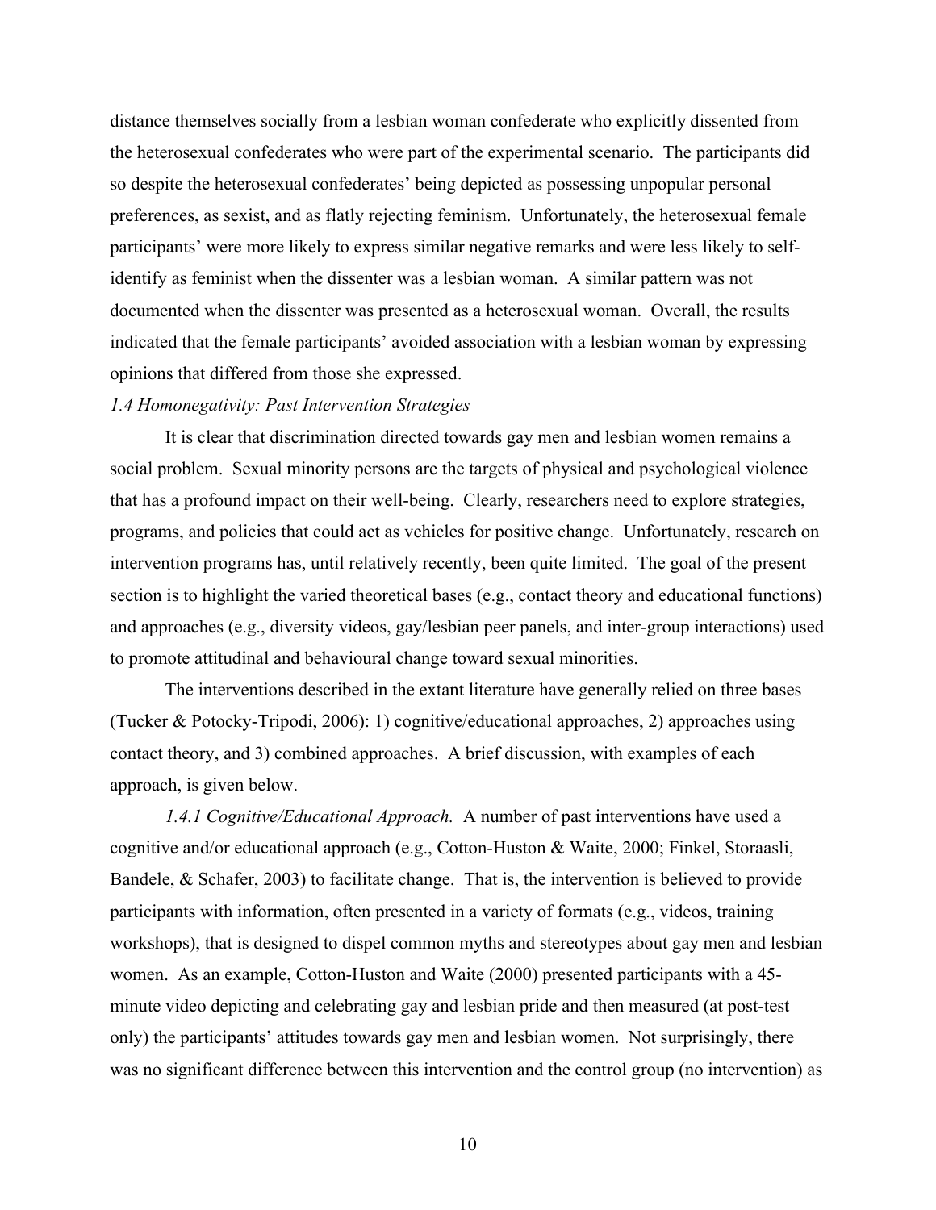distance themselves socially from a lesbian woman confederate who explicitly dissented from the heterosexual confederates who were part of the experimental scenario. The participants did so despite the heterosexual confederates' being depicted as possessing unpopular personal preferences, as sexist, and as flatly rejecting feminism. Unfortunately, the heterosexual female participants' were more likely to express similar negative remarks and were less likely to self-identify as feminist when the dissenter was a lesbian woman. A similar pattern was not documented when the dissenter was presented as a heterosexual woman. Overall, the results indicated that the female participants' avoided association with a lesbian woman by expressing opinions that differed from those she expressed.

### *1.4 Homonegativity: Past Intervention Strategies*

It is clear that discrimination directed towards gay men and lesbian women remains a social problem. Sexual minority persons are the targets of physical and psychological violence that has a profound impact on their well-being. Clearly, researchers need to explore strategies, programs, and policies that could act as vehicles for positive change. Unfortunately, research on intervention programs has, until relatively recently, been quite limited. The goal of the present section is to highlight the varied theoretical bases (e.g., contact theory and educational functions) and approaches (e.g., diversity videos, gay/lesbian peer panels, and inter-group interactions) used to promote attitudinal and behavioural change toward sexual minorities.

The interventions described in the extant literature have generally relied on three bases (Tucker & Potocky-Tripodi, 2006): 1) cognitive/educational approaches, 2) approaches using contact theory, and 3) combined approaches. A brief discussion, with examples of each approach, is given below.

*1.4.1 Cognitive/Educational Approach.* A number of past interventions have used a cognitive and/or educational approach (e.g., Cotton-Huston & Waite, 2000; Finkel, Storaasli, Bandele, & Schafer, 2003) to facilitate change. That is, the intervention is believed to provide participants with information, often presented in a variety of formats (e.g., videos, training workshops), that is designed to dispel common myths and stereotypes about gay men and lesbian women. As an example, Cotton-Huston and Waite (2000) presented participants with a 45-minute video depicting and celebrating gay and lesbian pride and then measured (at post-test only) the participants' attitudes towards gay men and lesbian women. Not surprisingly, there was no significant difference between this intervention and the control group (no intervention) as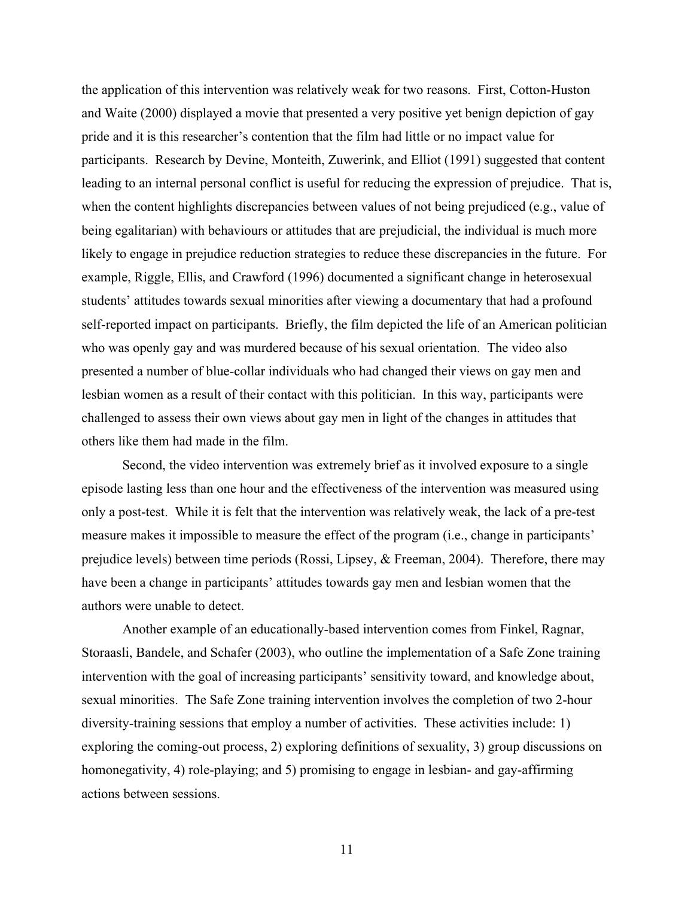the application of this intervention was relatively weak for two reasons. First, Cotton-Huston and Waite (2000) displayed a movie that presented a very positive yet benign depiction of gay pride and it is this researcher's contention that the film had little or no impact value for participants. Research by Devine, Monteith, Zuwerink, and Elliot (1991) suggested that content leading to an internal personal conflict is useful for reducing the expression of prejudice. That is, when the content highlights discrepancies between values of not being prejudiced (e.g., value of being egalitarian) with behaviours or attitudes that are prejudicial, the individual is much more likely to engage in prejudice reduction strategies to reduce these discrepancies in the future. For example, Riggle, Ellis, and Crawford (1996) documented a significant change in heterosexual students' attitudes towards sexual minorities after viewing a documentary that had a profound self-reported impact on participants. Briefly, the film depicted the life of an American politician who was openly gay and was murdered because of his sexual orientation. The video also presented a number of blue-collar individuals who had changed their views on gay men and lesbian women as a result of their contact with this politician. In this way, participants were challenged to assess their own views about gay men in light of the changes in attitudes that others like them had made in the film.

Second, the video intervention was extremely brief as it involved exposure to a single episode lasting less than one hour and the effectiveness of the intervention was measured using only a post-test. While it is felt that the intervention was relatively weak, the lack of a pre-test measure makes it impossible to measure the effect of the program (i.e., change in participants' prejudice levels) between time periods (Rossi, Lipsey, & Freeman, 2004). Therefore, there may have been a change in participants' attitudes towards gay men and lesbian women that the authors were unable to detect.

Another example of an educationally-based intervention comes from Finkel, Ragnar, Storaasli, Bandele, and Schafer (2003), who outline the implementation of a Safe Zone training intervention with the goal of increasing participants' sensitivity toward, and knowledge about, sexual minorities. The Safe Zone training intervention involves the completion of two 2-hour diversity-training sessions that employ a number of activities. These activities include: 1) exploring the coming-out process, 2) exploring definitions of sexuality, 3) group discussions on homonegativity, 4) role-playing; and 5) promising to engage in lesbian- and gay-affirming actions between sessions.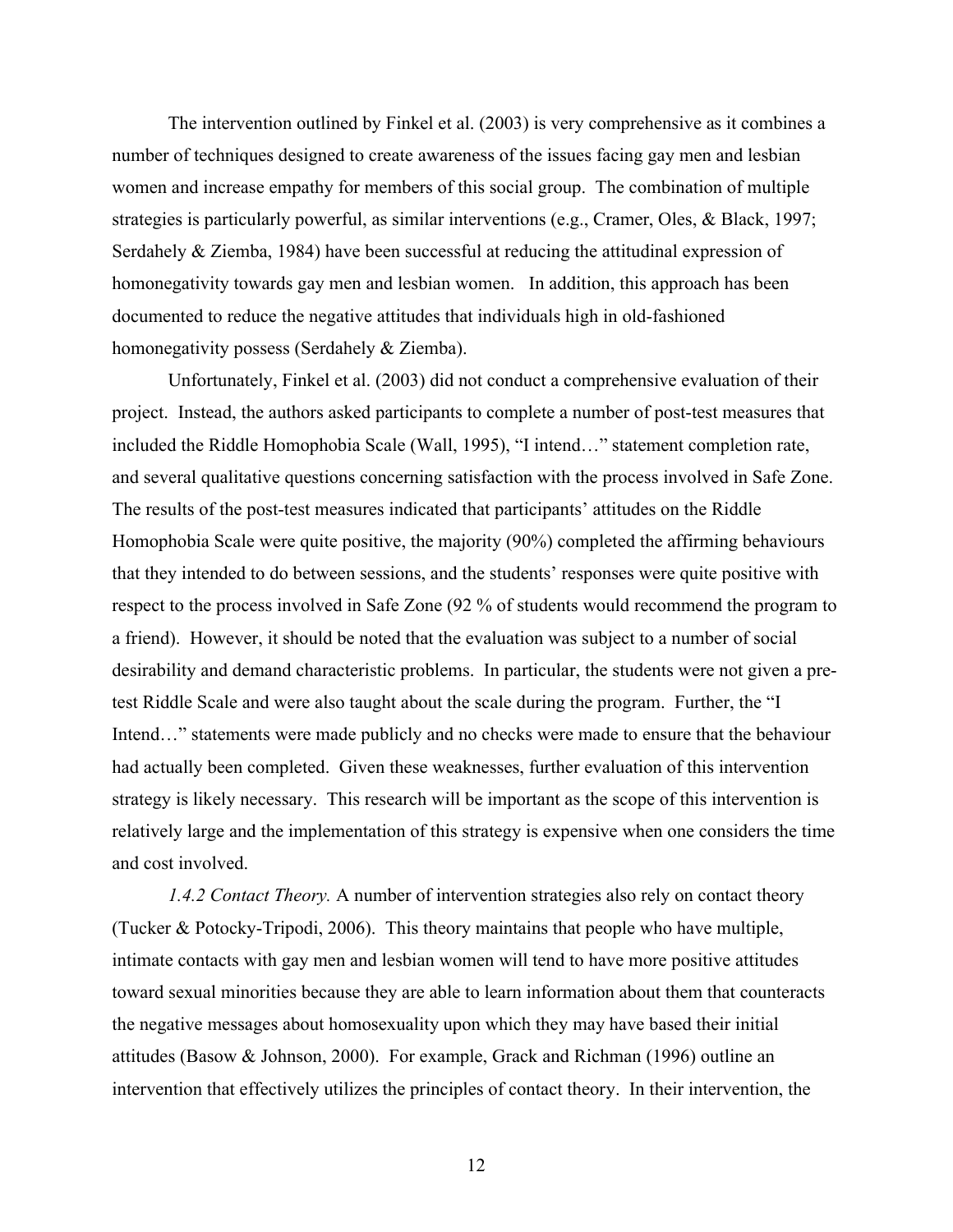The intervention outlined by Finkel et al. (2003) is very comprehensive as it combines a number of techniques designed to create awareness of the issues facing gay men and lesbian women and increase empathy for members of this social group. The combination of multiple strategies is particularly powerful, as similar interventions (e.g., Cramer, Oles, & Black, 1997; Serdahely & Ziemba, 1984) have been successful at reducing the attitudinal expression of homonegativity towards gay men and lesbian women. In addition, this approach has been documented to reduce the negative attitudes that individuals high in old-fashioned homonegativity possess (Serdahely & Ziemba).

Unfortunately, Finkel et al. (2003) did not conduct a comprehensive evaluation of their project. Instead, the authors asked participants to complete a number of post-test measures that included the Riddle Homophobia Scale (Wall, 1995), "I intend…" statement completion rate, and several qualitative questions concerning satisfaction with the process involved in Safe Zone. The results of the post-test measures indicated that participants' attitudes on the Riddle Homophobia Scale were quite positive, the majority (90%) completed the affirming behaviours that they intended to do between sessions, and the students' responses were quite positive with respect to the process involved in Safe Zone (92 % of students would recommend the program to a friend). However, it should be noted that the evaluation was subject to a number of social desirability and demand characteristic problems. In particular, the students were not given a pre-test Riddle Scale and were also taught about the scale during the program. Further, the "I Intend…" statements were made publicly and no checks were made to ensure that the behaviour had actually been completed. Given these weaknesses, further evaluation of this intervention strategy is likely necessary. This research will be important as the scope of this intervention is relatively large and the implementation of this strategy is expensive when one considers the time and cost involved.

*1.4.2 Contact Theory.* A number of intervention strategies also rely on contact theory (Tucker & Potocky-Tripodi, 2006). This theory maintains that people who have multiple, intimate contacts with gay men and lesbian women will tend to have more positive attitudes toward sexual minorities because they are able to learn information about them that counteracts the negative messages about homosexuality upon which they may have based their initial attitudes (Basow & Johnson, 2000). For example, Grack and Richman (1996) outline an intervention that effectively utilizes the principles of contact theory. In their intervention, the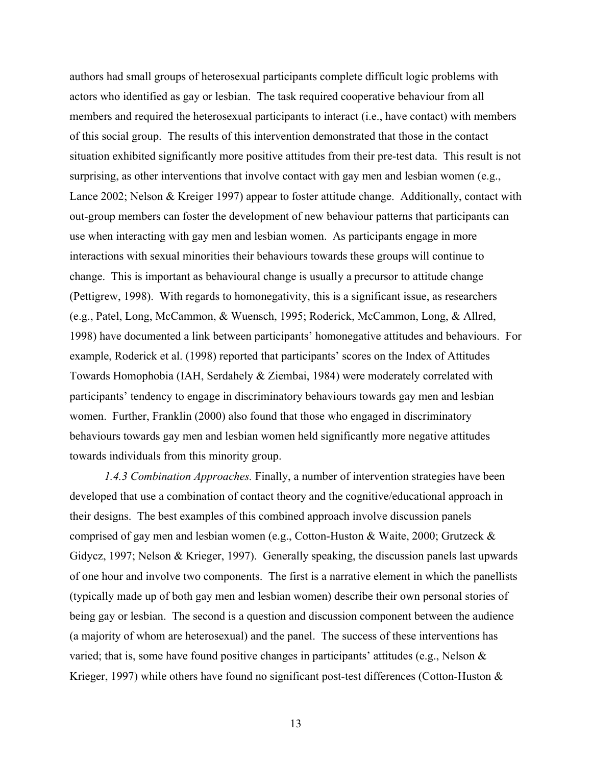authors had small groups of heterosexual participants complete difficult logic problems with actors who identified as gay or lesbian. The task required cooperative behaviour from all members and required the heterosexual participants to interact (i.e., have contact) with members of this social group. The results of this intervention demonstrated that those in the contact situation exhibited significantly more positive attitudes from their pre-test data. This result is not surprising, as other interventions that involve contact with gay men and lesbian women (e.g., Lance 2002; Nelson & Kreiger 1997) appear to foster attitude change. Additionally, contact with out-group members can foster the development of new behaviour patterns that participants can use when interacting with gay men and lesbian women. As participants engage in more interactions with sexual minorities their behaviours towards these groups will continue to change. This is important as behavioural change is usually a precursor to attitude change (Pettigrew, 1998). With regards to homonegativity, this is a significant issue, as researchers (e.g., Patel, Long, McCammon, & Wuensch, 1995; Roderick, McCammon, Long, & Allred, 1998) have documented a link between participants' homonegative attitudes and behaviours. For example, Roderick et al. (1998) reported that participants' scores on the Index of Attitudes Towards Homophobia (IAH, Serdahely & Ziembai, 1984) were moderately correlated with participants' tendency to engage in discriminatory behaviours towards gay men and lesbian women. Further, Franklin (2000) also found that those who engaged in discriminatory behaviours towards gay men and lesbian women held significantly more negative attitudes towards individuals from this minority group.

*1.4.3 Combination Approaches.* Finally, a number of intervention strategies have been developed that use a combination of contact theory and the cognitive/educational approach in their designs. The best examples of this combined approach involve discussion panels comprised of gay men and lesbian women (e.g., Cotton-Huston & Waite, 2000; Grutzeck & Gidycz, 1997; Nelson & Krieger, 1997). Generally speaking, the discussion panels last upwards of one hour and involve two components. The first is a narrative element in which the panellists (typically made up of both gay men and lesbian women) describe their own personal stories of being gay or lesbian. The second is a question and discussion component between the audience (a majority of whom are heterosexual) and the panel. The success of these interventions has varied; that is, some have found positive changes in participants' attitudes (e.g., Nelson & Krieger, 1997) while others have found no significant post-test differences (Cotton-Huston &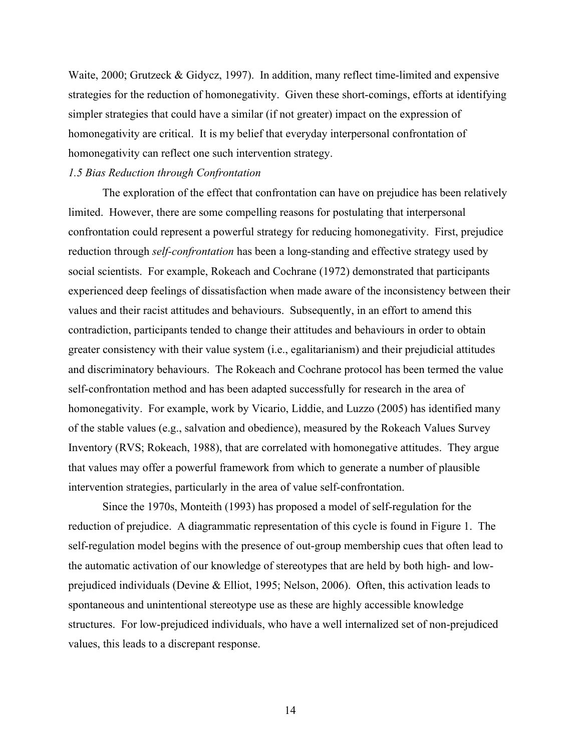Waite, 2000; Grutzeck & Gidycz, 1997). In addition, many reflect time-limited and expensive strategies for the reduction of homonegativity. Given these short-comings, efforts at identifying simpler strategies that could have a similar (if not greater) impact on the expression of homonegativity are critical. It is my belief that everyday interpersonal confrontation of homonegativity can reflect one such intervention strategy.

### *1.5 Bias Reduction through Confrontation*

The exploration of the effect that confrontation can have on prejudice has been relatively limited. However, there are some compelling reasons for postulating that interpersonal confrontation could represent a powerful strategy for reducing homonegativity. First, prejudice reduction through *self-confrontation* has been a long-standing and effective strategy used by social scientists. For example, Rokeach and Cochrane (1972) demonstrated that participants experienced deep feelings of dissatisfaction when made aware of the inconsistency between their values and their racist attitudes and behaviours. Subsequently, in an effort to amend this contradiction, participants tended to change their attitudes and behaviours in order to obtain greater consistency with their value system (i.e., egalitarianism) and their prejudicial attitudes and discriminatory behaviours. The Rokeach and Cochrane protocol has been termed the value self-confrontation method and has been adapted successfully for research in the area of homonegativity. For example, work by Vicario, Liddie, and Luzzo (2005) has identified many of the stable values (e.g., salvation and obedience), measured by the Rokeach Values Survey Inventory (RVS; Rokeach, 1988), that are correlated with homonegative attitudes. They argue that values may offer a powerful framework from which to generate a number of plausible intervention strategies, particularly in the area of value self-confrontation.

Since the 1970s, Monteith (1993) has proposed a model of self-regulation for the reduction of prejudice. A diagrammatic representation of this cycle is found in Figure 1. The self-regulation model begins with the presence of out-group membership cues that often lead to the automatic activation of our knowledge of stereotypes that are held by both high- and low-prejudiced individuals (Devine & Elliot, 1995; Nelson, 2006). Often, this activation leads to spontaneous and unintentional stereotype use as these are highly accessible knowledge structures. For low-prejudiced individuals, who have a well internalized set of non-prejudiced values, this leads to a discrepant response.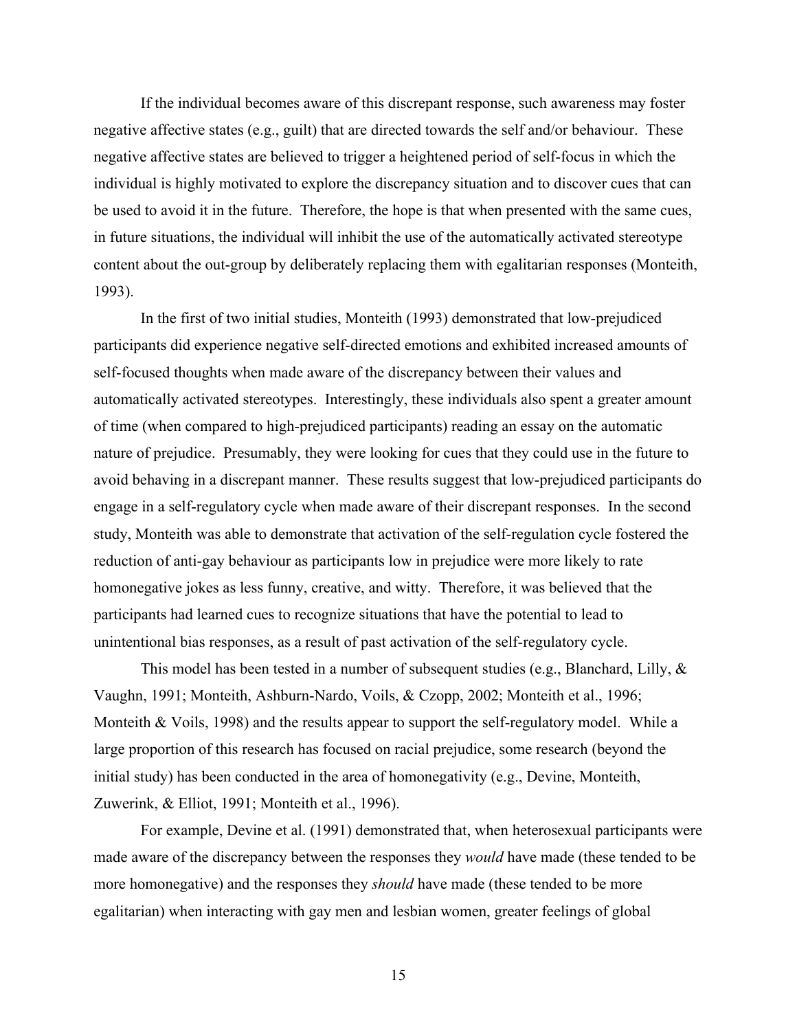If the individual becomes aware of this discrepant response, such awareness may foster negative affective states (e.g., guilt) that are directed towards the self and/or behaviour. These negative affective states are believed to trigger a heightened period of self-focus in which the individual is highly motivated to explore the discrepancy situation and to discover cues that can be used to avoid it in the future. Therefore, the hope is that when presented with the same cues, in future situations, the individual will inhibit the use of the automatically activated stereotype content about the out-group by deliberately replacing them with egalitarian responses (Monteith, 1993).

In the first of two initial studies, Monteith (1993) demonstrated that low-prejudiced participants did experience negative self-directed emotions and exhibited increased amounts of self-focused thoughts when made aware of the discrepancy between their values and automatically activated stereotypes. Interestingly, these individuals also spent a greater amount of time (when compared to high-prejudiced participants) reading an essay on the automatic nature of prejudice. Presumably, they were looking for cues that they could use in the future to avoid behaving in a discrepant manner. These results suggest that low-prejudiced participants do engage in a self-regulatory cycle when made aware of their discrepant responses. In the second study, Monteith was able to demonstrate that activation of the self-regulation cycle fostered the reduction of anti-gay behaviour as participants low in prejudice were more likely to rate homonegative jokes as less funny, creative, and witty. Therefore, it was believed that the participants had learned cues to recognize situations that have the potential to lead to unintentional bias responses, as a result of past activation of the self-regulatory cycle.

This model has been tested in a number of subsequent studies (e.g., Blanchard, Lilly, & Vaughn, 1991; Monteith, Ashburn-Nardo, Voils, & Czopp, 2002; Monteith et al., 1996; Monteith & Voils, 1998) and the results appear to support the self-regulatory model. While a large proportion of this research has focused on racial prejudice, some research (beyond the initial study) has been conducted in the area of homonegativity (e.g., Devine, Monteith, Zuwerink, & Elliot, 1991; Monteith et al., 1996).

For example, Devine et al. (1991) demonstrated that, when heterosexual participants were made aware of the discrepancy between the responses they *would* have made (these tended to be more homonegative) and the responses they *should* have made (these tended to be more egalitarian) when interacting with gay men and lesbian women, greater feelings of global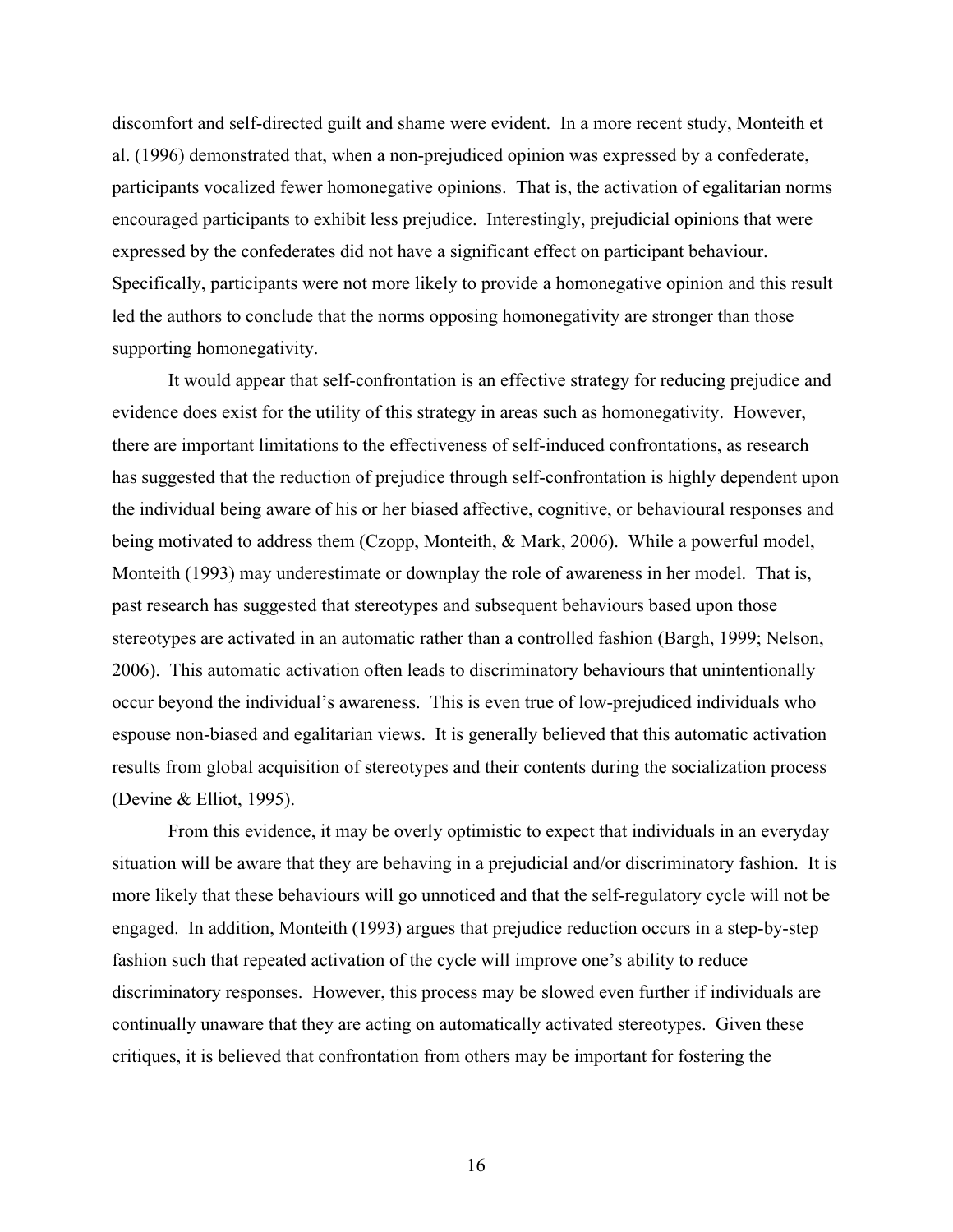discomfort and self-directed guilt and shame were evident. In a more recent study, Monteith et al. (1996) demonstrated that, when a non-prejudiced opinion was expressed by a confederate, participants vocalized fewer homonegative opinions. That is, the activation of egalitarian norms encouraged participants to exhibit less prejudice. Interestingly, prejudicial opinions that were expressed by the confederates did not have a significant effect on participant behaviour. Specifically, participants were not more likely to provide a homonegative opinion and this result led the authors to conclude that the norms opposing homonegativity are stronger than those supporting homonegativity.

It would appear that self-confrontation is an effective strategy for reducing prejudice and evidence does exist for the utility of this strategy in areas such as homonegativity. However, there are important limitations to the effectiveness of self-induced confrontations, as research has suggested that the reduction of prejudice through self-confrontation is highly dependent upon the individual being aware of his or her biased affective, cognitive, or behavioural responses and being motivated to address them (Czopp, Monteith, & Mark, 2006). While a powerful model, Monteith (1993) may underestimate or downplay the role of awareness in her model. That is, past research has suggested that stereotypes and subsequent behaviours based upon those stereotypes are activated in an automatic rather than a controlled fashion (Bargh, 1999; Nelson, 2006). This automatic activation often leads to discriminatory behaviours that unintentionally occur beyond the individual's awareness. This is even true of low-prejudiced individuals who espouse non-biased and egalitarian views. It is generally believed that this automatic activation results from global acquisition of stereotypes and their contents during the socialization process (Devine & Elliot, 1995).

From this evidence, it may be overly optimistic to expect that individuals in an everyday situation will be aware that they are behaving in a prejudicial and/or discriminatory fashion. It is more likely that these behaviours will go unnoticed and that the self-regulatory cycle will not be engaged. In addition, Monteith (1993) argues that prejudice reduction occurs in a step-by-step fashion such that repeated activation of the cycle will improve one's ability to reduce discriminatory responses. However, this process may be slowed even further if individuals are continually unaware that they are acting on automatically activated stereotypes. Given these critiques, it is believed that confrontation from others may be important for fostering the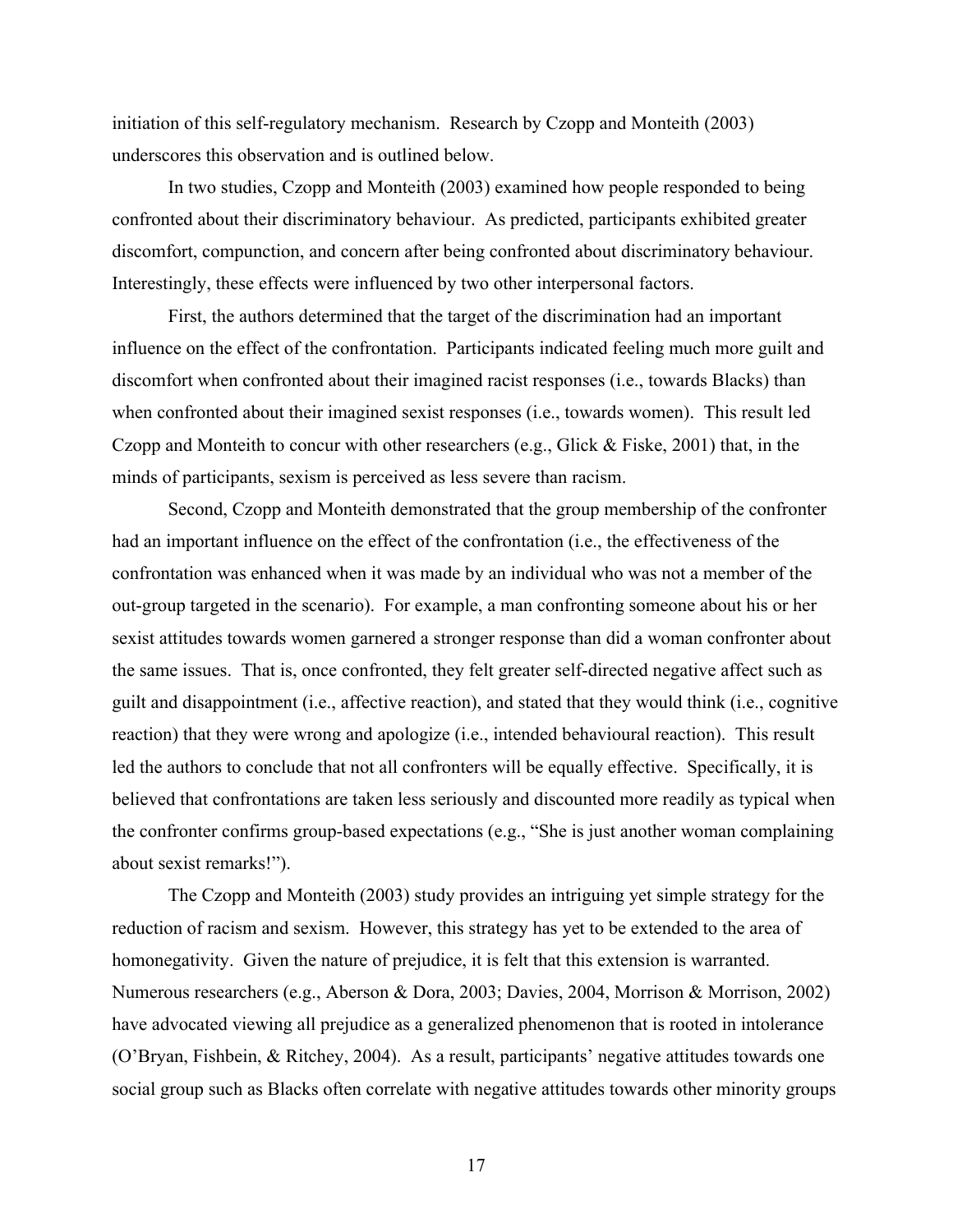initiation of this self-regulatory mechanism. Research by Czopp and Monteith (2003) underscores this observation and is outlined below.

In two studies, Czopp and Monteith (2003) examined how people responded to being confronted about their discriminatory behaviour. As predicted, participants exhibited greater discomfort, compunction, and concern after being confronted about discriminatory behaviour. Interestingly, these effects were influenced by two other interpersonal factors.

First, the authors determined that the target of the discrimination had an important influence on the effect of the confrontation. Participants indicated feeling much more guilt and discomfort when confronted about their imagined racist responses (i.e., towards Blacks) than when confronted about their imagined sexist responses (i.e., towards women). This result led Czopp and Monteith to concur with other researchers (e.g., Glick & Fiske, 2001) that, in the minds of participants, sexism is perceived as less severe than racism.

Second, Czopp and Monteith demonstrated that the group membership of the confronter had an important influence on the effect of the confrontation (i.e., the effectiveness of the confrontation was enhanced when it was made by an individual who was not a member of the out-group targeted in the scenario). For example, a man confronting someone about his or her sexist attitudes towards women garnered a stronger response than did a woman confronter about the same issues. That is, once confronted, they felt greater self-directed negative affect such as guilt and disappointment (i.e., affective reaction), and stated that they would think (i.e., cognitive reaction) that they were wrong and apologize (i.e., intended behavioural reaction). This result led the authors to conclude that not all confronters will be equally effective. Specifically, it is believed that confrontations are taken less seriously and discounted more readily as typical when the confronter confirms group-based expectations (e.g., "She is just another woman complaining about sexist remarks!").

The Czopp and Monteith (2003) study provides an intriguing yet simple strategy for the reduction of racism and sexism. However, this strategy has yet to be extended to the area of homonegativity. Given the nature of prejudice, it is felt that this extension is warranted. Numerous researchers (e.g., Aberson & Dora, 2003; Davies, 2004, Morrison & Morrison, 2002) have advocated viewing all prejudice as a generalized phenomenon that is rooted in intolerance (O'Bryan, Fishbein, & Ritchey, 2004). As a result, participants' negative attitudes towards one social group such as Blacks often correlate with negative attitudes towards other minority groups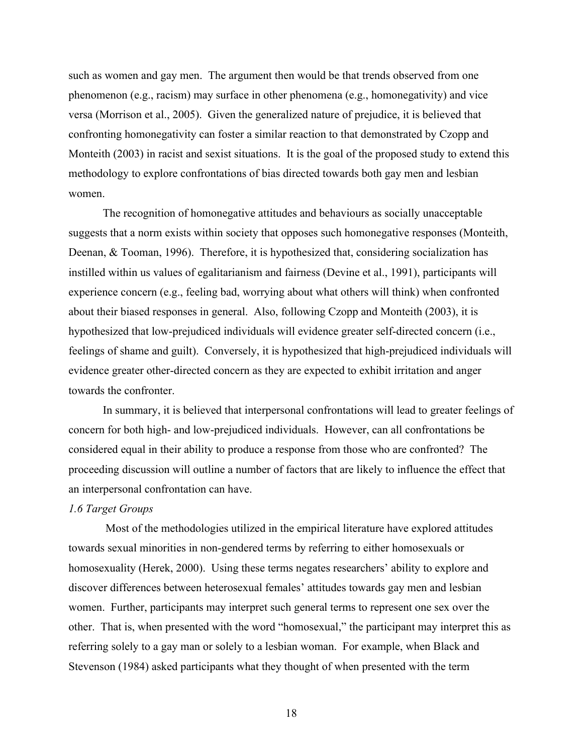such as women and gay men. The argument then would be that trends observed from one phenomenon (e.g., racism) may surface in other phenomena (e.g., homonegativity) and vice versa (Morrison et al., 2005). Given the generalized nature of prejudice, it is believed that confronting homonegativity can foster a similar reaction to that demonstrated by Czopp and Monteith (2003) in racist and sexist situations. It is the goal of the proposed study to extend this methodology to explore confrontations of bias directed towards both gay men and lesbian women.

The recognition of homonegative attitudes and behaviours as socially unacceptable suggests that a norm exists within society that opposes such homonegative responses (Monteith, Deenan, & Tooman, 1996). Therefore, it is hypothesized that, considering socialization has instilled within us values of egalitarianism and fairness (Devine et al., 1991), participants will experience concern (e.g., feeling bad, worrying about what others will think) when confronted about their biased responses in general. Also, following Czopp and Monteith (2003), it is hypothesized that low-prejudiced individuals will evidence greater self-directed concern (i.e., feelings of shame and guilt). Conversely, it is hypothesized that high-prejudiced individuals will evidence greater other-directed concern as they are expected to exhibit irritation and anger towards the confronter.

In summary, it is believed that interpersonal confrontations will lead to greater feelings of concern for both high- and low-prejudiced individuals. However, can all confrontations be considered equal in their ability to produce a response from those who are confronted? The proceeding discussion will outline a number of factors that are likely to influence the effect that an interpersonal confrontation can have.

*1.6 Target Groups*

Most of the methodologies utilized in the empirical literature have explored attitudes towards sexual minorities in non-gendered terms by referring to either homosexuals or homosexuality (Herek, 2000). Using these terms negates researchers' ability to explore and discover differences between heterosexual females' attitudes towards gay men and lesbian women. Further, participants may interpret such general terms to represent one sex over the other. That is, when presented with the word "homosexual," the participant may interpret this as referring solely to a gay man or solely to a lesbian woman. For example, when Black and Stevenson (1984) asked participants what they thought of when presented with the term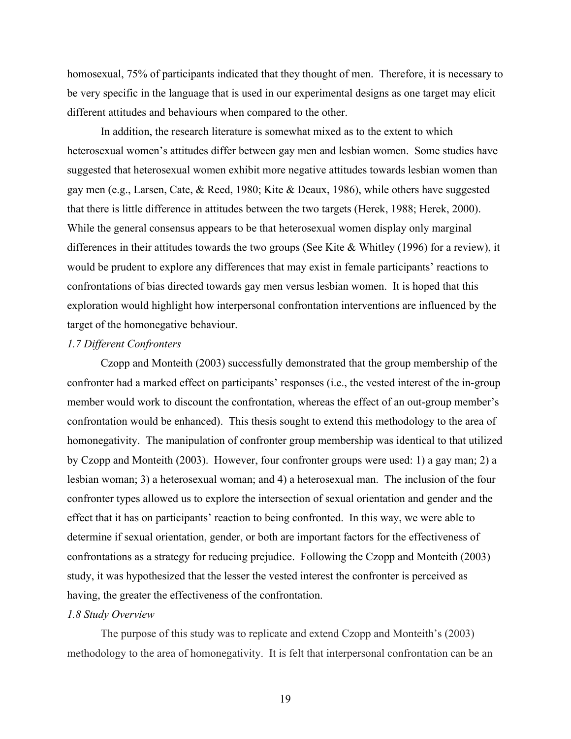homosexual, 75% of participants indicated that they thought of men. Therefore, it is necessary to be very specific in the language that is used in our experimental designs as one target may elicit different attitudes and behaviours when compared to the other.

In addition, the research literature is somewhat mixed as to the extent to which heterosexual women's attitudes differ between gay men and lesbian women. Some studies have suggested that heterosexual women exhibit more negative attitudes towards lesbian women than gay men (e.g., Larsen, Cate, & Reed, 1980; Kite & Deaux, 1986), while others have suggested that there is little difference in attitudes between the two targets (Herek, 1988; Herek, 2000). While the general consensus appears to be that heterosexual women display only marginal differences in their attitudes towards the two groups (See Kite & Whitley (1996) for a review), it would be prudent to explore any differences that may exist in female participants' reactions to confrontations of bias directed towards gay men versus lesbian women. It is hoped that this exploration would highlight how interpersonal confrontation interventions are influenced by the target of the homonegative behaviour.

### *1.7 Different Confronters*

Czopp and Monteith (2003) successfully demonstrated that the group membership of the confronter had a marked effect on participants' responses (i.e., the vested interest of the in-group member would work to discount the confrontation, whereas the effect of an out-group member's confrontation would be enhanced). This thesis sought to extend this methodology to the area of homonegativity. The manipulation of confronter group membership was identical to that utilized by Czopp and Monteith (2003). However, four confronter groups were used: 1) a gay man; 2) a lesbian woman; 3) a heterosexual woman; and 4) a heterosexual man. The inclusion of the four confronter types allowed us to explore the intersection of sexual orientation and gender and the effect that it has on participants' reaction to being confronted. In this way, we were able to determine if sexual orientation, gender, or both are important factors for the effectiveness of confrontations as a strategy for reducing prejudice. Following the Czopp and Monteith (2003) study, it was hypothesized that the lesser the vested interest the confronter is perceived as having, the greater the effectiveness of the confrontation.

### *1.8 Study Overview*

The purpose of this study was to replicate and extend Czopp and Monteith's (2003) methodology to the area of homonegativity. It is felt that interpersonal confrontation can be an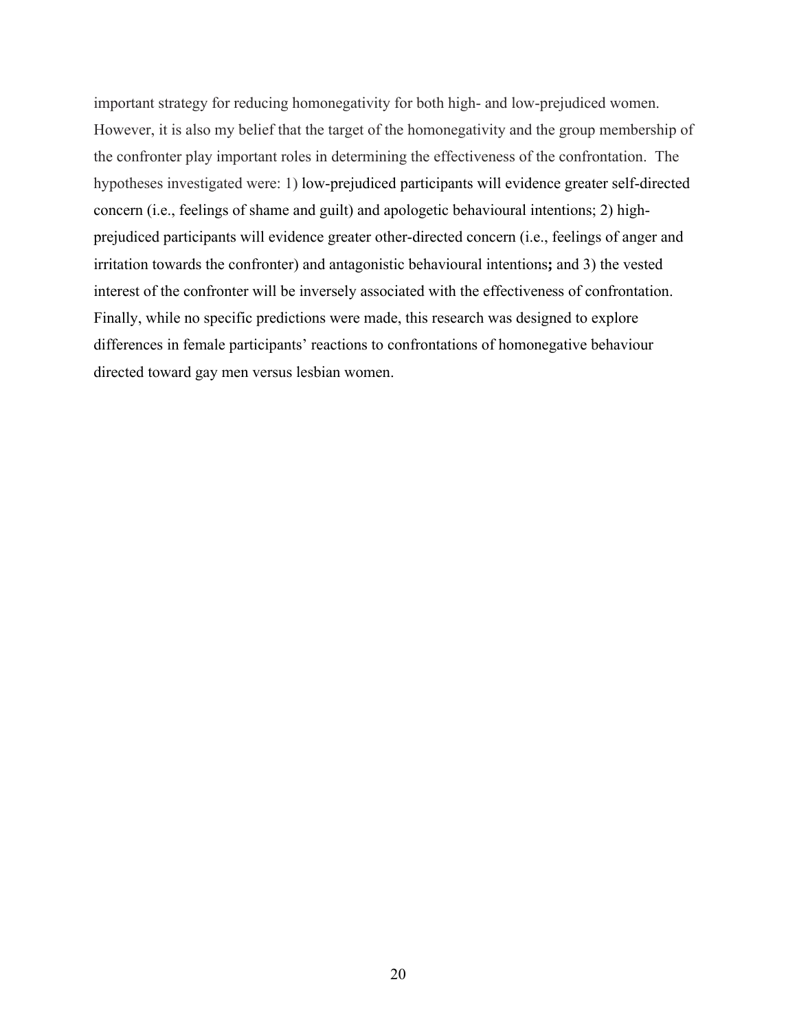important strategy for reducing homonegativity for both high- and low-prejudiced women. However, it is also my belief that the target of the homonegativity and the group membership of the confronter play important roles in determining the effectiveness of the confrontation. The hypotheses investigated were: 1) low-prejudiced participants will evidence greater self-directed concern (i.e., feelings of shame and guilt) and apologetic behavioural intentions; 2) high-prejudiced participants will evidence greater other-directed concern (i.e., feelings of anger and irritation towards the confronter) and antagonistic behavioural intentions**;** and 3) the vested interest of the confronter will be inversely associated with the effectiveness of confrontation. Finally, while no specific predictions were made, this research was designed to explore differences in female participants' reactions to confrontations of homonegative behaviour directed toward gay men versus lesbian women.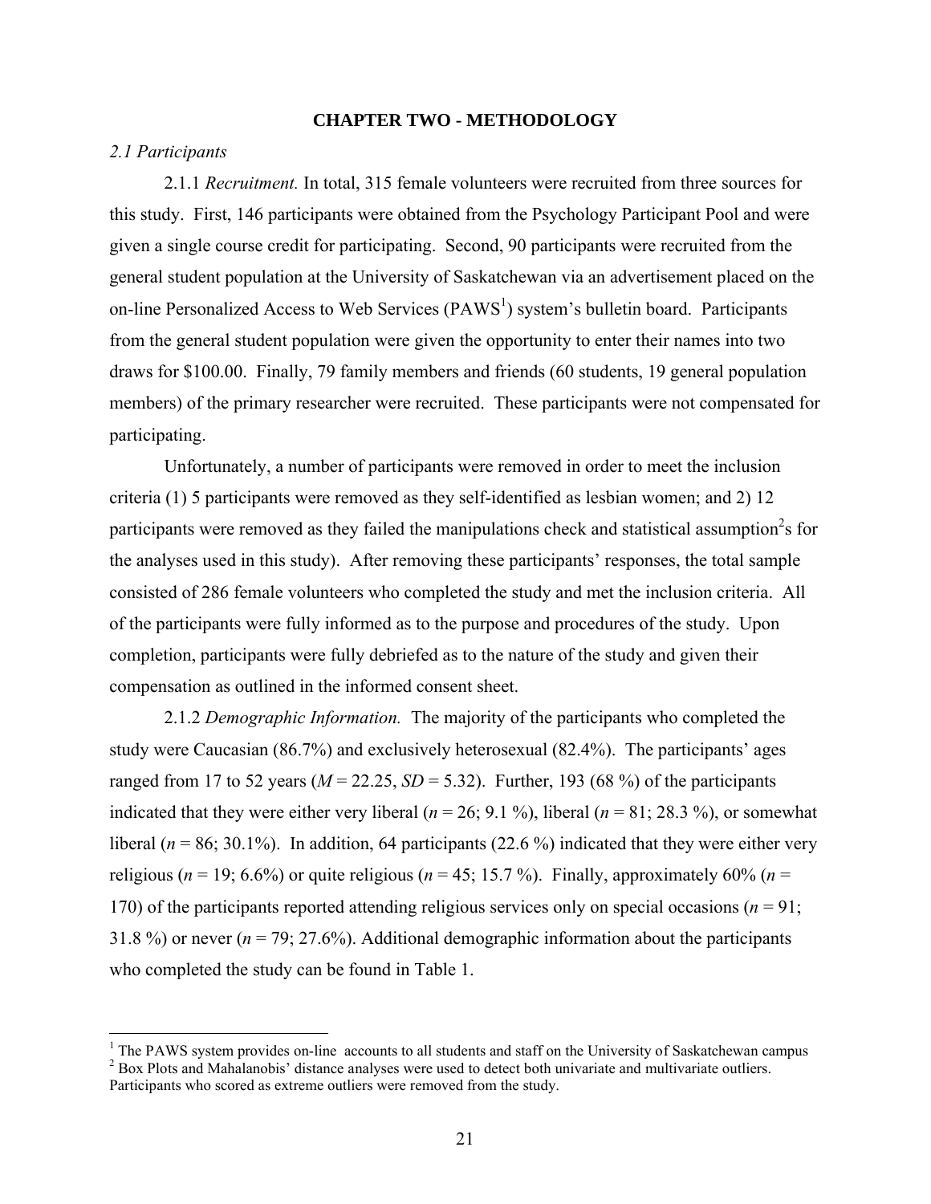## CHAPTER TWO - METHODOLOGY

### *2.1 Participants*

2.1.1 *Recruitment.* In total, 315 female volunteers were recruited from three sources for this study. First, 146 participants were obtained from the Psychology Participant Pool and were given a single course credit for participating. Second, 90 participants were recruited from the general student population at the University of Saskatchewan via an advertisement placed on the on-line Personalized Access to Web Services (PAWS[1]) system's bulletin board. Participants from the general student population were given the opportunity to enter their names into two draws for $100.00. Finally, 79 family members and friends (60 students, 19 general population members) of the primary researcher were recruited. These participants were not compensated for participating.

Unfortunately, a number of participants were removed in order to meet the inclusion criteria (1) 5 participants were removed as they self-identified as lesbian women; and 2) 12 participants were removed as they failed the manipulations check and statistical assumption[2]s for the analyses used in this study). After removing these participants' responses, the total sample consisted of 286 female volunteers who completed the study and met the inclusion criteria. All of the participants were fully informed as to the purpose and procedures of the study. Upon completion, participants were fully debriefed as to the nature of the study and given their compensation as outlined in the informed consent sheet.

2.1.2 *Demographic Information.* The majority of the participants who completed the study were Caucasian (86.7%) and exclusively heterosexual (82.4%). The participants' ages ranged from 17 to 52 years ($M$ = 22.25, $SD$ = 5.32). Further, 193 (68 %) of the participants indicated that they were either very liberal ($n$ = 26; 9.1 %), liberal ($n$ = 81; 28.3 %), or somewhat liberal ($n$ = 86; 30.1%). In addition, 64 participants (22.6 %) indicated that they were either very religious ($n$ = 19; 6.6%) or quite religious ($n$ = 45; 15.7 %). Finally, approximately 60% ($n$ = 170) of the participants reported attending religious services only on special occasions ($n$ = 91; 31.8 %) or never ($n$ = 79; 27.6%). Additional demographic information about the participants who completed the study can be found in Table 1.

---

[1] The PAWS system provides on-line accounts to all students and staff on the University of Saskatchewan campus

[2] Box Plots and Mahalanobis' distance analyses were used to detect both univariate and multivariate outliers. Participants who scored as extreme outliers were removed from the study.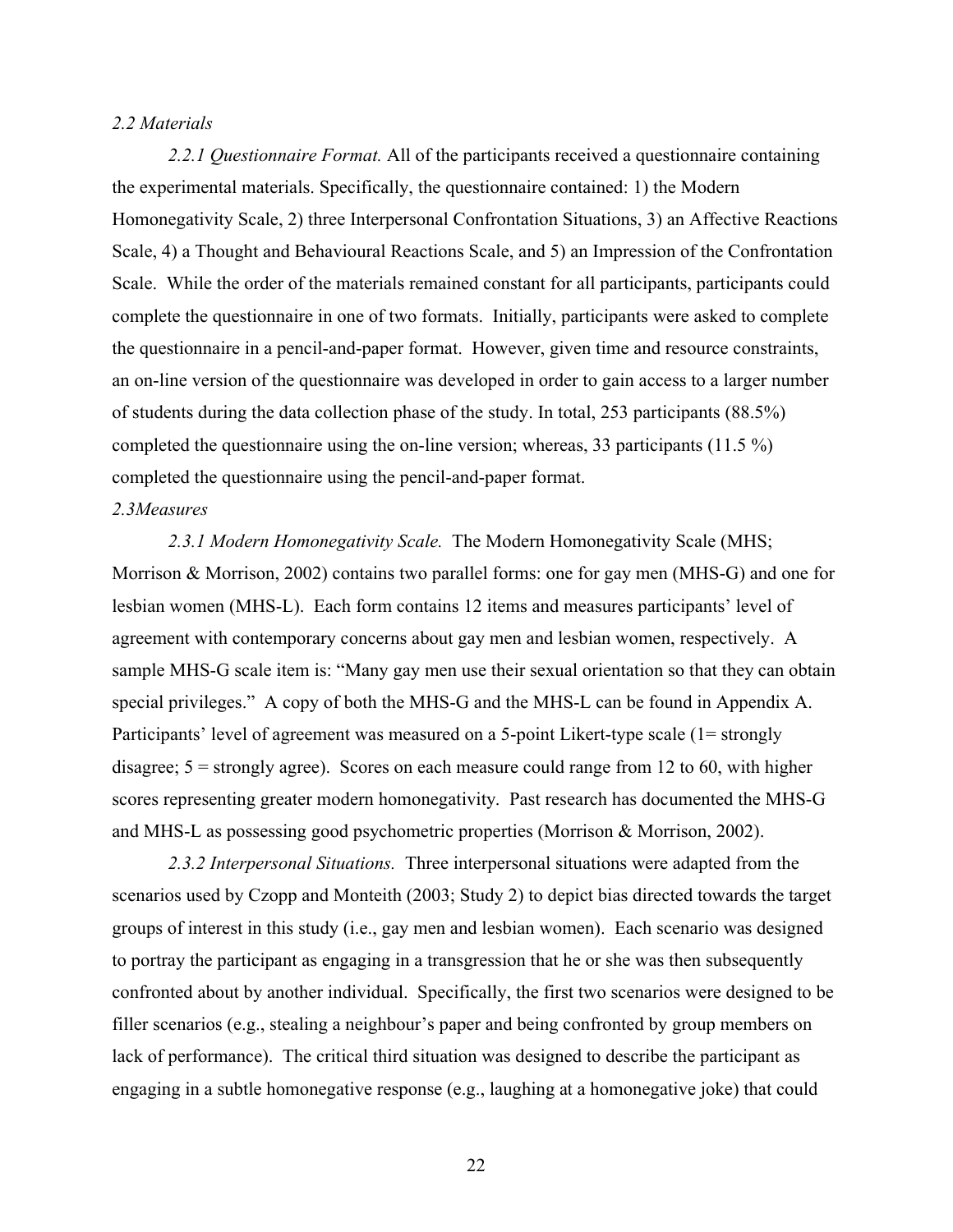*2.2 Materials*

*2.2.1 Questionnaire Format.* All of the participants received a questionnaire containing the experimental materials. Specifically, the questionnaire contained: 1) the Modern Homonegativity Scale, 2) three Interpersonal Confrontation Situations, 3) an Affective Reactions Scale, 4) a Thought and Behavioural Reactions Scale, and 5) an Impression of the Confrontation Scale. While the order of the materials remained constant for all participants, participants could complete the questionnaire in one of two formats. Initially, participants were asked to complete the questionnaire in a pencil-and-paper format. However, given time and resource constraints, an on-line version of the questionnaire was developed in order to gain access to a larger number of students during the data collection phase of the study. In total, 253 participants (88.5%) completed the questionnaire using the on-line version; whereas, 33 participants (11.5 %) completed the questionnaire using the pencil-and-paper format.

*2.3Measures*

*2.3.1 Modern Homonegativity Scale.* The Modern Homonegativity Scale (MHS; Morrison & Morrison, 2002) contains two parallel forms: one for gay men (MHS-G) and one for lesbian women (MHS-L). Each form contains 12 items and measures participants' level of agreement with contemporary concerns about gay men and lesbian women, respectively. A sample MHS-G scale item is: "Many gay men use their sexual orientation so that they can obtain special privileges." A copy of both the MHS-G and the MHS-L can be found in Appendix A. Participants' level of agreement was measured on a 5-point Likert-type scale (1= strongly disagree; 5 = strongly agree). Scores on each measure could range from 12 to 60, with higher scores representing greater modern homonegativity. Past research has documented the MHS-G and MHS-L as possessing good psychometric properties (Morrison & Morrison, 2002).

*2.3.2 Interpersonal Situations.* Three interpersonal situations were adapted from the scenarios used by Czopp and Monteith (2003; Study 2) to depict bias directed towards the target groups of interest in this study (i.e., gay men and lesbian women). Each scenario was designed to portray the participant as engaging in a transgression that he or she was then subsequently confronted about by another individual. Specifically, the first two scenarios were designed to be filler scenarios (e.g., stealing a neighbour's paper and being confronted by group members on lack of performance). The critical third situation was designed to describe the participant as engaging in a subtle homonegative response (e.g., laughing at a homonegative joke) that could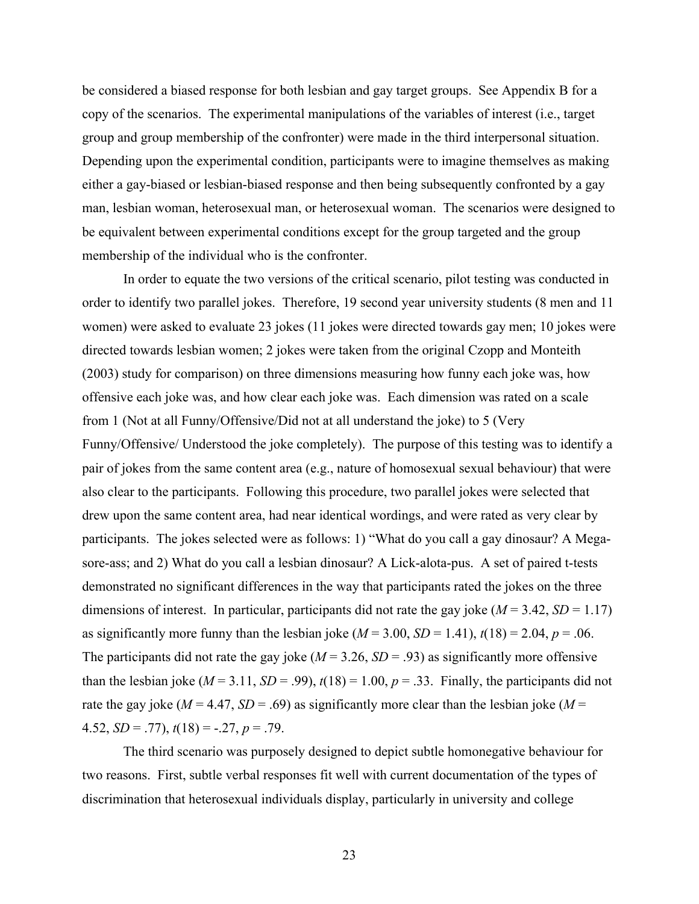be considered a biased response for both lesbian and gay target groups. See Appendix B for a copy of the scenarios. The experimental manipulations of the variables of interest (i.e., target group and group membership of the confronter) were made in the third interpersonal situation. Depending upon the experimental condition, participants were to imagine themselves as making either a gay-biased or lesbian-biased response and then being subsequently confronted by a gay man, lesbian woman, heterosexual man, or heterosexual woman. The scenarios were designed to be equivalent between experimental conditions except for the group targeted and the group membership of the individual who is the confronter.

In order to equate the two versions of the critical scenario, pilot testing was conducted in order to identify two parallel jokes. Therefore, 19 second year university students (8 men and 11 women) were asked to evaluate 23 jokes (11 jokes were directed towards gay men; 10 jokes were directed towards lesbian women; 2 jokes were taken from the original Czopp and Monteith (2003) study for comparison) on three dimensions measuring how funny each joke was, how offensive each joke was, and how clear each joke was. Each dimension was rated on a scale from 1 (Not at all Funny/Offensive/Did not at all understand the joke) to 5 (Very Funny/Offensive/ Understood the joke completely). The purpose of this testing was to identify a pair of jokes from the same content area (e.g., nature of homosexual sexual behaviour) that were also clear to the participants. Following this procedure, two parallel jokes were selected that drew upon the same content area, had near identical wordings, and were rated as very clear by participants. The jokes selected were as follows: 1) "What do you call a gay dinosaur? A Mega-sore-ass; and 2) What do you call a lesbian dinosaur? A Lick-alota-pus. A set of paired t-tests demonstrated no significant differences in the way that participants rated the jokes on the three dimensions of interest. In particular, participants did not rate the gay joke ($M$ = 3.42, $SD$ = 1.17) as significantly more funny than the lesbian joke ($M$ = 3.00, $SD$ = 1.41), $t(18)$ = 2.04, $p$ = .06. The participants did not rate the gay joke ($M$ = 3.26, $SD$ = .93) as significantly more offensive than the lesbian joke ($M$ = 3.11, $SD$ = .99), $t(18)$ = 1.00, $p$ = .33. Finally, the participants did not rate the gay joke ($M$ = 4.47, $SD$ = .69) as significantly more clear than the lesbian joke ($M$ = 4.52, $SD$ = .77), $t(18)$ = -.27, $p$ = .79.

The third scenario was purposely designed to depict subtle homonegative behaviour for two reasons. First, subtle verbal responses fit well with current documentation of the types of discrimination that heterosexual individuals display, particularly in university and college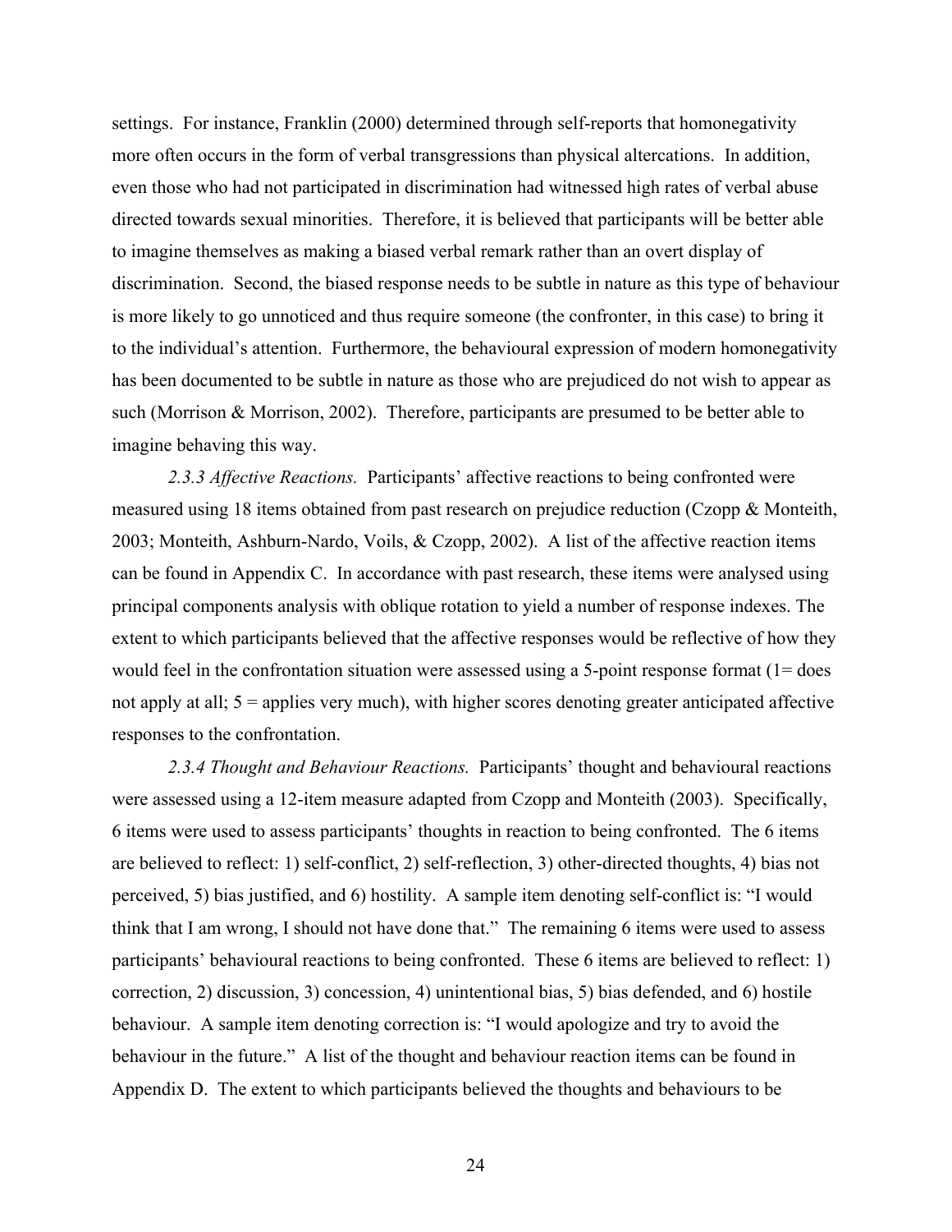settings. For instance, Franklin (2000) determined through self-reports that homonegativity more often occurs in the form of verbal transgressions than physical altercations. In addition, even those who had not participated in discrimination had witnessed high rates of verbal abuse directed towards sexual minorities. Therefore, it is believed that participants will be better able to imagine themselves as making a biased verbal remark rather than an overt display of discrimination. Second, the biased response needs to be subtle in nature as this type of behaviour is more likely to go unnoticed and thus require someone (the confronter, in this case) to bring it to the individual's attention. Furthermore, the behavioural expression of modern homonegativity has been documented to be subtle in nature as those who are prejudiced do not wish to appear as such (Morrison & Morrison, 2002). Therefore, participants are presumed to be better able to imagine behaving this way.

*2.3.3 Affective Reactions.* Participants' affective reactions to being confronted were measured using 18 items obtained from past research on prejudice reduction (Czopp & Monteith, 2003; Monteith, Ashburn-Nardo, Voils, & Czopp, 2002). A list of the affective reaction items can be found in Appendix C. In accordance with past research, these items were analysed using principal components analysis with oblique rotation to yield a number of response indexes. The extent to which participants believed that the affective responses would be reflective of how they would feel in the confrontation situation were assessed using a 5-point response format (1= does not apply at all; 5 = applies very much), with higher scores denoting greater anticipated affective responses to the confrontation.

*2.3.4 Thought and Behaviour Reactions.* Participants' thought and behavioural reactions were assessed using a 12-item measure adapted from Czopp and Monteith (2003). Specifically, 6 items were used to assess participants' thoughts in reaction to being confronted. The 6 items are believed to reflect: 1) self-conflict, 2) self-reflection, 3) other-directed thoughts, 4) bias not perceived, 5) bias justified, and 6) hostility. A sample item denoting self-conflict is: "I would think that I am wrong, I should not have done that." The remaining 6 items were used to assess participants' behavioural reactions to being confronted. These 6 items are believed to reflect: 1) correction, 2) discussion, 3) concession, 4) unintentional bias, 5) bias defended, and 6) hostile behaviour. A sample item denoting correction is: "I would apologize and try to avoid the behaviour in the future." A list of the thought and behaviour reaction items can be found in Appendix D. The extent to which participants believed the thoughts and behaviours to be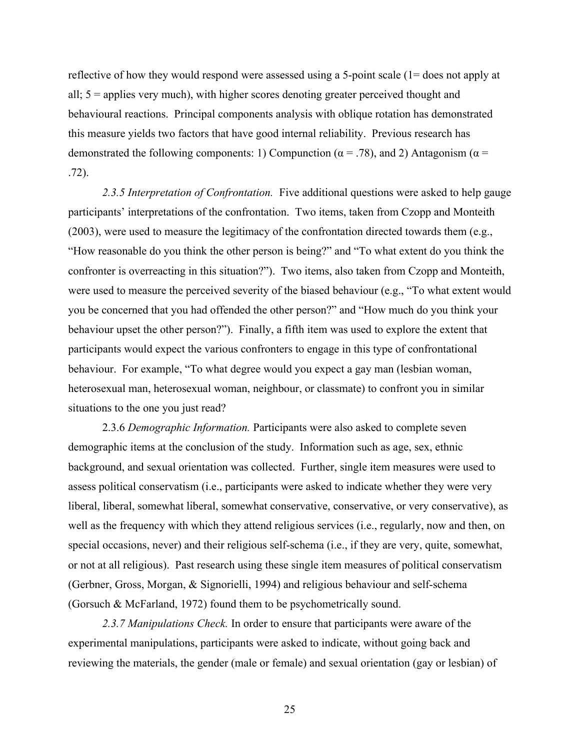reflective of how they would respond were assessed using a 5-point scale (1= does not apply at all; 5 = applies very much), with higher scores denoting greater perceived thought and behavioural reactions. Principal components analysis with oblique rotation has demonstrated this measure yields two factors that have good internal reliability. Previous research has demonstrated the following components: 1) Compunction ($\alpha = .78$), and 2) Antagonism ($\alpha = .72$).

*2.3.5 Interpretation of Confrontation.* Five additional questions were asked to help gauge participants' interpretations of the confrontation. Two items, taken from Czopp and Monteith (2003), were used to measure the legitimacy of the confrontation directed towards them (e.g., "How reasonable do you think the other person is being?" and "To what extent do you think the confronter is overreacting in this situation?"). Two items, also taken from Czopp and Monteith, were used to measure the perceived severity of the biased behaviour (e.g., "To what extent would you be concerned that you had offended the other person?" and "How much do you think your behaviour upset the other person?"). Finally, a fifth item was used to explore the extent that participants would expect the various confronters to engage in this type of confrontational behaviour. For example, "To what degree would you expect a gay man (lesbian woman, heterosexual man, heterosexual woman, neighbour, or classmate) to confront you in similar situations to the one you just read?

2.3.6 *Demographic Information.* Participants were also asked to complete seven demographic items at the conclusion of the study. Information such as age, sex, ethnic background, and sexual orientation was collected. Further, single item measures were used to assess political conservatism (i.e., participants were asked to indicate whether they were very liberal, liberal, somewhat liberal, somewhat conservative, conservative, or very conservative), as well as the frequency with which they attend religious services (i.e., regularly, now and then, on special occasions, never) and their religious self-schema (i.e., if they are very, quite, somewhat, or not at all religious). Past research using these single item measures of political conservatism (Gerbner, Gross, Morgan, & Signorielli, 1994) and religious behaviour and self-schema (Gorsuch & McFarland, 1972) found them to be psychometrically sound.

*2.3.7 Manipulations Check.* In order to ensure that participants were aware of the experimental manipulations, participants were asked to indicate, without going back and reviewing the materials, the gender (male or female) and sexual orientation (gay or lesbian) of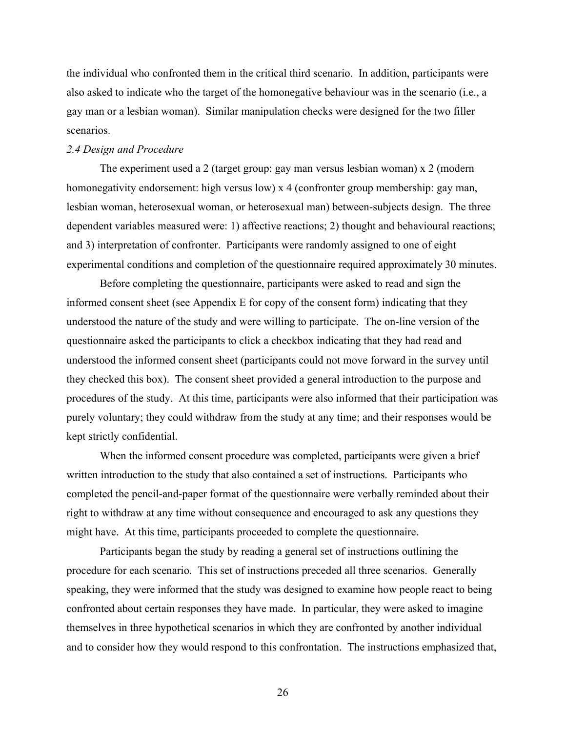the individual who confronted them in the critical third scenario. In addition, participants were also asked to indicate who the target of the homonegative behaviour was in the scenario (i.e., a gay man or a lesbian woman). Similar manipulation checks were designed for the two filler scenarios.

*2.4 Design and Procedure*

The experiment used a 2 (target group: gay man versus lesbian woman) x 2 (modern homonegativity endorsement: high versus low) x 4 (confronter group membership: gay man, lesbian woman, heterosexual woman, or heterosexual man) between-subjects design. The three dependent variables measured were: 1) affective reactions; 2) thought and behavioural reactions; and 3) interpretation of confronter. Participants were randomly assigned to one of eight experimental conditions and completion of the questionnaire required approximately 30 minutes.

Before completing the questionnaire, participants were asked to read and sign the informed consent sheet (see Appendix E for copy of the consent form) indicating that they understood the nature of the study and were willing to participate. The on-line version of the questionnaire asked the participants to click a checkbox indicating that they had read and understood the informed consent sheet (participants could not move forward in the survey until they checked this box). The consent sheet provided a general introduction to the purpose and procedures of the study. At this time, participants were also informed that their participation was purely voluntary; they could withdraw from the study at any time; and their responses would be kept strictly confidential.

When the informed consent procedure was completed, participants were given a brief written introduction to the study that also contained a set of instructions. Participants who completed the pencil-and-paper format of the questionnaire were verbally reminded about their right to withdraw at any time without consequence and encouraged to ask any questions they might have. At this time, participants proceeded to complete the questionnaire.

Participants began the study by reading a general set of instructions outlining the procedure for each scenario. This set of instructions preceded all three scenarios. Generally speaking, they were informed that the study was designed to examine how people react to being confronted about certain responses they have made. In particular, they were asked to imagine themselves in three hypothetical scenarios in which they are confronted by another individual and to consider how they would respond to this confrontation. The instructions emphasized that,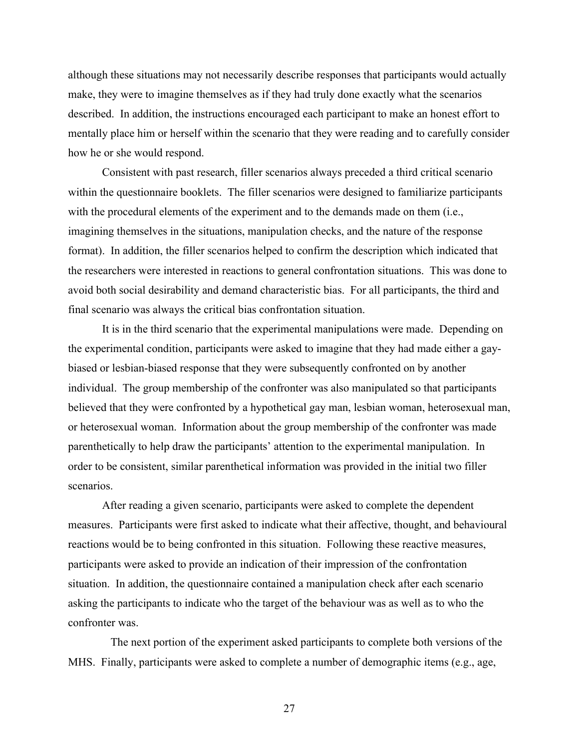although these situations may not necessarily describe responses that participants would actually make, they were to imagine themselves as if they had truly done exactly what the scenarios described. In addition, the instructions encouraged each participant to make an honest effort to mentally place him or herself within the scenario that they were reading and to carefully consider how he or she would respond.

Consistent with past research, filler scenarios always preceded a third critical scenario within the questionnaire booklets. The filler scenarios were designed to familiarize participants with the procedural elements of the experiment and to the demands made on them (i.e., imagining themselves in the situations, manipulation checks, and the nature of the response format). In addition, the filler scenarios helped to confirm the description which indicated that the researchers were interested in reactions to general confrontation situations. This was done to avoid both social desirability and demand characteristic bias. For all participants, the third and final scenario was always the critical bias confrontation situation.

It is in the third scenario that the experimental manipulations were made. Depending on the experimental condition, participants were asked to imagine that they had made either a gay-biased or lesbian-biased response that they were subsequently confronted on by another individual. The group membership of the confronter was also manipulated so that participants believed that they were confronted by a hypothetical gay man, lesbian woman, heterosexual man, or heterosexual woman. Information about the group membership of the confronter was made parenthetically to help draw the participants' attention to the experimental manipulation. In order to be consistent, similar parenthetical information was provided in the initial two filler scenarios.

After reading a given scenario, participants were asked to complete the dependent measures. Participants were first asked to indicate what their affective, thought, and behavioural reactions would be to being confronted in this situation. Following these reactive measures, participants were asked to provide an indication of their impression of the confrontation situation. In addition, the questionnaire contained a manipulation check after each scenario asking the participants to indicate who the target of the behaviour was as well as to who the confronter was.

The next portion of the experiment asked participants to complete both versions of the MHS. Finally, participants were asked to complete a number of demographic items (e.g., age,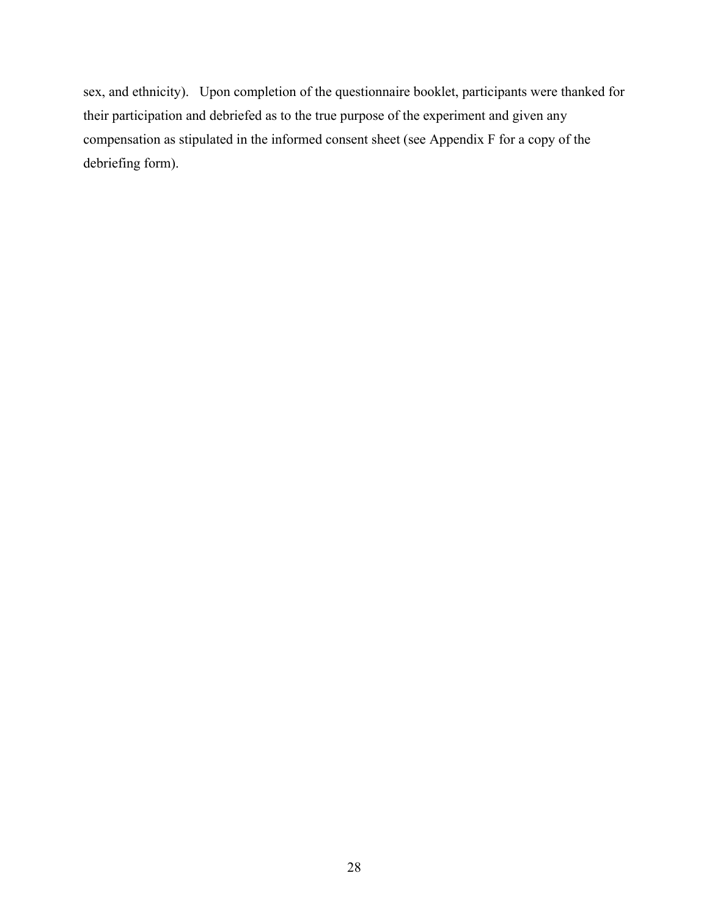sex, and ethnicity). Upon completion of the questionnaire booklet, participants were thanked for their participation and debriefed as to the true purpose of the experiment and given any compensation as stipulated in the informed consent sheet (see Appendix F for a copy of the debriefing form).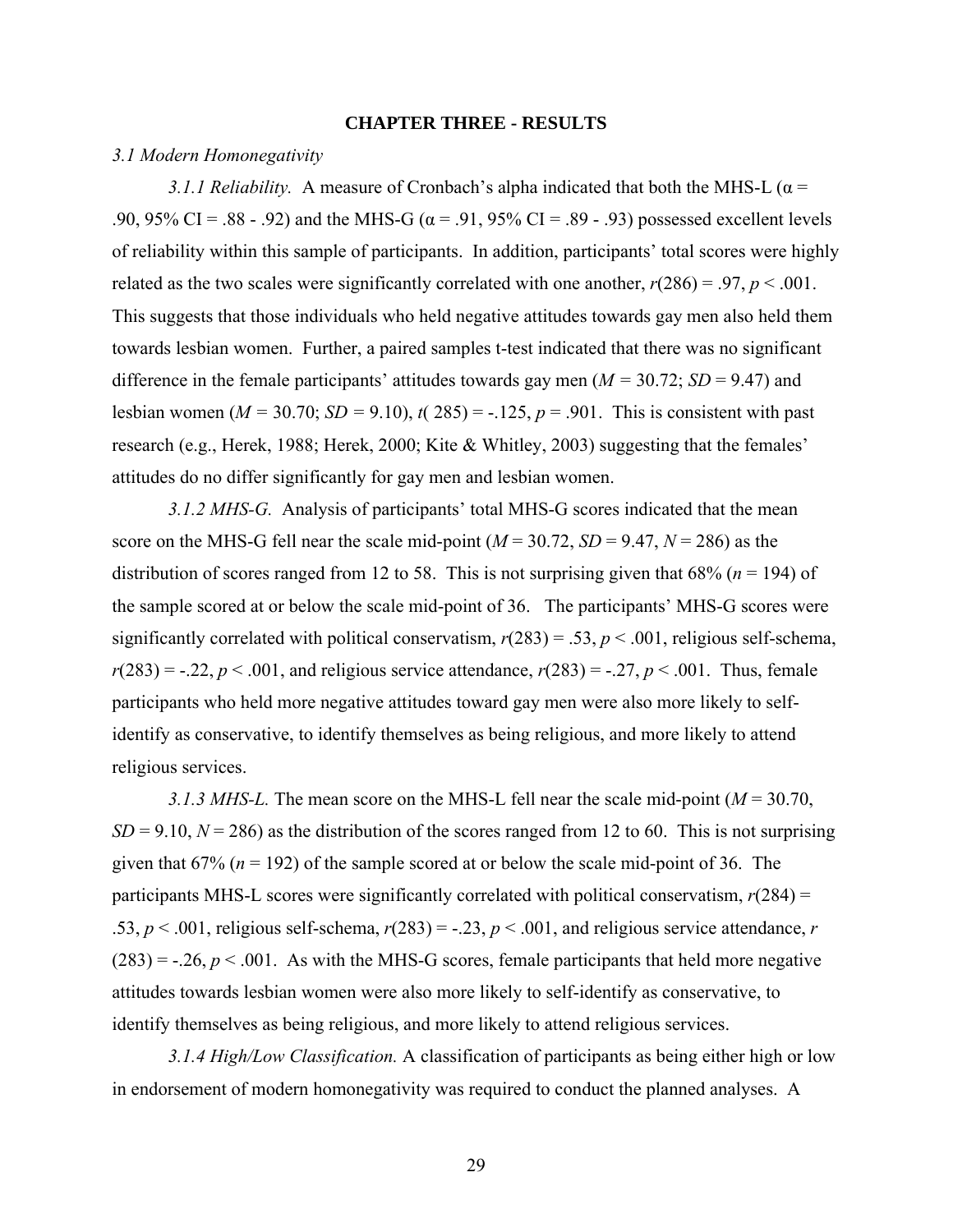# CHAPTER THREE - RESULTS

## *3.1 Modern Homonegativity*

*3.1.1 Reliability.* A measure of Cronbach's alpha indicated that both the MHS-L (α = .90, 95% CI = .88 - .92) and the MHS-G (α = .91, 95% CI = .89 - .93) possessed excellent levels of reliability within this sample of participants. In addition, participants' total scores were highly related as the two scales were significantly correlated with one another, $r(286) = .97$, $p < .001$. This suggests that those individuals who held negative attitudes towards gay men also held them towards lesbian women. Further, a paired samples t-test indicated that there was no significant difference in the female participants' attitudes towards gay men ($M = 30.72$; $SD = 9.47$) and lesbian women ($M = 30.70$; $SD = 9.10$), $t(285) = -.125$, $p = .901$. This is consistent with past research (e.g., Herek, 1988; Herek, 2000; Kite & Whitley, 2003) suggesting that the females' attitudes do no differ significantly for gay men and lesbian women.

*3.1.2 MHS-G.* Analysis of participants' total MHS-G scores indicated that the mean score on the MHS-G fell near the scale mid-point ($M = 30.72$, $SD = 9.47$, $N = 286$) as the distribution of scores ranged from 12 to 58. This is not surprising given that 68% ($n = 194$) of the sample scored at or below the scale mid-point of 36. The participants' MHS-G scores were significantly correlated with political conservatism, $r(283) = .53$, $p < .001$, religious self-schema, $r(283) = -.22$, $p < .001$, and religious service attendance, $r(283) = -.27$, $p < .001$. Thus, female participants who held more negative attitudes toward gay men were also more likely to self-identify as conservative, to identify themselves as being religious, and more likely to attend religious services.

*3.1.3 MHS-L.* The mean score on the MHS-L fell near the scale mid-point ($M = 30.70$, $SD = 9.10$, $N = 286$) as the distribution of the scores ranged from 12 to 60. This is not surprising given that 67% ($n = 192$) of the sample scored at or below the scale mid-point of 36. The participants MHS-L scores were significantly correlated with political conservatism, $r(284) = .53$, $p < .001$, religious self-schema, $r(283) = -.23$, $p < .001$, and religious service attendance, $r(283) = -.26$, $p < .001$. As with the MHS-G scores, female participants that held more negative attitudes towards lesbian women were also more likely to self-identify as conservative, to identify themselves as being religious, and more likely to attend religious services.

*3.1.4 High/Low Classification.* A classification of participants as being either high or low in endorsement of modern homonegativity was required to conduct the planned analyses. A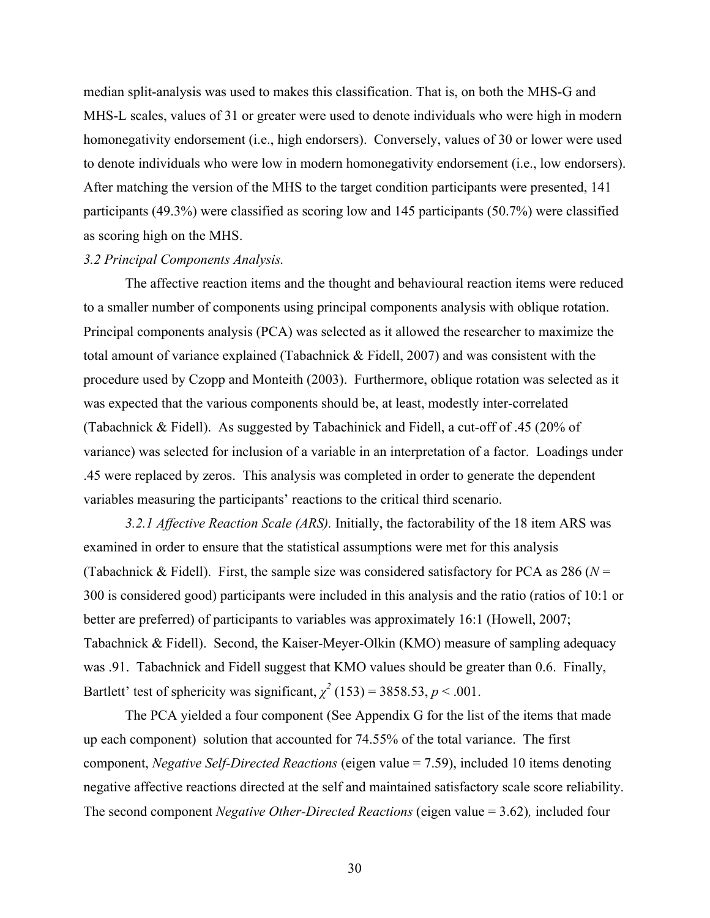median split-analysis was used to makes this classification. That is, on both the MHS-G and MHS-L scales, values of 31 or greater were used to denote individuals who were high in modern homonegativity endorsement (i.e., high endorsers). Conversely, values of 30 or lower were used to denote individuals who were low in modern homonegativity endorsement (i.e., low endorsers). After matching the version of the MHS to the target condition participants were presented, 141 participants (49.3%) were classified as scoring low and 145 participants (50.7%) were classified as scoring high on the MHS.

*3.2 Principal Components Analysis.*

The affective reaction items and the thought and behavioural reaction items were reduced to a smaller number of components using principal components analysis with oblique rotation. Principal components analysis (PCA) was selected as it allowed the researcher to maximize the total amount of variance explained (Tabachnick & Fidell, 2007) and was consistent with the procedure used by Czopp and Monteith (2003). Furthermore, oblique rotation was selected as it was expected that the various components should be, at least, modestly inter-correlated (Tabachnick & Fidell). As suggested by Tabachinick and Fidell, a cut-off of .45 (20% of variance) was selected for inclusion of a variable in an interpretation of a factor. Loadings under .45 were replaced by zeros. This analysis was completed in order to generate the dependent variables measuring the participants' reactions to the critical third scenario.

*3.2.1 Affective Reaction Scale (ARS).* Initially, the factorability of the 18 item ARS was examined in order to ensure that the statistical assumptions were met for this analysis (Tabachnick & Fidell). First, the sample size was considered satisfactory for PCA as 286 ($N$ = 300 is considered good) participants were included in this analysis and the ratio (ratios of 10:1 or better are preferred) of participants to variables was approximately 16:1 (Howell, 2007; Tabachnick & Fidell). Second, the Kaiser-Meyer-Olkin (KMO) measure of sampling adequacy was .91. Tabachnick and Fidell suggest that KMO values should be greater than 0.6. Finally, Bartlett' test of sphericity was significant, $\chi^2$ (153) = 3858.53, $p < .001$.

The PCA yielded a four component (See Appendix G for the list of the items that made up each component) solution that accounted for 74.55% of the total variance. The first component, *Negative Self-Directed Reactions* (eigen value = 7.59), included 10 items denoting negative affective reactions directed at the self and maintained satisfactory scale score reliability. The second component *Negative Other-Directed Reactions* (eigen value = 3.62), included four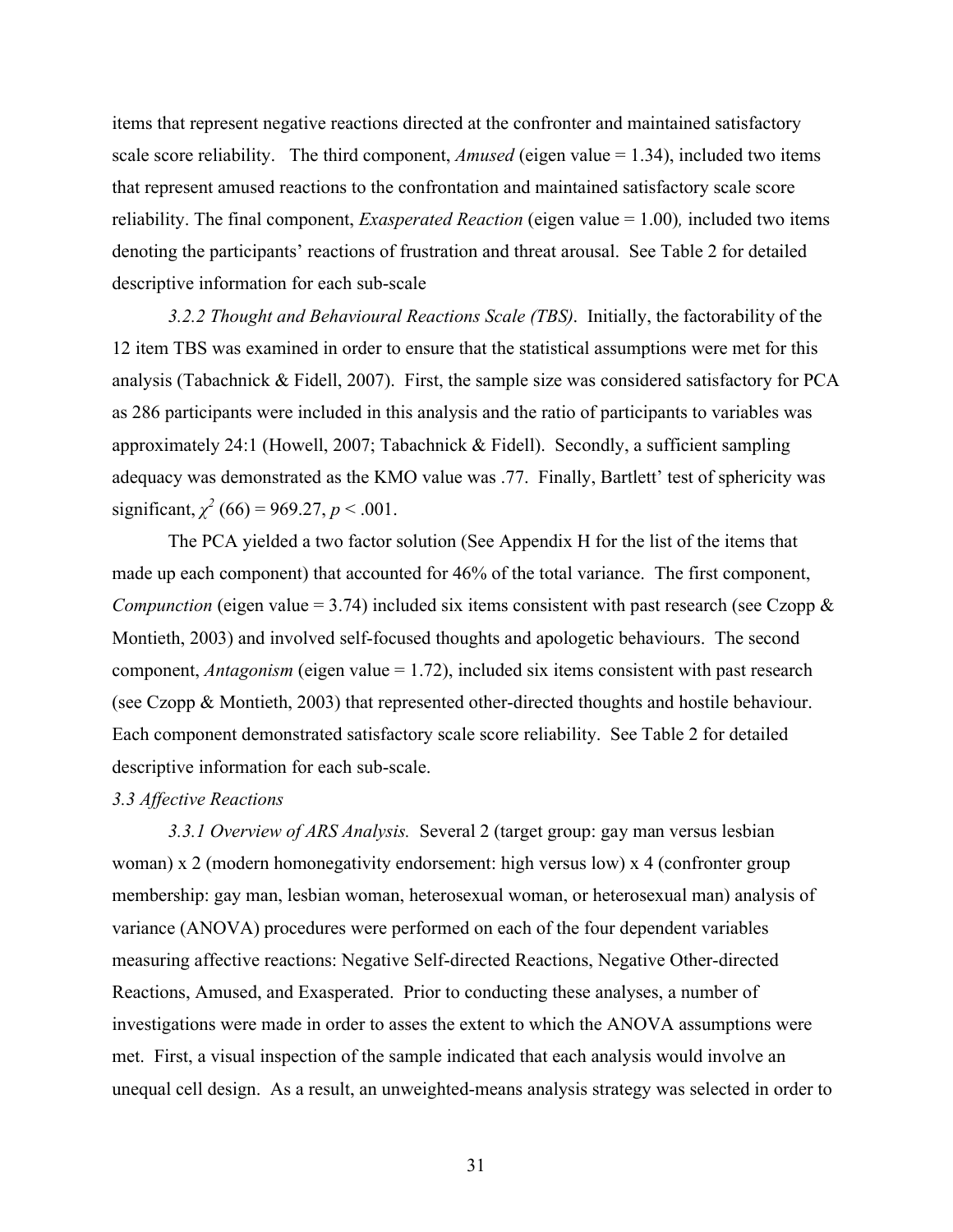items that represent negative reactions directed at the confronter and maintained satisfactory scale score reliability. The third component, *Amused* (eigen value = 1.34), included two items that represent amused reactions to the confrontation and maintained satisfactory scale score reliability. The final component, *Exasperated Reaction* (eigen value = 1.00)*,* included two items denoting the participants' reactions of frustration and threat arousal. See Table 2 for detailed descriptive information for each sub-scale

*3.2.2 Thought and Behavioural Reactions Scale (TBS)*. Initially, the factorability of the 12 item TBS was examined in order to ensure that the statistical assumptions were met for this analysis (Tabachnick & Fidell, 2007). First, the sample size was considered satisfactory for PCA as 286 participants were included in this analysis and the ratio of participants to variables was approximately 24:1 (Howell, 2007; Tabachnick & Fidell). Secondly, a sufficient sampling adequacy was demonstrated as the KMO value was .77. Finally, Bartlett' test of sphericity was significant, $\chi^2$ (66) = 969.27, $p < .001$.

The PCA yielded a two factor solution (See Appendix H for the list of the items that made up each component) that accounted for 46% of the total variance. The first component, *Compunction* (eigen value = 3.74) included six items consistent with past research (see Czopp & Montieth, 2003) and involved self-focused thoughts and apologetic behaviours. The second component, *Antagonism* (eigen value = 1.72), included six items consistent with past research (see Czopp & Montieth, 2003) that represented other-directed thoughts and hostile behaviour. Each component demonstrated satisfactory scale score reliability. See Table 2 for detailed descriptive information for each sub-scale.

*3.3 Affective Reactions*

*3.3.1 Overview of ARS Analysis.* Several 2 (target group: gay man versus lesbian woman) x 2 (modern homonegativity endorsement: high versus low) x 4 (confronter group membership: gay man, lesbian woman, heterosexual woman, or heterosexual man) analysis of variance (ANOVA) procedures were performed on each of the four dependent variables measuring affective reactions: Negative Self-directed Reactions, Negative Other-directed Reactions, Amused, and Exasperated. Prior to conducting these analyses, a number of investigations were made in order to asses the extent to which the ANOVA assumptions were met. First, a visual inspection of the sample indicated that each analysis would involve an unequal cell design. As a result, an unweighted-means analysis strategy was selected in order to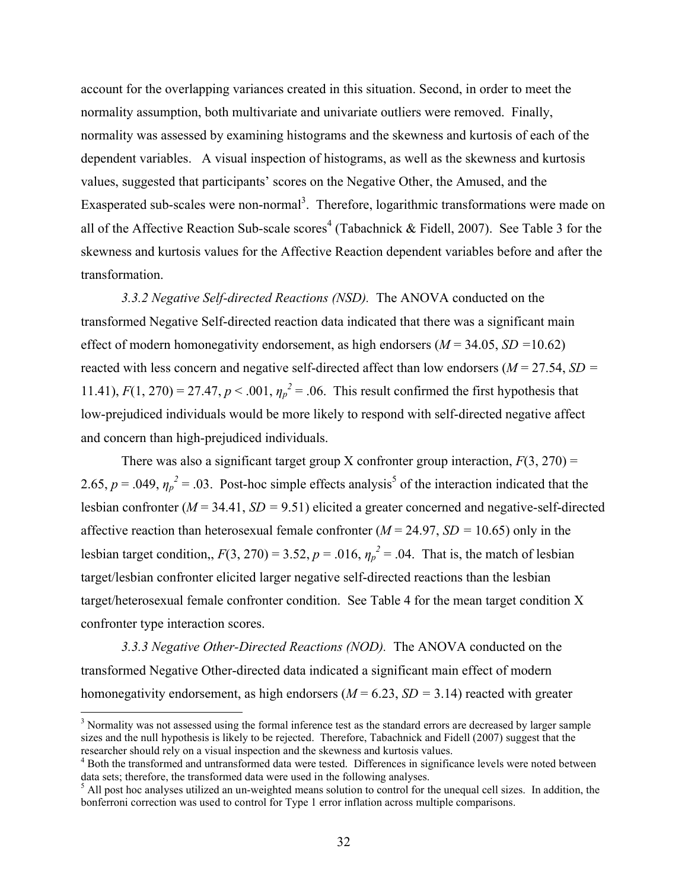account for the overlapping variances created in this situation. Second, in order to meet the normality assumption, both multivariate and univariate outliers were removed. Finally, normality was assessed by examining histograms and the skewness and kurtosis of each of the dependent variables. A visual inspection of histograms, as well as the skewness and kurtosis values, suggested that participants' scores on the Negative Other, the Amused, and the Exasperated sub-scales were non-normal[3]. Therefore, logarithmic transformations were made on all of the Affective Reaction Sub-scale scores[4] (Tabachnick & Fidell, 2007). See Table 3 for the skewness and kurtosis values for the Affective Reaction dependent variables before and after the transformation.

*3.3.2 Negative Self-directed Reactions (NSD).* The ANOVA conducted on the transformed Negative Self-directed reaction data indicated that there was a significant main effect of modern homonegativity endorsement, as high endorsers ($M$ = 34.05, $SD$ =10.62) reacted with less concern and negative self-directed affect than low endorsers ($M$ = 27.54, $SD$ = 11.41), $F(1, 270) = 27.47$, $p < .001$, $\eta_p^2 = .06$. This result confirmed the first hypothesis that low-prejudiced individuals would be more likely to respond with self-directed negative affect and concern than high-prejudiced individuals.

There was also a significant target group X confronter group interaction, $F(3, 270) = 2.65$, $p = .049$, $\eta_p^2 = .03$. Post-hoc simple effects analysis[5] of the interaction indicated that the lesbian confronter ($M$ = 34.41, $SD$ = 9.51) elicited a greater concerned and negative-self-directed affective reaction than heterosexual female confronter ($M$ = 24.97, $SD$ = 10.65) only in the lesbian target condition,, $F(3, 270) = 3.52$, $p = .016$, $\eta_p^2 = .04$. That is, the match of lesbian target/lesbian confronter elicited larger negative self-directed reactions than the lesbian target/heterosexual female confronter condition. See Table 4 for the mean target condition X confronter type interaction scores.

*3.3.3 Negative Other-Directed Reactions (NOD).* The ANOVA conducted on the transformed Negative Other-directed data indicated a significant main effect of modern homonegativity endorsement, as high endorsers ($M$ = 6.23, $SD$ = 3.14) reacted with greater

---

[3] Normality was not assessed using the formal inference test as the standard errors are decreased by larger sample sizes and the null hypothesis is likely to be rejected. Therefore, Tabachnick and Fidell (2007) suggest that the researcher should rely on a visual inspection and the skewness and kurtosis values.

[4] Both the transformed and untransformed data were tested. Differences in significance levels were noted between data sets; therefore, the transformed data were used in the following analyses.

[5] All post hoc analyses utilized an un-weighted means solution to control for the unequal cell sizes. In addition, the bonferroni correction was used to control for Type 1 error inflation across multiple comparisons.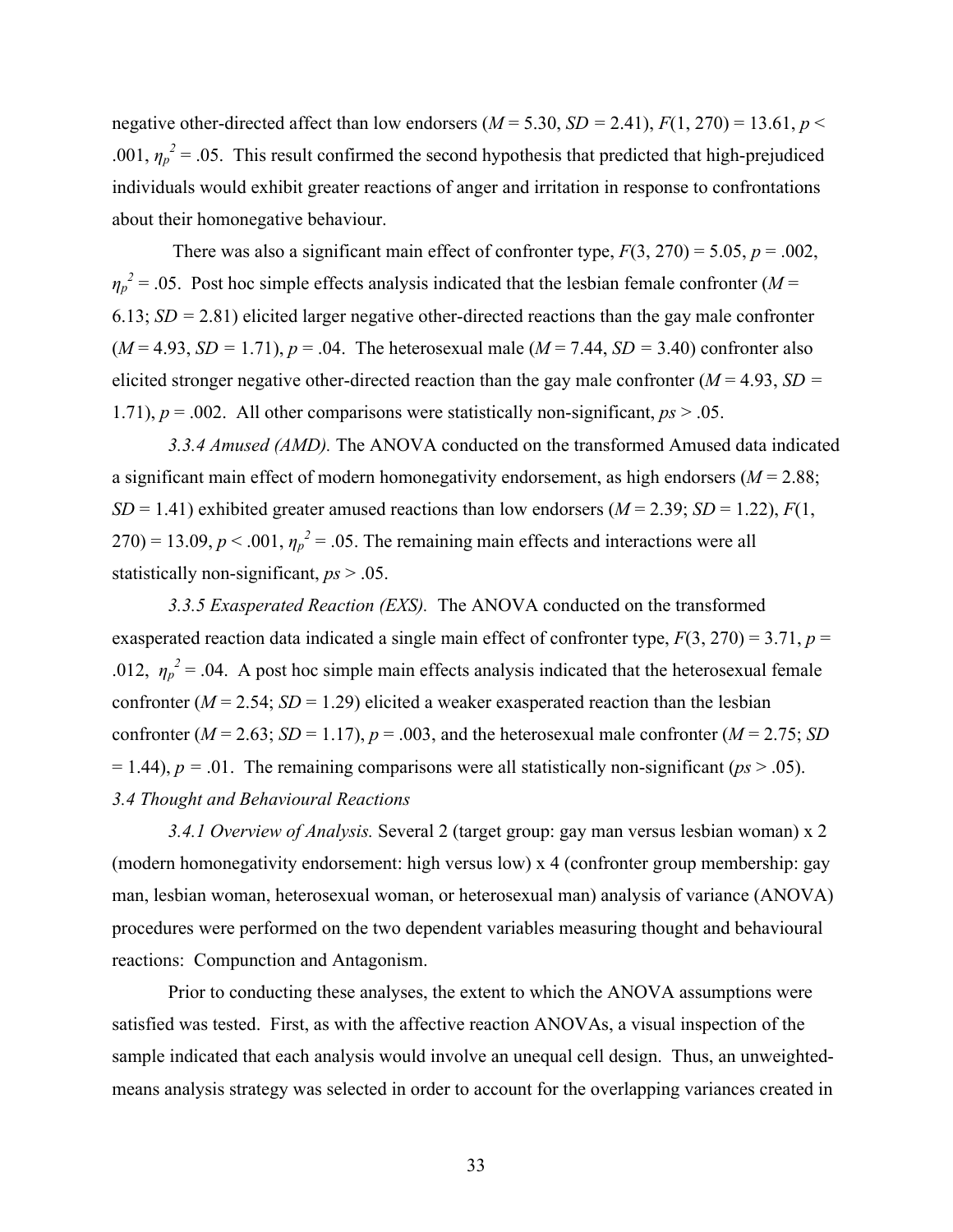negative other-directed affect than low endorsers (*M* = 5.30, *SD* = 2.41), $F(1, 270) = 13.61$, $p < .001$, $\eta_p^2 = .05$. This result confirmed the second hypothesis that predicted that high-prejudiced individuals would exhibit greater reactions of anger and irritation in response to confrontations about their homonegative behaviour.

There was also a significant main effect of confronter type, $F(3, 270) = 5.05$, $p = .002$, $\eta_p^2 = .05$. Post hoc simple effects analysis indicated that the lesbian female confronter (*M* = 6.13; *SD* = 2.81) elicited larger negative other-directed reactions than the gay male confronter (*M* = 4.93, *SD* = 1.71), $p = .04$. The heterosexual male (*M* = 7.44, *SD* = 3.40) confronter also elicited stronger negative other-directed reaction than the gay male confronter (*M* = 4.93, *SD* = 1.71), $p = .002$. All other comparisons were statistically non-significant, *ps* > .05.

*3.3.4 Amused (AMD).* The ANOVA conducted on the transformed Amused data indicated a significant main effect of modern homonegativity endorsement, as high endorsers (*M* = 2.88; *SD* = 1.41) exhibited greater amused reactions than low endorsers (*M* = 2.39; *SD* = 1.22), $F(1, 270) = 13.09$, $p < .001$, $\eta_p^2 = .05$. The remaining main effects and interactions were all statistically non-significant, *ps* > .05.

*3.3.5 Exasperated Reaction (EXS).* The ANOVA conducted on the transformed exasperated reaction data indicated a single main effect of confronter type, $F(3, 270) = 3.71$, $p = .012$, $\eta_p^2 = .04$. A post hoc simple main effects analysis indicated that the heterosexual female confronter (*M* = 2.54; *SD* = 1.29) elicited a weaker exasperated reaction than the lesbian confronter (*M* = 2.63; *SD* = 1.17), $p = .003$, and the heterosexual male confronter (*M* = 2.75; *SD* = 1.44), $p = .01$. The remaining comparisons were all statistically non-significant (*ps* > .05).

### *3.4 Thought and Behavioural Reactions*

*3.4.1 Overview of Analysis.* Several 2 (target group: gay man versus lesbian woman) x 2 (modern homonegativity endorsement: high versus low) x 4 (confronter group membership: gay man, lesbian woman, heterosexual woman, or heterosexual man) analysis of variance (ANOVA) procedures were performed on the two dependent variables measuring thought and behavioural reactions: Compunction and Antagonism.

Prior to conducting these analyses, the extent to which the ANOVA assumptions were satisfied was tested. First, as with the affective reaction ANOVAs, a visual inspection of the sample indicated that each analysis would involve an unequal cell design. Thus, an unweighted-means analysis strategy was selected in order to account for the overlapping variances created in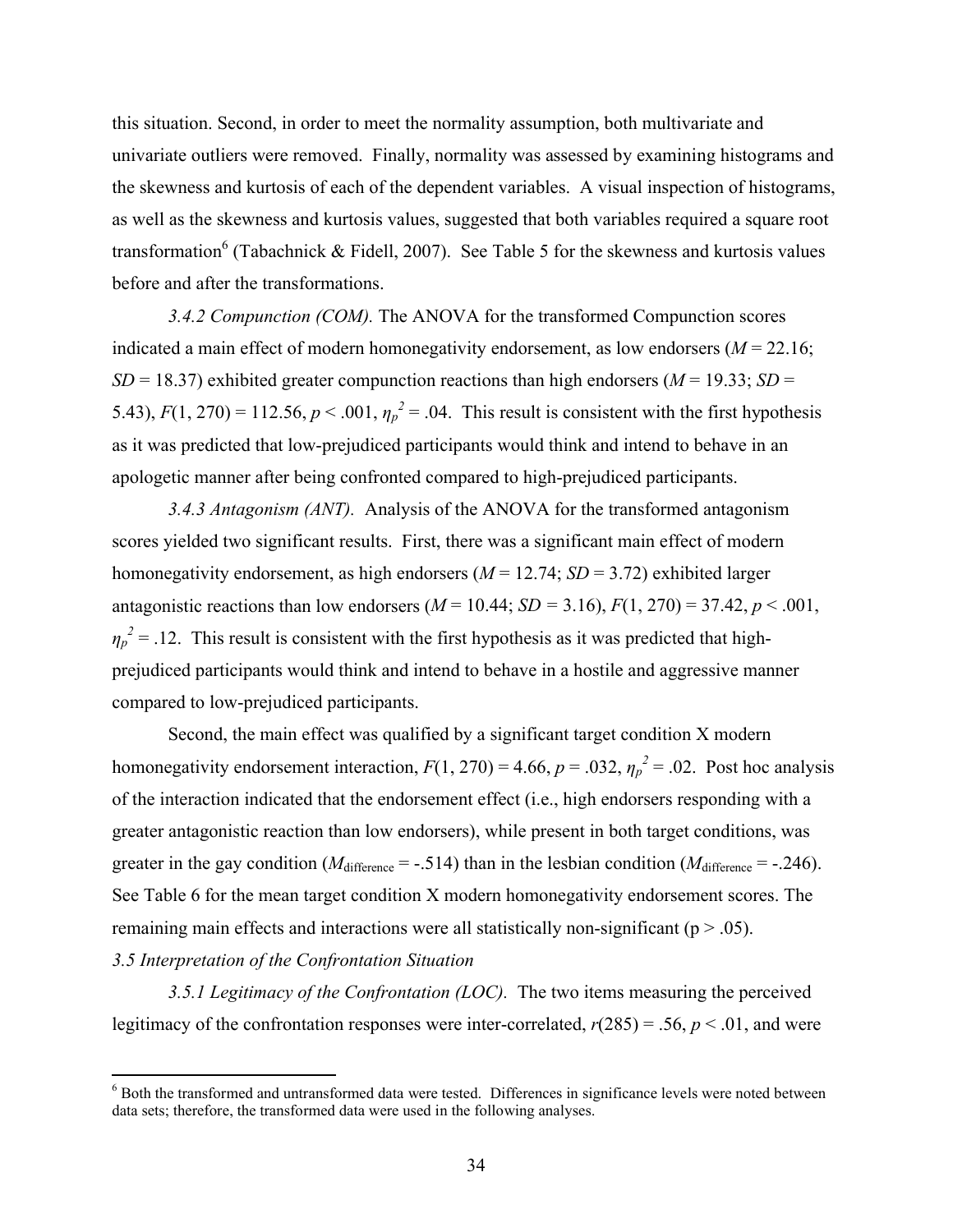this situation. Second, in order to meet the normality assumption, both multivariate and univariate outliers were removed. Finally, normality was assessed by examining histograms and the skewness and kurtosis of each of the dependent variables. A visual inspection of histograms, as well as the skewness and kurtosis values, suggested that both variables required a square root transformation[6] (Tabachnick & Fidell, 2007). See Table 5 for the skewness and kurtosis values before and after the transformations.

*3.4.2 Compunction (COM).* The ANOVA for the transformed Compunction scores indicated a main effect of modern homonegativity endorsement, as low endorsers ($M$ = 22.16; $SD$ = 18.37) exhibited greater compunction reactions than high endorsers ($M$ = 19.33; $SD$ = 5.43), $F(1, 270) = 112.56$, $p < .001$, $\eta_p^2 = .04$. This result is consistent with the first hypothesis as it was predicted that low-prejudiced participants would think and intend to behave in an apologetic manner after being confronted compared to high-prejudiced participants.

*3.4.3 Antagonism (ANT).* Analysis of the ANOVA for the transformed antagonism scores yielded two significant results. First, there was a significant main effect of modern homonegativity endorsement, as high endorsers ($M$ = 12.74; $SD$ = 3.72) exhibited larger antagonistic reactions than low endorsers ($M$ = 10.44; $SD$ = 3.16), $F(1, 270) = 37.42$, $p < .001$, $\eta_p^2 = .12$. This result is consistent with the first hypothesis as it was predicted that high-prejudiced participants would think and intend to behave in a hostile and aggressive manner compared to low-prejudiced participants.

Second, the main effect was qualified by a significant target condition X modern homonegativity endorsement interaction, $F(1, 270) = 4.66$, $p = .032$, $\eta_p^2 = .02$. Post hoc analysis of the interaction indicated that the endorsement effect (i.e., high endorsers responding with a greater antagonistic reaction than low endorsers), while present in both target conditions, was greater in the gay condition ($M_{\text{difference}} = -.514$) than in the lesbian condition ($M_{\text{difference}} = -.246$). See Table 6 for the mean target condition X modern homonegativity endorsement scores. The remaining main effects and interactions were all statistically non-significant ($p > .05$).

*3.5 Interpretation of the Confrontation Situation*

*3.5.1 Legitimacy of the Confrontation (LOC).* The two items measuring the perceived legitimacy of the confrontation responses were inter-correlated, $r(285) = .56$, $p < .01$, and were

[6] Both the transformed and untransformed data were tested. Differences in significance levels were noted between data sets; therefore, the transformed data were used in the following analyses.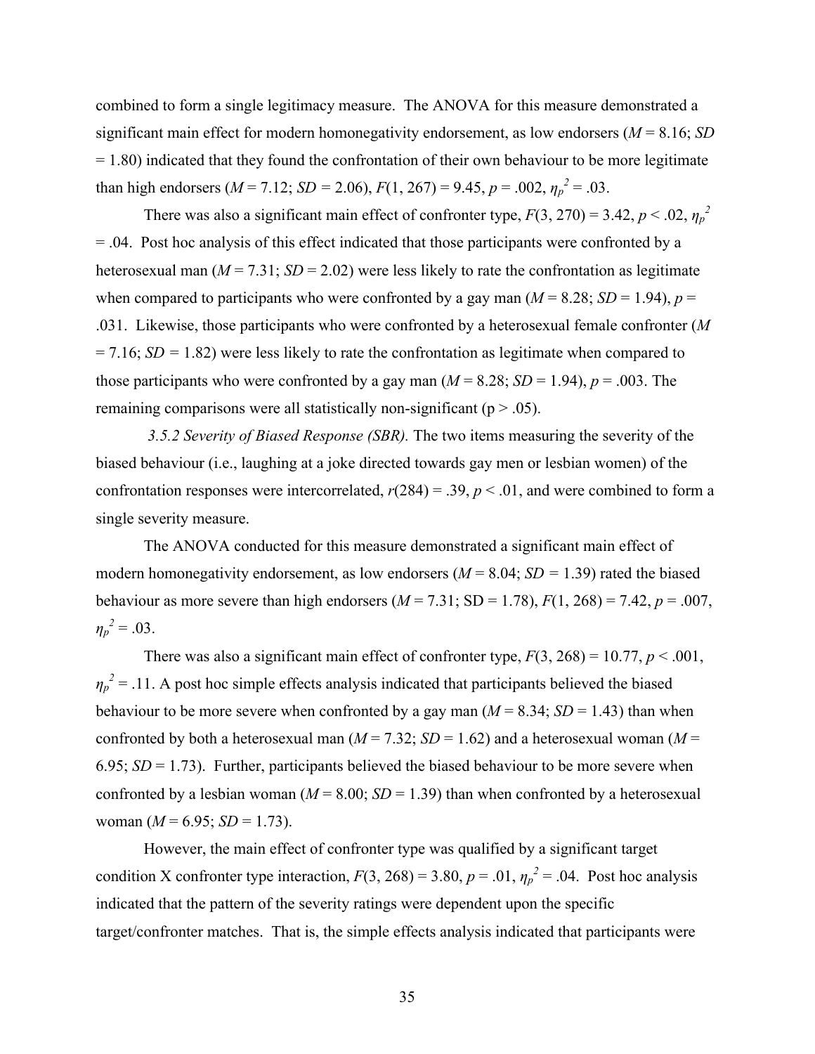combined to form a single legitimacy measure. The ANOVA for this measure demonstrated a significant main effect for modern homonegativity endorsement, as low endorsers ($M$ = 8.16; $SD$ = 1.80) indicated that they found the confrontation of their own behaviour to be more legitimate than high endorsers ($M$ = 7.12; $SD$ = 2.06), $F(1, 267) = 9.45$, $p = .002$, $\eta_p^2 = .03$.

There was also a significant main effect of confronter type, $F(3, 270) = 3.42$, $p < .02$, $\eta_p^2 = .04$. Post hoc analysis of this effect indicated that those participants were confronted by a heterosexual man ($M$ = 7.31; $SD$ = 2.02) were less likely to rate the confrontation as legitimate when compared to participants who were confronted by a gay man ($M$ = 8.28; $SD$ = 1.94), $p$ = .031. Likewise, those participants who were confronted by a heterosexual female confronter ($M$ = 7.16; $SD$ = 1.82) were less likely to rate the confrontation as legitimate when compared to those participants who were confronted by a gay man ($M$ = 8.28; $SD$ = 1.94), $p$ = .003. The remaining comparisons were all statistically non-significant (p > .05).

*3.5.2 Severity of Biased Response (SBR).* The two items measuring the severity of the biased behaviour (i.e., laughing at a joke directed towards gay men or lesbian women) of the confrontation responses were intercorrelated, $r(284) = .39$, $p < .01$, and were combined to form a single severity measure.

The ANOVA conducted for this measure demonstrated a significant main effect of modern homonegativity endorsement, as low endorsers ($M$ = 8.04; $SD$ = 1.39) rated the biased behaviour as more severe than high endorsers ($M$ = 7.31; SD = 1.78), $F(1, 268) = 7.42$, $p = .007$, $\eta_p^2 = .03$.

There was also a significant main effect of confronter type, $F(3, 268) = 10.77$, $p < .001$, $\eta_p^2 = .11$. A post hoc simple effects analysis indicated that participants believed the biased behaviour to be more severe when confronted by a gay man ($M$ = 8.34; $SD$ = 1.43) than when confronted by both a heterosexual man ($M$ = 7.32; $SD$ = 1.62) and a heterosexual woman ($M$ = 6.95; $SD$ = 1.73). Further, participants believed the biased behaviour to be more severe when confronted by a lesbian woman ($M$ = 8.00; $SD$ = 1.39) than when confronted by a heterosexual woman ($M$ = 6.95; $SD$ = 1.73).

However, the main effect of confronter type was qualified by a significant target condition X confronter type interaction, $F(3, 268) = 3.80$, $p = .01$, $\eta_p^2 = .04$. Post hoc analysis indicated that the pattern of the severity ratings were dependent upon the specific target/confronter matches. That is, the simple effects analysis indicated that participants were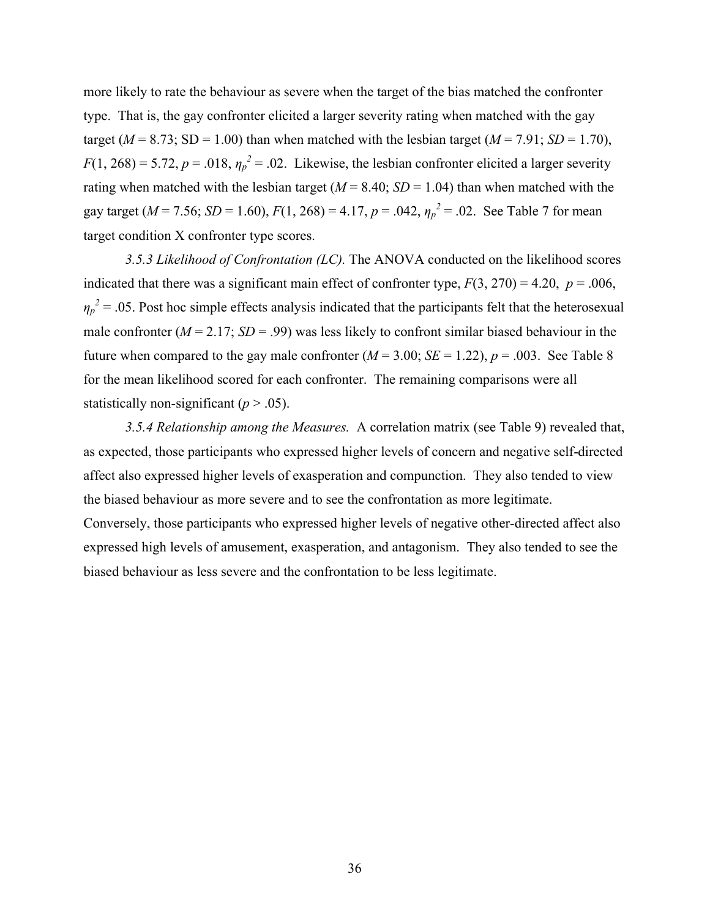more likely to rate the behaviour as severe when the target of the bias matched the confronter type. That is, the gay confronter elicited a larger severity rating when matched with the gay target (*M* = 8.73; SD = 1.00) than when matched with the lesbian target (*M* = 7.91; *SD* = 1.70), $F(1, 268) = 5.72$, $p = .018$, $\eta_p^2 = .02$. Likewise, the lesbian confronter elicited a larger severity rating when matched with the lesbian target (*M* = 8.40; *SD* = 1.04) than when matched with the gay target (*M* = 7.56; *SD* = 1.60), $F(1, 268) = 4.17$, $p = .042$, $\eta_p^2 = .02$. See Table 7 for mean target condition X confronter type scores.

*3.5.3 Likelihood of Confrontation (LC).* The ANOVA conducted on the likelihood scores indicated that there was a significant main effect of confronter type, $F(3, 270) = 4.20$, $p = .006$, $\eta_p^2 = .05$. Post hoc simple effects analysis indicated that the participants felt that the heterosexual male confronter (*M* = 2.17; *SD* = .99) was less likely to confront similar biased behaviour in the future when compared to the gay male confronter (*M* = 3.00; *SE* = 1.22), $p = .003$. See Table 8 for the mean likelihood scored for each confronter. The remaining comparisons were all statistically non-significant ($p > .05$).

*3.5.4 Relationship among the Measures.* A correlation matrix (see Table 9) revealed that, as expected, those participants who expressed higher levels of concern and negative self-directed affect also expressed higher levels of exasperation and compunction. They also tended to view the biased behaviour as more severe and to see the confrontation as more legitimate. Conversely, those participants who expressed higher levels of negative other-directed affect also expressed high levels of amusement, exasperation, and antagonism. They also tended to see the biased behaviour as less severe and the confrontation to be less legitimate.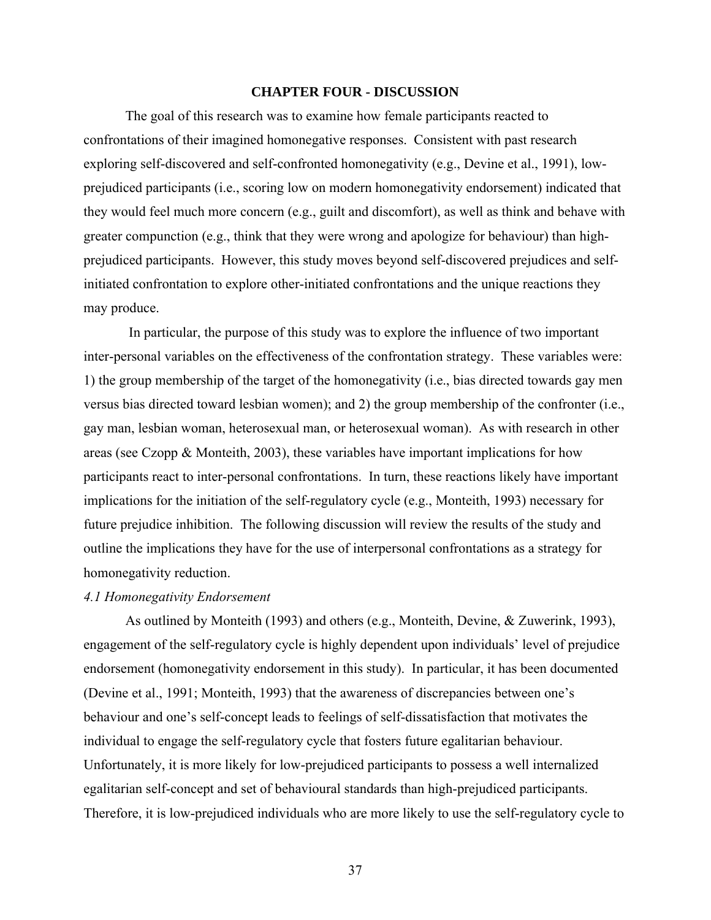# CHAPTER FOUR - DISCUSSION

The goal of this research was to examine how female participants reacted to confrontations of their imagined homonegative responses. Consistent with past research exploring self-discovered and self-confronted homonegativity (e.g., Devine et al., 1991), low-prejudiced participants (i.e., scoring low on modern homonegativity endorsement) indicated that they would feel much more concern (e.g., guilt and discomfort), as well as think and behave with greater compunction (e.g., think that they were wrong and apologize for behaviour) than high-prejudiced participants. However, this study moves beyond self-discovered prejudices and self-initiated confrontation to explore other-initiated confrontations and the unique reactions they may produce.

In particular, the purpose of this study was to explore the influence of two important inter-personal variables on the effectiveness of the confrontation strategy. These variables were: 1) the group membership of the target of the homonegativity (i.e., bias directed towards gay men versus bias directed toward lesbian women); and 2) the group membership of the confronter (i.e., gay man, lesbian woman, heterosexual man, or heterosexual woman). As with research in other areas (see Czopp & Monteith, 2003), these variables have important implications for how participants react to inter-personal confrontations. In turn, these reactions likely have important implications for the initiation of the self-regulatory cycle (e.g., Monteith, 1993) necessary for future prejudice inhibition. The following discussion will review the results of the study and outline the implications they have for the use of interpersonal confrontations as a strategy for homonegativity reduction.

### *4.1 Homonegativity Endorsement*

As outlined by Monteith (1993) and others (e.g., Monteith, Devine, & Zuwerink, 1993), engagement of the self-regulatory cycle is highly dependent upon individuals' level of prejudice endorsement (homonegativity endorsement in this study). In particular, it has been documented (Devine et al., 1991; Monteith, 1993) that the awareness of discrepancies between one's behaviour and one's self-concept leads to feelings of self-dissatisfaction that motivates the individual to engage the self-regulatory cycle that fosters future egalitarian behaviour. Unfortunately, it is more likely for low-prejudiced participants to possess a well internalized egalitarian self-concept and set of behavioural standards than high-prejudiced participants. Therefore, it is low-prejudiced individuals who are more likely to use the self-regulatory cycle to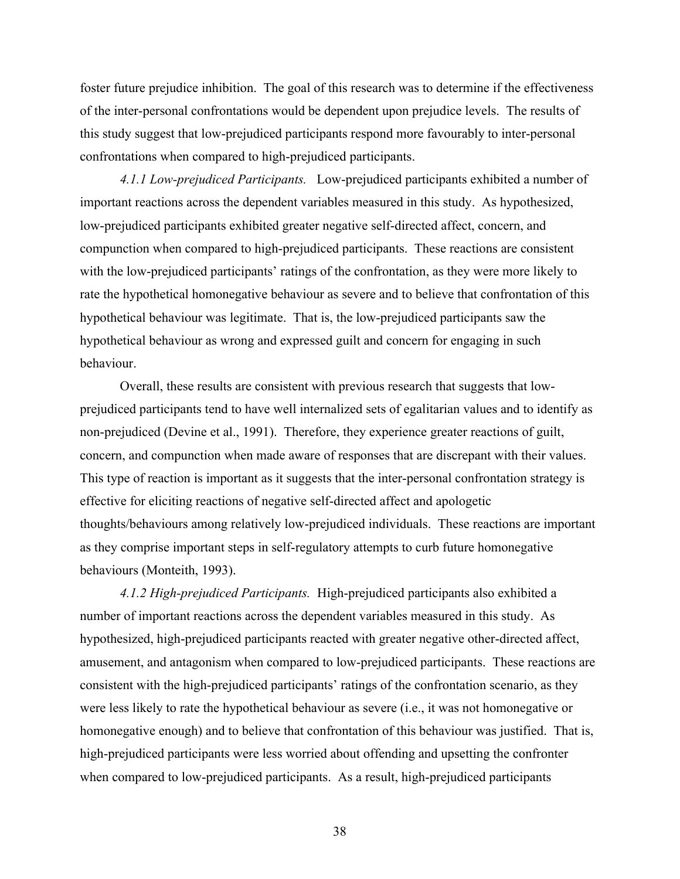foster future prejudice inhibition. The goal of this research was to determine if the effectiveness of the inter-personal confrontations would be dependent upon prejudice levels. The results of this study suggest that low-prejudiced participants respond more favourably to inter-personal confrontations when compared to high-prejudiced participants.

*4.1.1 Low-prejudiced Participants.* Low-prejudiced participants exhibited a number of important reactions across the dependent variables measured in this study. As hypothesized, low-prejudiced participants exhibited greater negative self-directed affect, concern, and compunction when compared to high-prejudiced participants. These reactions are consistent with the low-prejudiced participants' ratings of the confrontation, as they were more likely to rate the hypothetical homonegative behaviour as severe and to believe that confrontation of this hypothetical behaviour was legitimate. That is, the low-prejudiced participants saw the hypothetical behaviour as wrong and expressed guilt and concern for engaging in such behaviour.

Overall, these results are consistent with previous research that suggests that low-prejudiced participants tend to have well internalized sets of egalitarian values and to identify as non-prejudiced (Devine et al., 1991). Therefore, they experience greater reactions of guilt, concern, and compunction when made aware of responses that are discrepant with their values. This type of reaction is important as it suggests that the inter-personal confrontation strategy is effective for eliciting reactions of negative self-directed affect and apologetic thoughts/behaviours among relatively low-prejudiced individuals. These reactions are important as they comprise important steps in self-regulatory attempts to curb future homonegative behaviours (Monteith, 1993).

*4.1.2 High-prejudiced Participants.* High-prejudiced participants also exhibited a number of important reactions across the dependent variables measured in this study. As hypothesized, high-prejudiced participants reacted with greater negative other-directed affect, amusement, and antagonism when compared to low-prejudiced participants. These reactions are consistent with the high-prejudiced participants' ratings of the confrontation scenario, as they were less likely to rate the hypothetical behaviour as severe (i.e., it was not homonegative or homonegative enough) and to believe that confrontation of this behaviour was justified. That is, high-prejudiced participants were less worried about offending and upsetting the confronter when compared to low-prejudiced participants. As a result, high-prejudiced participants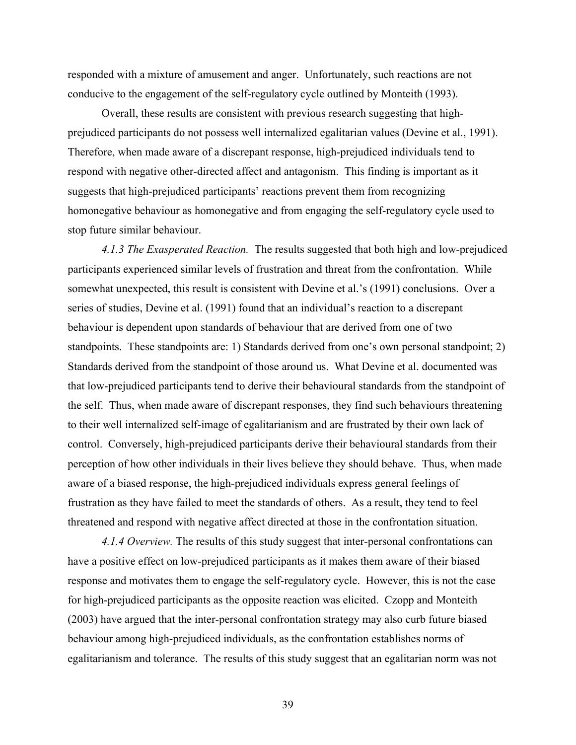responded with a mixture of amusement and anger. Unfortunately, such reactions are not conducive to the engagement of the self-regulatory cycle outlined by Monteith (1993).

Overall, these results are consistent with previous research suggesting that high-prejudiced participants do not possess well internalized egalitarian values (Devine et al., 1991). Therefore, when made aware of a discrepant response, high-prejudiced individuals tend to respond with negative other-directed affect and antagonism. This finding is important as it suggests that high-prejudiced participants' reactions prevent them from recognizing homonegative behaviour as homonegative and from engaging the self-regulatory cycle used to stop future similar behaviour.

*4.1.3 The Exasperated Reaction.* The results suggested that both high and low-prejudiced participants experienced similar levels of frustration and threat from the confrontation. While somewhat unexpected, this result is consistent with Devine et al.'s (1991) conclusions. Over a series of studies, Devine et al. (1991) found that an individual's reaction to a discrepant behaviour is dependent upon standards of behaviour that are derived from one of two standpoints. These standpoints are: 1) Standards derived from one's own personal standpoint; 2) Standards derived from the standpoint of those around us. What Devine et al. documented was that low-prejudiced participants tend to derive their behavioural standards from the standpoint of the self. Thus, when made aware of discrepant responses, they find such behaviours threatening to their well internalized self-image of egalitarianism and are frustrated by their own lack of control. Conversely, high-prejudiced participants derive their behavioural standards from their perception of how other individuals in their lives believe they should behave. Thus, when made aware of a biased response, the high-prejudiced individuals express general feelings of frustration as they have failed to meet the standards of others. As a result, they tend to feel threatened and respond with negative affect directed at those in the confrontation situation.

*4.1.4 Overview.* The results of this study suggest that inter-personal confrontations can have a positive effect on low-prejudiced participants as it makes them aware of their biased response and motivates them to engage the self-regulatory cycle. However, this is not the case for high-prejudiced participants as the opposite reaction was elicited. Czopp and Monteith (2003) have argued that the inter-personal confrontation strategy may also curb future biased behaviour among high-prejudiced individuals, as the confrontation establishes norms of egalitarianism and tolerance. The results of this study suggest that an egalitarian norm was not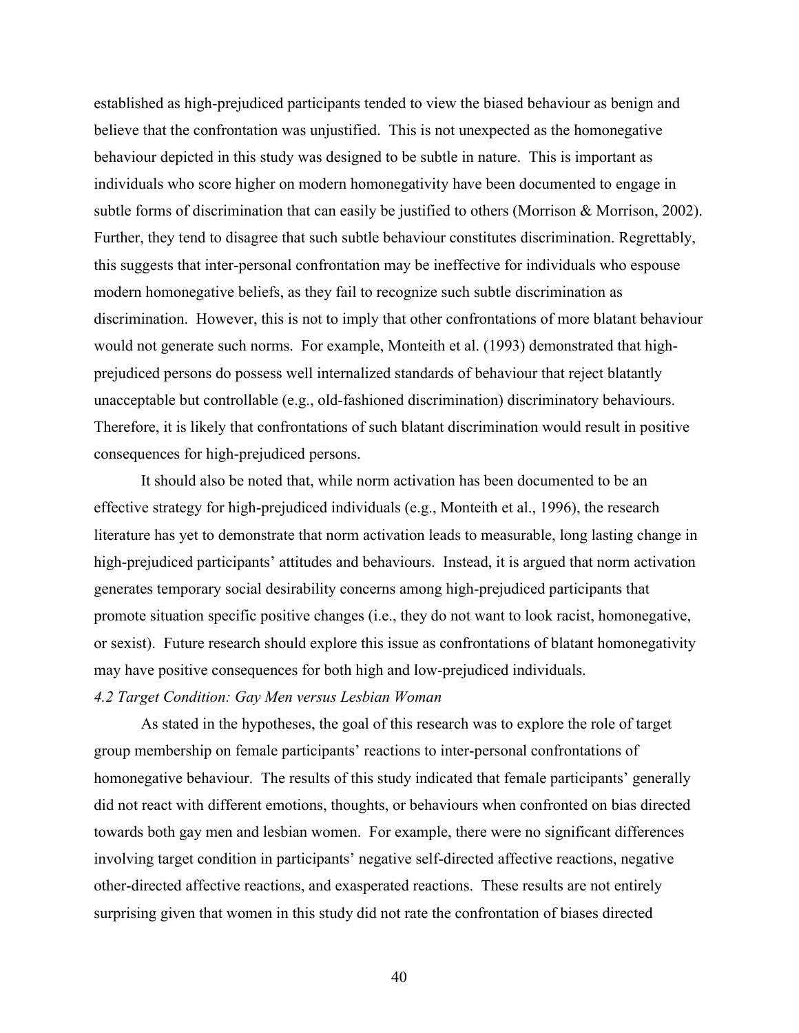established as high-prejudiced participants tended to view the biased behaviour as benign and believe that the confrontation was unjustified. This is not unexpected as the homonegative behaviour depicted in this study was designed to be subtle in nature. This is important as individuals who score higher on modern homonegativity have been documented to engage in subtle forms of discrimination that can easily be justified to others (Morrison & Morrison, 2002). Further, they tend to disagree that such subtle behaviour constitutes discrimination. Regrettably, this suggests that inter-personal confrontation may be ineffective for individuals who espouse modern homonegative beliefs, as they fail to recognize such subtle discrimination as discrimination. However, this is not to imply that other confrontations of more blatant behaviour would not generate such norms. For example, Monteith et al. (1993) demonstrated that high-prejudiced persons do possess well internalized standards of behaviour that reject blatantly unacceptable but controllable (e.g., old-fashioned discrimination) discriminatory behaviours. Therefore, it is likely that confrontations of such blatant discrimination would result in positive consequences for high-prejudiced persons.

It should also be noted that, while norm activation has been documented to be an effective strategy for high-prejudiced individuals (e.g., Monteith et al., 1996), the research literature has yet to demonstrate that norm activation leads to measurable, long lasting change in high-prejudiced participants' attitudes and behaviours. Instead, it is argued that norm activation generates temporary social desirability concerns among high-prejudiced participants that promote situation specific positive changes (i.e., they do not want to look racist, homonegative, or sexist). Future research should explore this issue as confrontations of blatant homonegativity may have positive consequences for both high and low-prejudiced individuals.

*4.2 Target Condition: Gay Men versus Lesbian Woman*

As stated in the hypotheses, the goal of this research was to explore the role of target group membership on female participants' reactions to inter-personal confrontations of homonegative behaviour. The results of this study indicated that female participants' generally did not react with different emotions, thoughts, or behaviours when confronted on bias directed towards both gay men and lesbian women. For example, there were no significant differences involving target condition in participants' negative self-directed affective reactions, negative other-directed affective reactions, and exasperated reactions. These results are not entirely surprising given that women in this study did not rate the confrontation of biases directed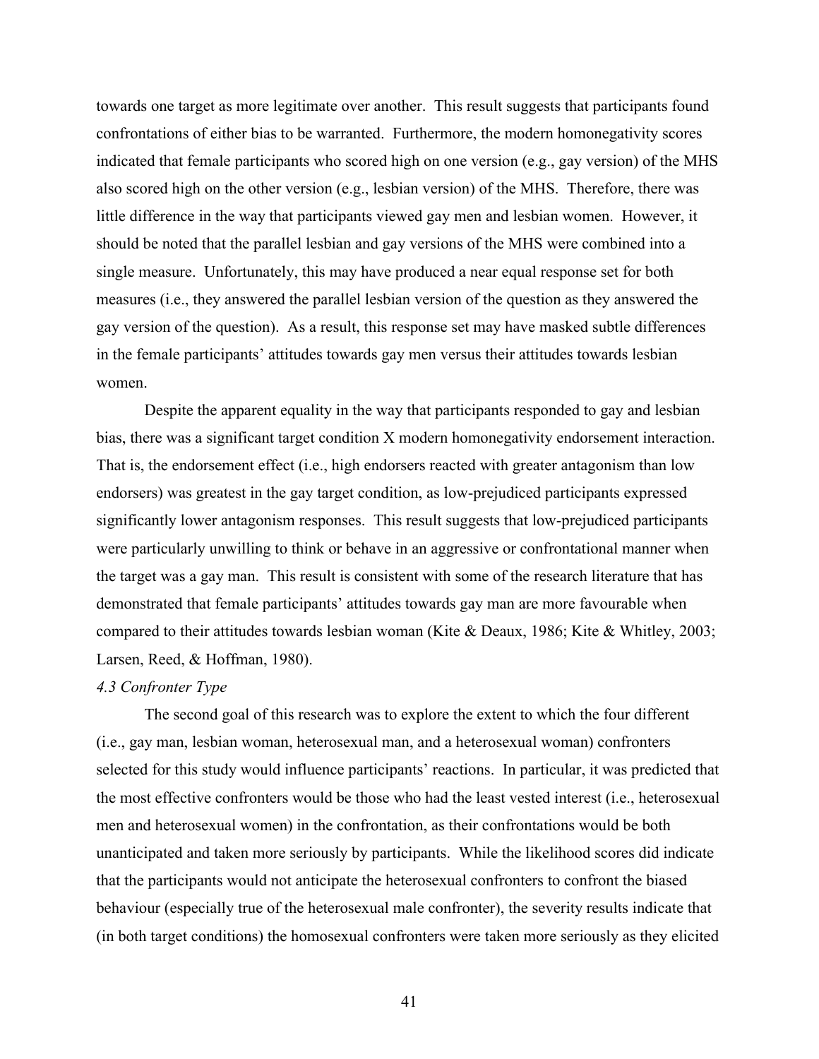towards one target as more legitimate over another. This result suggests that participants found confrontations of either bias to be warranted. Furthermore, the modern homonegativity scores indicated that female participants who scored high on one version (e.g., gay version) of the MHS also scored high on the other version (e.g., lesbian version) of the MHS. Therefore, there was little difference in the way that participants viewed gay men and lesbian women. However, it should be noted that the parallel lesbian and gay versions of the MHS were combined into a single measure. Unfortunately, this may have produced a near equal response set for both measures (i.e., they answered the parallel lesbian version of the question as they answered the gay version of the question). As a result, this response set may have masked subtle differences in the female participants' attitudes towards gay men versus their attitudes towards lesbian women.

Despite the apparent equality in the way that participants responded to gay and lesbian bias, there was a significant target condition X modern homonegativity endorsement interaction. That is, the endorsement effect (i.e., high endorsers reacted with greater antagonism than low endorsers) was greatest in the gay target condition, as low-prejudiced participants expressed significantly lower antagonism responses. This result suggests that low-prejudiced participants were particularly unwilling to think or behave in an aggressive or confrontational manner when the target was a gay man. This result is consistent with some of the research literature that has demonstrated that female participants' attitudes towards gay man are more favourable when compared to their attitudes towards lesbian woman (Kite & Deaux, 1986; Kite & Whitley, 2003; Larsen, Reed, & Hoffman, 1980).

*4.3 Confronter Type*

The second goal of this research was to explore the extent to which the four different (i.e., gay man, lesbian woman, heterosexual man, and a heterosexual woman) confronters selected for this study would influence participants' reactions. In particular, it was predicted that the most effective confronters would be those who had the least vested interest (i.e., heterosexual men and heterosexual women) in the confrontation, as their confrontations would be both unanticipated and taken more seriously by participants. While the likelihood scores did indicate that the participants would not anticipate the heterosexual confronters to confront the biased behaviour (especially true of the heterosexual male confronter), the severity results indicate that (in both target conditions) the homosexual confronters were taken more seriously as they elicited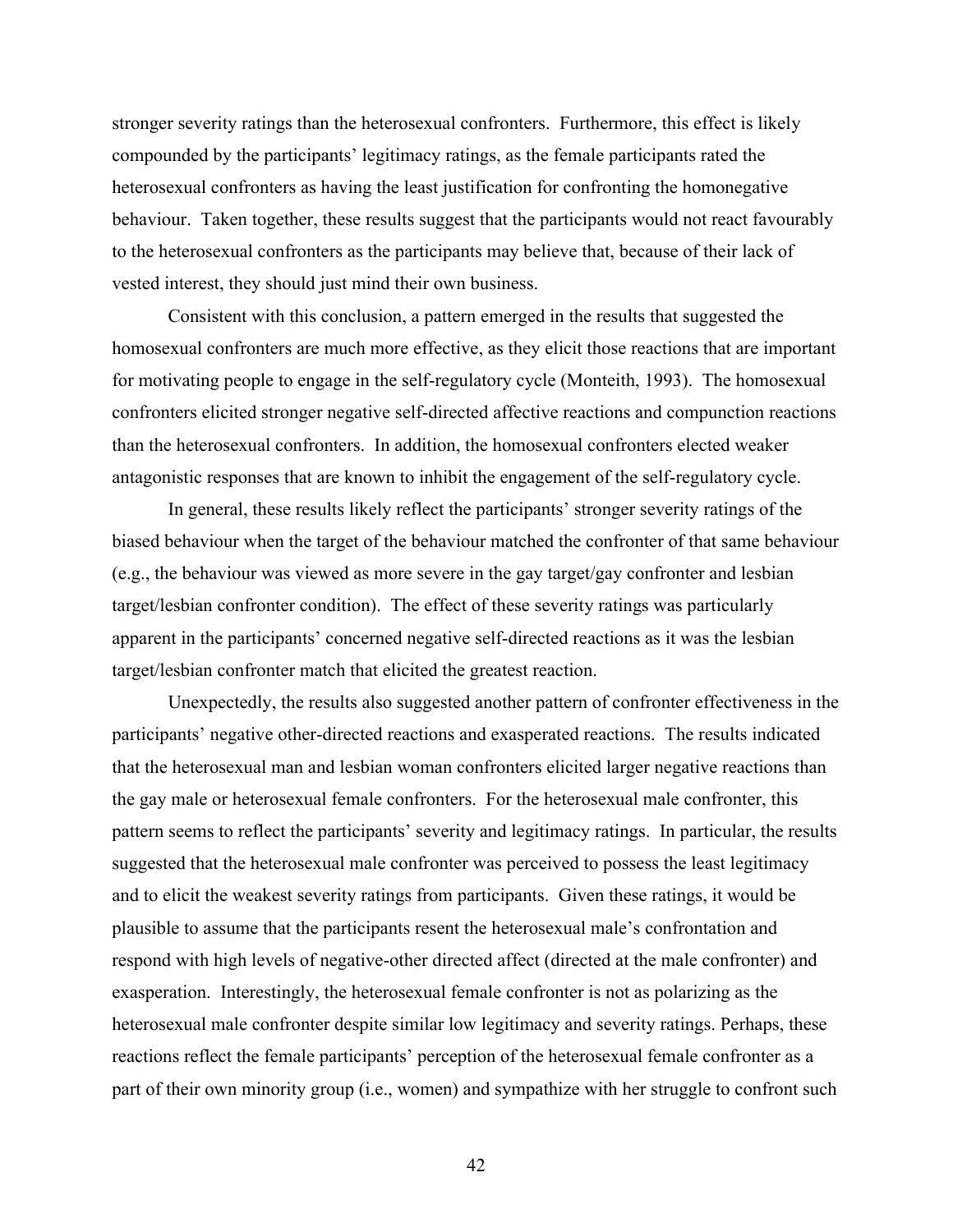stronger severity ratings than the heterosexual confronters. Furthermore, this effect is likely compounded by the participants' legitimacy ratings, as the female participants rated the heterosexual confronters as having the least justification for confronting the homonegative behaviour. Taken together, these results suggest that the participants would not react favourably to the heterosexual confronters as the participants may believe that, because of their lack of vested interest, they should just mind their own business.

Consistent with this conclusion, a pattern emerged in the results that suggested the homosexual confronters are much more effective, as they elicit those reactions that are important for motivating people to engage in the self-regulatory cycle (Monteith, 1993). The homosexual confronters elicited stronger negative self-directed affective reactions and compunction reactions than the heterosexual confronters. In addition, the homosexual confronters elected weaker antagonistic responses that are known to inhibit the engagement of the self-regulatory cycle.

In general, these results likely reflect the participants' stronger severity ratings of the biased behaviour when the target of the behaviour matched the confronter of that same behaviour (e.g., the behaviour was viewed as more severe in the gay target/gay confronter and lesbian target/lesbian confronter condition). The effect of these severity ratings was particularly apparent in the participants' concerned negative self-directed reactions as it was the lesbian target/lesbian confronter match that elicited the greatest reaction.

Unexpectedly, the results also suggested another pattern of confronter effectiveness in the participants' negative other-directed reactions and exasperated reactions. The results indicated that the heterosexual man and lesbian woman confronters elicited larger negative reactions than the gay male or heterosexual female confronters. For the heterosexual male confronter, this pattern seems to reflect the participants' severity and legitimacy ratings. In particular, the results suggested that the heterosexual male confronter was perceived to possess the least legitimacy and to elicit the weakest severity ratings from participants. Given these ratings, it would be plausible to assume that the participants resent the heterosexual male's confrontation and respond with high levels of negative-other directed affect (directed at the male confronter) and exasperation. Interestingly, the heterosexual female confronter is not as polarizing as the heterosexual male confronter despite similar low legitimacy and severity ratings. Perhaps, these reactions reflect the female participants' perception of the heterosexual female confronter as a part of their own minority group (i.e., women) and sympathize with her struggle to confront such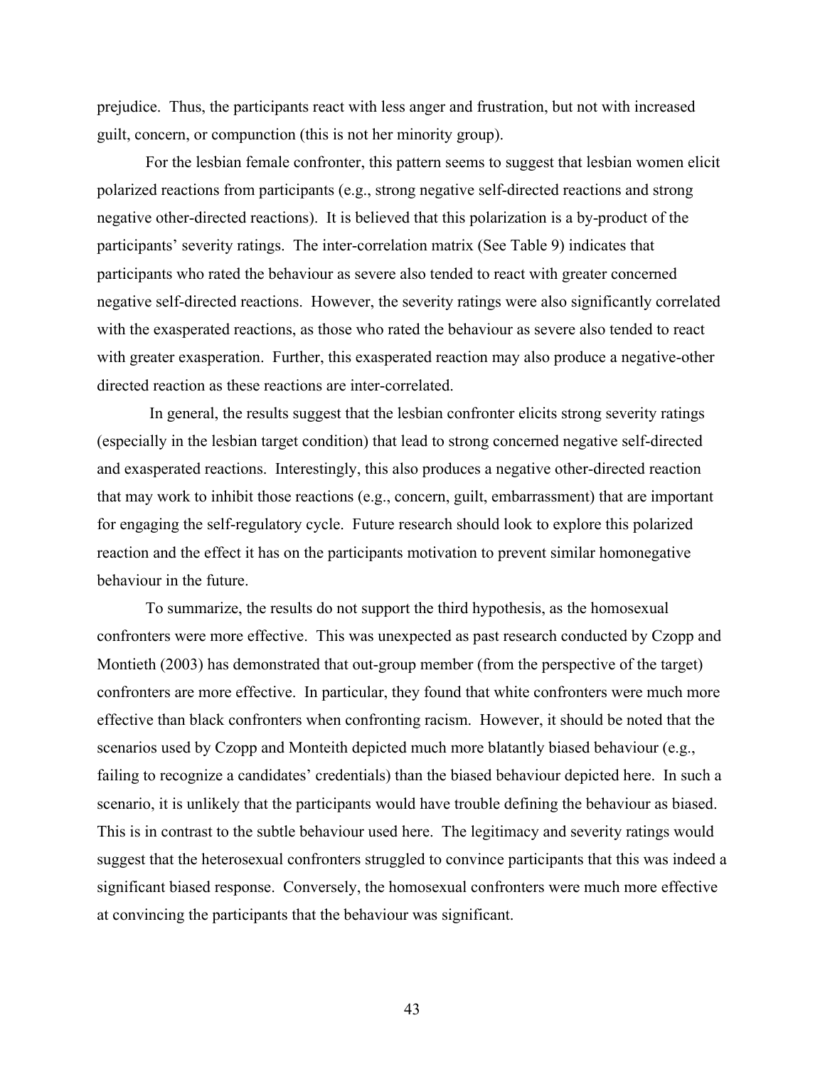prejudice. Thus, the participants react with less anger and frustration, but not with increased guilt, concern, or compunction (this is not her minority group).

For the lesbian female confronter, this pattern seems to suggest that lesbian women elicit polarized reactions from participants (e.g., strong negative self-directed reactions and strong negative other-directed reactions). It is believed that this polarization is a by-product of the participants' severity ratings. The inter-correlation matrix (See Table 9) indicates that participants who rated the behaviour as severe also tended to react with greater concerned negative self-directed reactions. However, the severity ratings were also significantly correlated with the exasperated reactions, as those who rated the behaviour as severe also tended to react with greater exasperation. Further, this exasperated reaction may also produce a negative-other directed reaction as these reactions are inter-correlated.

In general, the results suggest that the lesbian confronter elicits strong severity ratings (especially in the lesbian target condition) that lead to strong concerned negative self-directed and exasperated reactions. Interestingly, this also produces a negative other-directed reaction that may work to inhibit those reactions (e.g., concern, guilt, embarrassment) that are important for engaging the self-regulatory cycle. Future research should look to explore this polarized reaction and the effect it has on the participants motivation to prevent similar homonegative behaviour in the future.

To summarize, the results do not support the third hypothesis, as the homosexual confronters were more effective. This was unexpected as past research conducted by Czopp and Montieth (2003) has demonstrated that out-group member (from the perspective of the target) confronters are more effective. In particular, they found that white confronters were much more effective than black confronters when confronting racism. However, it should be noted that the scenarios used by Czopp and Monteith depicted much more blatantly biased behaviour (e.g., failing to recognize a candidates' credentials) than the biased behaviour depicted here. In such a scenario, it is unlikely that the participants would have trouble defining the behaviour as biased. This is in contrast to the subtle behaviour used here. The legitimacy and severity ratings would suggest that the heterosexual confronters struggled to convince participants that this was indeed a significant biased response. Conversely, the homosexual confronters were much more effective at convincing the participants that the behaviour was significant.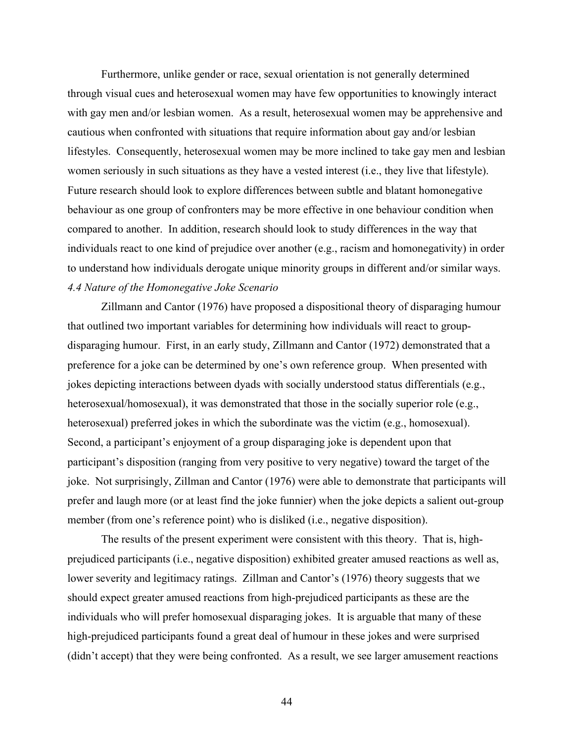Furthermore, unlike gender or race, sexual orientation is not generally determined through visual cues and heterosexual women may have few opportunities to knowingly interact with gay men and/or lesbian women. As a result, heterosexual women may be apprehensive and cautious when confronted with situations that require information about gay and/or lesbian lifestyles. Consequently, heterosexual women may be more inclined to take gay men and lesbian women seriously in such situations as they have a vested interest (i.e., they live that lifestyle). Future research should look to explore differences between subtle and blatant homonegative behaviour as one group of confronters may be more effective in one behaviour condition when compared to another. In addition, research should look to study differences in the way that individuals react to one kind of prejudice over another (e.g., racism and homonegativity) in order to understand how individuals derogate unique minority groups in different and/or similar ways.

### *4.4 Nature of the Homonegative Joke Scenario*

Zillmann and Cantor (1976) have proposed a dispositional theory of disparaging humour that outlined two important variables for determining how individuals will react to group-disparaging humour. First, in an early study, Zillmann and Cantor (1972) demonstrated that a preference for a joke can be determined by one's own reference group. When presented with jokes depicting interactions between dyads with socially understood status differentials (e.g., heterosexual/homosexual), it was demonstrated that those in the socially superior role (e.g., heterosexual) preferred jokes in which the subordinate was the victim (e.g., homosexual). Second, a participant's enjoyment of a group disparaging joke is dependent upon that participant's disposition (ranging from very positive to very negative) toward the target of the joke. Not surprisingly, Zillman and Cantor (1976) were able to demonstrate that participants will prefer and laugh more (or at least find the joke funnier) when the joke depicts a salient out-group member (from one's reference point) who is disliked (i.e., negative disposition).

The results of the present experiment were consistent with this theory. That is, high-prejudiced participants (i.e., negative disposition) exhibited greater amused reactions as well as, lower severity and legitimacy ratings. Zillman and Cantor's (1976) theory suggests that we should expect greater amused reactions from high-prejudiced participants as these are the individuals who will prefer homosexual disparaging jokes. It is arguable that many of these high-prejudiced participants found a great deal of humour in these jokes and were surprised (didn't accept) that they were being confronted. As a result, we see larger amusement reactions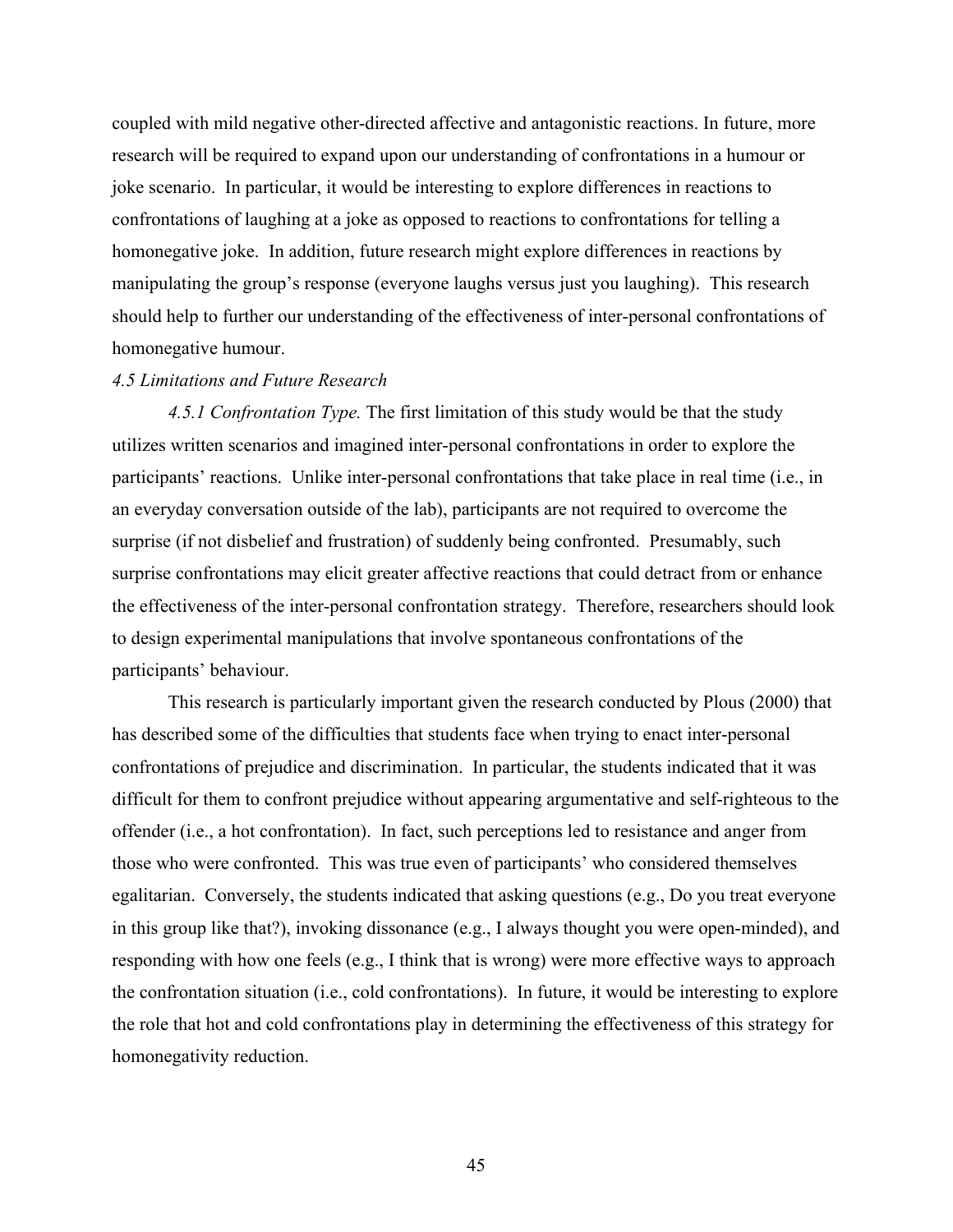coupled with mild negative other-directed affective and antagonistic reactions. In future, more research will be required to expand upon our understanding of confrontations in a humour or joke scenario. In particular, it would be interesting to explore differences in reactions to confrontations of laughing at a joke as opposed to reactions to confrontations for telling a homonegative joke. In addition, future research might explore differences in reactions by manipulating the group's response (everyone laughs versus just you laughing). This research should help to further our understanding of the effectiveness of inter-personal confrontations of homonegative humour.

### *4.5 Limitations and Future Research*

*4.5.1 Confrontation Type.* The first limitation of this study would be that the study utilizes written scenarios and imagined inter-personal confrontations in order to explore the participants' reactions. Unlike inter-personal confrontations that take place in real time (i.e., in an everyday conversation outside of the lab), participants are not required to overcome the surprise (if not disbelief and frustration) of suddenly being confronted. Presumably, such surprise confrontations may elicit greater affective reactions that could detract from or enhance the effectiveness of the inter-personal confrontation strategy. Therefore, researchers should look to design experimental manipulations that involve spontaneous confrontations of the participants' behaviour.

This research is particularly important given the research conducted by Plous (2000) that has described some of the difficulties that students face when trying to enact inter-personal confrontations of prejudice and discrimination. In particular, the students indicated that it was difficult for them to confront prejudice without appearing argumentative and self-righteous to the offender (i.e., a hot confrontation). In fact, such perceptions led to resistance and anger from those who were confronted. This was true even of participants' who considered themselves egalitarian. Conversely, the students indicated that asking questions (e.g., Do you treat everyone in this group like that?), invoking dissonance (e.g., I always thought you were open-minded), and responding with how one feels (e.g., I think that is wrong) were more effective ways to approach the confrontation situation (i.e., cold confrontations). In future, it would be interesting to explore the role that hot and cold confrontations play in determining the effectiveness of this strategy for homonegativity reduction.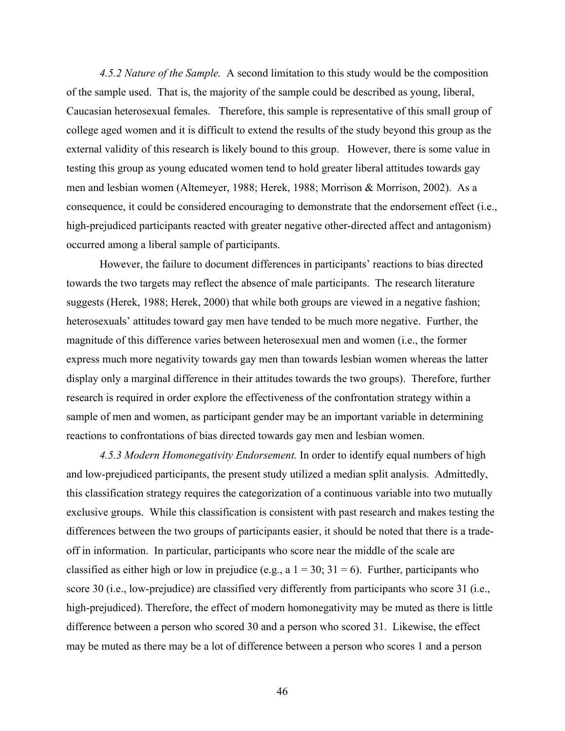*4.5.2 Nature of the Sample.* A second limitation to this study would be the composition of the sample used. That is, the majority of the sample could be described as young, liberal, Caucasian heterosexual females. Therefore, this sample is representative of this small group of college aged women and it is difficult to extend the results of the study beyond this group as the external validity of this research is likely bound to this group. However, there is some value in testing this group as young educated women tend to hold greater liberal attitudes towards gay men and lesbian women (Altemeyer, 1988; Herek, 1988; Morrison & Morrison, 2002). As a consequence, it could be considered encouraging to demonstrate that the endorsement effect (i.e., high-prejudiced participants reacted with greater negative other-directed affect and antagonism) occurred among a liberal sample of participants.

However, the failure to document differences in participants' reactions to bias directed towards the two targets may reflect the absence of male participants. The research literature suggests (Herek, 1988; Herek, 2000) that while both groups are viewed in a negative fashion; heterosexuals' attitudes toward gay men have tended to be much more negative. Further, the magnitude of this difference varies between heterosexual men and women (i.e., the former express much more negativity towards gay men than towards lesbian women whereas the latter display only a marginal difference in their attitudes towards the two groups). Therefore, further research is required in order explore the effectiveness of the confrontation strategy within a sample of men and women, as participant gender may be an important variable in determining reactions to confrontations of bias directed towards gay men and lesbian women.

*4.5.3 Modern Homonegativity Endorsement.* In order to identify equal numbers of high and low-prejudiced participants, the present study utilized a median split analysis. Admittedly, this classification strategy requires the categorization of a continuous variable into two mutually exclusive groups. While this classification is consistent with past research and makes testing the differences between the two groups of participants easier, it should be noted that there is a trade-off in information. In particular, participants who score near the middle of the scale are classified as either high or low in prejudice (e.g., a 1 = 30; 31 = 6). Further, participants who score 30 (i.e., low-prejudice) are classified very differently from participants who score 31 (i.e., high-prejudiced). Therefore, the effect of modern homonegativity may be muted as there is little difference between a person who scored 30 and a person who scored 31. Likewise, the effect may be muted as there may be a lot of difference between a person who scores 1 and a person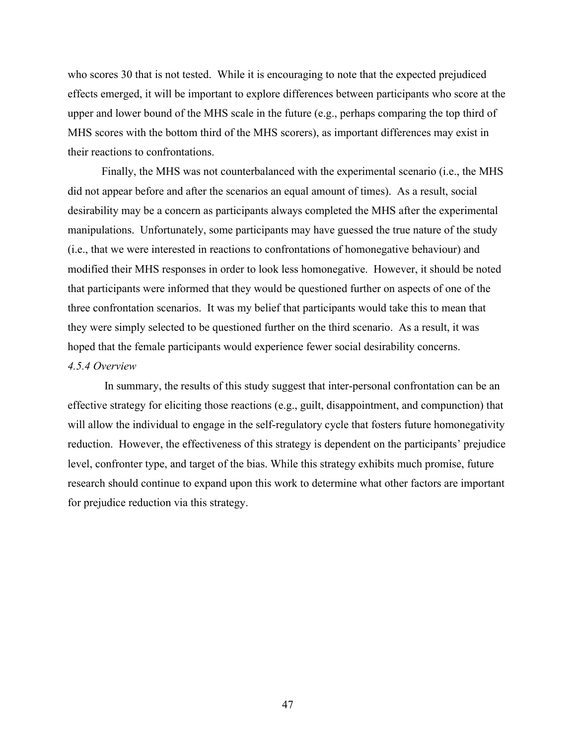who scores 30 that is not tested. While it is encouraging to note that the expected prejudiced effects emerged, it will be important to explore differences between participants who score at the upper and lower bound of the MHS scale in the future (e.g., perhaps comparing the top third of MHS scores with the bottom third of the MHS scorers), as important differences may exist in their reactions to confrontations.

Finally, the MHS was not counterbalanced with the experimental scenario (i.e., the MHS did not appear before and after the scenarios an equal amount of times). As a result, social desirability may be a concern as participants always completed the MHS after the experimental manipulations. Unfortunately, some participants may have guessed the true nature of the study (i.e., that we were interested in reactions to confrontations of homonegative behaviour) and modified their MHS responses in order to look less homonegative. However, it should be noted that participants were informed that they would be questioned further on aspects of one of the three confrontation scenarios. It was my belief that participants would take this to mean that they were simply selected to be questioned further on the third scenario. As a result, it was hoped that the female participants would experience fewer social desirability concerns.

*4.5.4 Overview*

In summary, the results of this study suggest that inter-personal confrontation can be an effective strategy for eliciting those reactions (e.g., guilt, disappointment, and compunction) that will allow the individual to engage in the self-regulatory cycle that fosters future homonegativity reduction. However, the effectiveness of this strategy is dependent on the participants' prejudice level, confronter type, and target of the bias. While this strategy exhibits much promise, future research should continue to expand upon this work to determine what other factors are important for prejudice reduction via this strategy.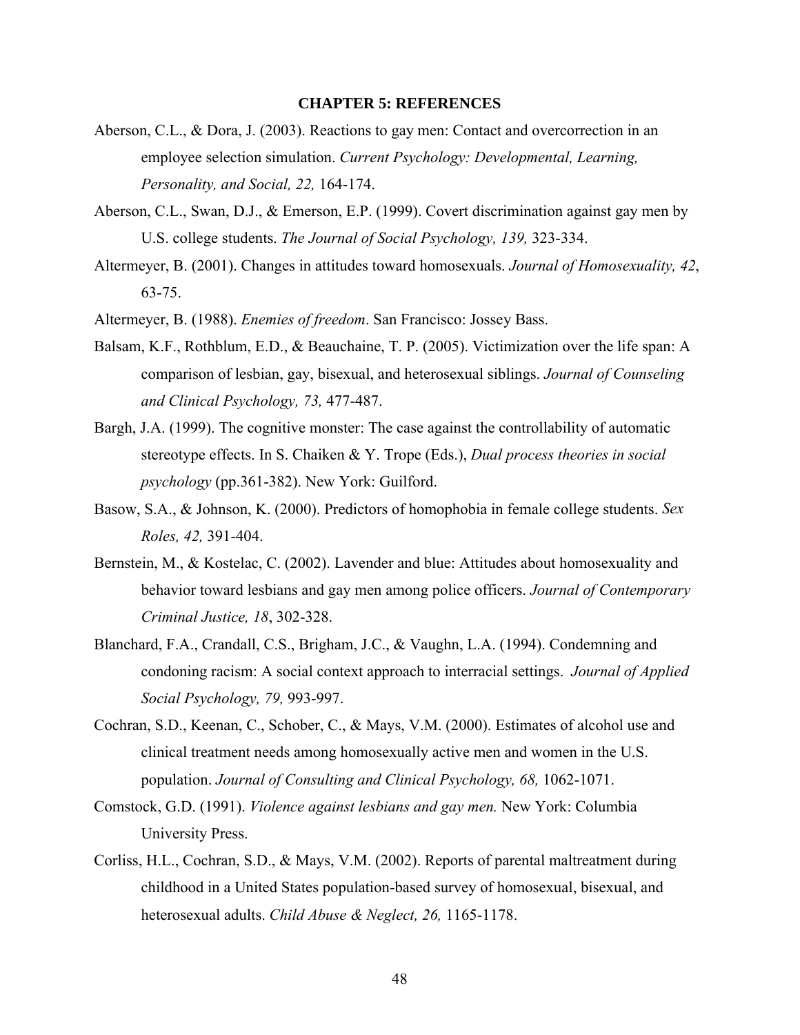## CHAPTER 5: REFERENCES

Aberson, C.L., & Dora, J. (2003). Reactions to gay men: Contact and overcorrection in an employee selection simulation. *Current Psychology: Developmental, Learning, Personality, and Social, 22,* 164-174.

Aberson, C.L., Swan, D.J., & Emerson, E.P. (1999). Covert discrimination against gay men by U.S. college students. *The Journal of Social Psychology, 139,* 323-334.

Altermeyer, B. (2001). Changes in attitudes toward homosexuals. *Journal of Homosexuality, 42*, 63-75.

Altermeyer, B. (1988). *Enemies of freedom*. San Francisco: Jossey Bass.

Balsam, K.F., Rothblum, E.D., & Beauchaine, T. P. (2005). Victimization over the life span: A comparison of lesbian, gay, bisexual, and heterosexual siblings. *Journal of Counseling and Clinical Psychology, 73,* 477-487.

Bargh, J.A. (1999). The cognitive monster: The case against the controllability of automatic stereotype effects. In S. Chaiken & Y. Trope (Eds.), *Dual process theories in social psychology* (pp.361-382). New York: Guilford.

Basow, S.A., & Johnson, K. (2000). Predictors of homophobia in female college students. *Sex Roles, 42,* 391-404.

Bernstein, M., & Kostelac, C. (2002). Lavender and blue: Attitudes about homosexuality and behavior toward lesbians and gay men among police officers. *Journal of Contemporary Criminal Justice, 18*, 302-328.

Blanchard, F.A., Crandall, C.S., Brigham, J.C., & Vaughn, L.A. (1994). Condemning and condoning racism: A social context approach to interracial settings. *Journal of Applied Social Psychology, 79,* 993-997.

Cochran, S.D., Keenan, C., Schober, C., & Mays, V.M. (2000). Estimates of alcohol use and clinical treatment needs among homosexually active men and women in the U.S. population. *Journal of Consulting and Clinical Psychology, 68,* 1062-1071.

Comstock, G.D. (1991). *Violence against lesbians and gay men.* New York: Columbia University Press.

Corliss, H.L., Cochran, S.D., & Mays, V.M. (2002). Reports of parental maltreatment during childhood in a United States population-based survey of homosexual, bisexual, and heterosexual adults. *Child Abuse & Neglect, 26,* 1165-1178.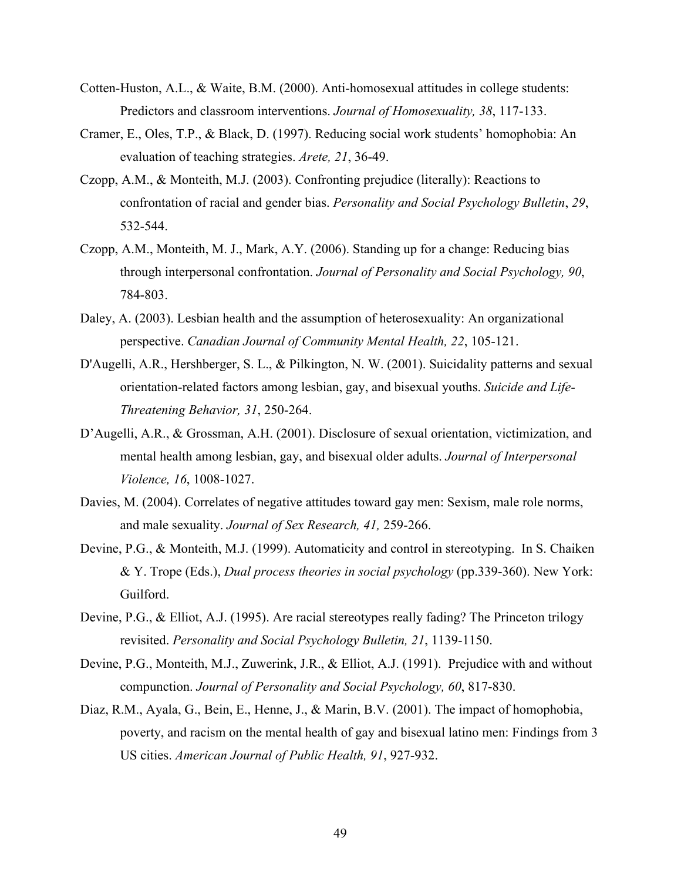Cotten-Huston, A.L., & Waite, B.M. (2000). Anti-homosexual attitudes in college students: Predictors and classroom interventions. *Journal of Homosexuality, 38*, 117-133.

Cramer, E., Oles, T.P., & Black, D. (1997). Reducing social work students' homophobia: An evaluation of teaching strategies. *Arete, 21*, 36-49.

Czopp, A.M., & Monteith, M.J. (2003). Confronting prejudice (literally): Reactions to confrontation of racial and gender bias. *Personality and Social Psychology Bulletin*, *29*, 532-544.

Czopp, A.M., Monteith, M. J., Mark, A.Y. (2006). Standing up for a change: Reducing bias through interpersonal confrontation. *Journal of Personality and Social Psychology, 90*, 784-803.

Daley, A. (2003). Lesbian health and the assumption of heterosexuality: An organizational perspective. *Canadian Journal of Community Mental Health, 22*, 105-121.

D'Augelli, A.R., Hershberger, S. L., & Pilkington, N. W. (2001). Suicidality patterns and sexual orientation-related factors among lesbian, gay, and bisexual youths. *Suicide and Life-Threatening Behavior, 31*, 250-264.

D'Augelli, A.R., & Grossman, A.H. (2001). Disclosure of sexual orientation, victimization, and mental health among lesbian, gay, and bisexual older adults. *Journal of Interpersonal Violence, 16*, 1008-1027.

Davies, M. (2004). Correlates of negative attitudes toward gay men: Sexism, male role norms, and male sexuality. *Journal of Sex Research, 41,* 259-266.

Devine, P.G., & Monteith, M.J. (1999). Automaticity and control in stereotyping. In S. Chaiken & Y. Trope (Eds.), *Dual process theories in social psychology* (pp.339-360). New York: Guilford.

Devine, P.G., & Elliot, A.J. (1995). Are racial stereotypes really fading? The Princeton trilogy revisited. *Personality and Social Psychology Bulletin, 21*, 1139-1150.

Devine, P.G., Monteith, M.J., Zuwerink, J.R., & Elliot, A.J. (1991). Prejudice with and without compunction. *Journal of Personality and Social Psychology, 60*, 817-830.

Diaz, R.M., Ayala, G., Bein, E., Henne, J., & Marin, B.V. (2001). The impact of homophobia, poverty, and racism on the mental health of gay and bisexual latino men: Findings from 3 US cities. *American Journal of Public Health, 91*, 927-932.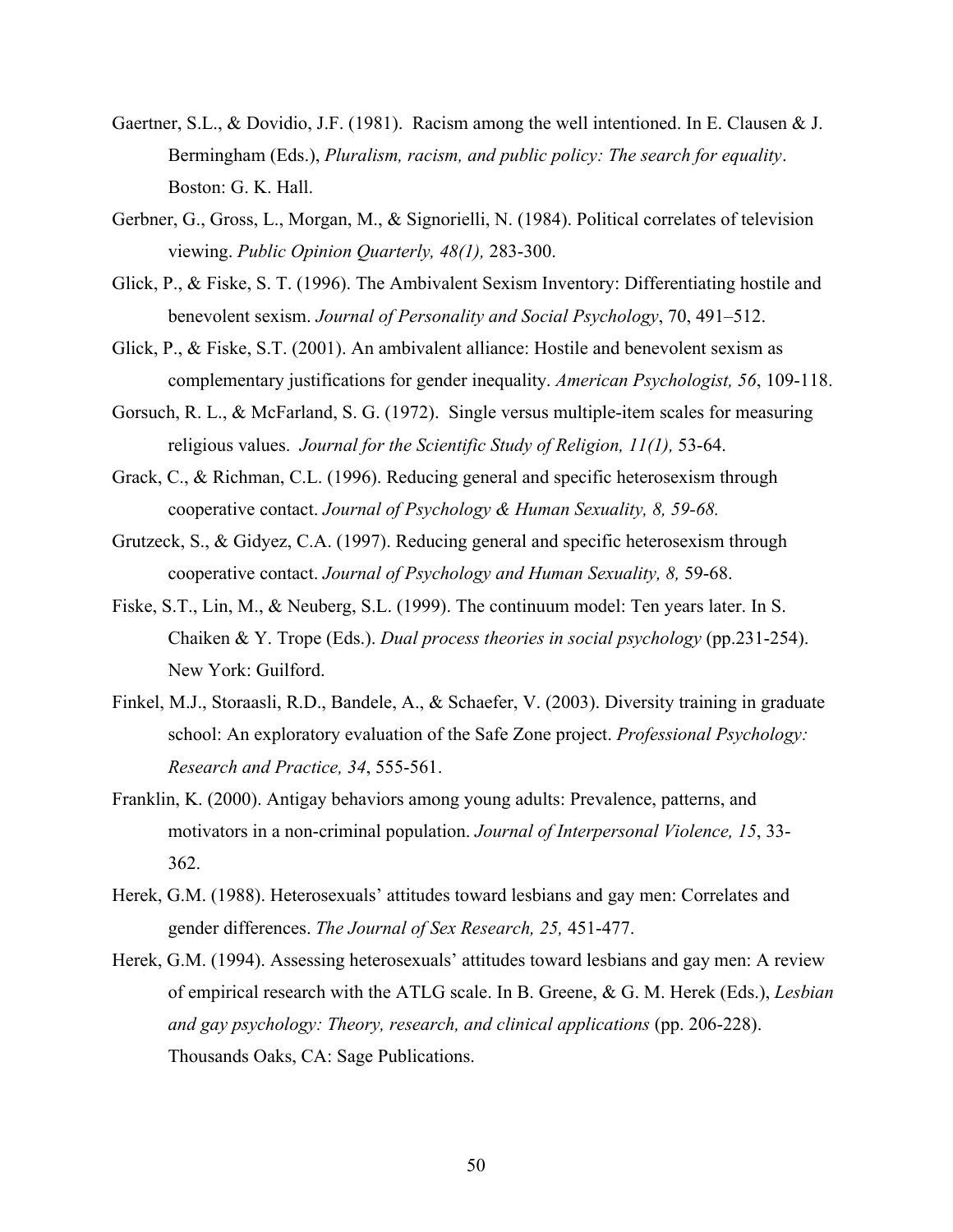Gaertner, S.L., & Dovidio, J.F. (1981). Racism among the well intentioned. In E. Clausen & J. Bermingham (Eds.), *Pluralism, racism, and public policy: The search for equality*. Boston: G. K. Hall.

Gerbner, G., Gross, L., Morgan, M., & Signorielli, N. (1984). Political correlates of television viewing. *Public Opinion Quarterly, 48(1),* 283-300.

Glick, P., & Fiske, S. T. (1996). The Ambivalent Sexism Inventory: Differentiating hostile and benevolent sexism. *Journal of Personality and Social Psychology*, 70, 491–512.

Glick, P., & Fiske, S.T. (2001). An ambivalent alliance: Hostile and benevolent sexism as complementary justifications for gender inequality. *American Psychologist, 56*, 109-118.

Gorsuch, R. L., & McFarland, S. G. (1972). Single versus multiple-item scales for measuring religious values. *Journal for the Scientific Study of Religion, 11(1),* 53-64.

Grack, C., & Richman, C.L. (1996). Reducing general and specific heterosexism through cooperative contact. *Journal of Psychology & Human Sexuality, 8, 59-68.*

Grutzeck, S., & Gidyez, C.A. (1997). Reducing general and specific heterosexism through cooperative contact. *Journal of Psychology and Human Sexuality, 8,* 59-68.

Fiske, S.T., Lin, M., & Neuberg, S.L. (1999). The continuum model: Ten years later. In S. Chaiken & Y. Trope (Eds.). *Dual process theories in social psychology* (pp.231-254). New York: Guilford.

Finkel, M.J., Storaasli, R.D., Bandele, A., & Schaefer, V. (2003). Diversity training in graduate school: An exploratory evaluation of the Safe Zone project. *Professional Psychology: Research and Practice, 34*, 555-561.

Franklin, K. (2000). Antigay behaviors among young adults: Prevalence, patterns, and motivators in a non-criminal population. *Journal of Interpersonal Violence, 15*, 33-362.

Herek, G.M. (1988). Heterosexuals' attitudes toward lesbians and gay men: Correlates and gender differences. *The Journal of Sex Research, 25,* 451-477.

Herek, G.M. (1994). Assessing heterosexuals' attitudes toward lesbians and gay men: A review of empirical research with the ATLG scale. In B. Greene, & G. M. Herek (Eds.), *Lesbian and gay psychology: Theory, research, and clinical applications* (pp. 206-228). Thousands Oaks, CA: Sage Publications.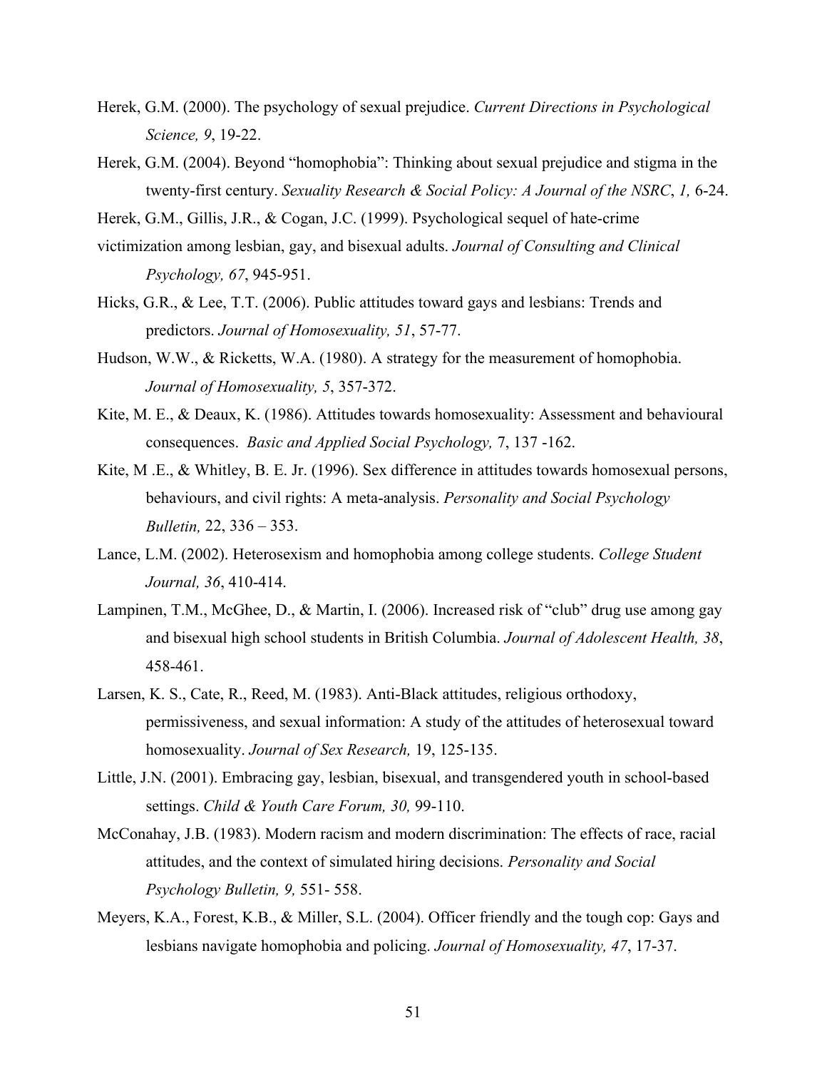Herek, G.M. (2000). The psychology of sexual prejudice. *Current Directions in Psychological Science, 9*, 19-22.

Herek, G.M. (2004). Beyond "homophobia": Thinking about sexual prejudice and stigma in the twenty-first century. *Sexuality Research & Social Policy: A Journal of the NSRC*, *1,* 6-24.

Herek, G.M., Gillis, J.R., & Cogan, J.C. (1999). Psychological sequel of hate-crime victimization among lesbian, gay, and bisexual adults. *Journal of Consulting and Clinical Psychology, 67*, 945-951.

Hicks, G.R., & Lee, T.T. (2006). Public attitudes toward gays and lesbians: Trends and predictors. *Journal of Homosexuality, 51*, 57-77.

Hudson, W.W., & Ricketts, W.A. (1980). A strategy for the measurement of homophobia. *Journal of Homosexuality, 5*, 357-372.

Kite, M. E., & Deaux, K. (1986). Attitudes towards homosexuality: Assessment and behavioural consequences. *Basic and Applied Social Psychology,* 7, 137 -162.

Kite, M .E., & Whitley, B. E. Jr. (1996). Sex difference in attitudes towards homosexual persons, behaviours, and civil rights: A meta-analysis. *Personality and Social Psychology Bulletin,* 22, 336 – 353.

Lance, L.M. (2002). Heterosexism and homophobia among college students. *College Student Journal, 36*, 410-414.

Lampinen, T.M., McGhee, D., & Martin, I. (2006). Increased risk of "club" drug use among gay and bisexual high school students in British Columbia. *Journal of Adolescent Health, 38*, 458-461.

Larsen, K. S., Cate, R., Reed, M. (1983). Anti-Black attitudes, religious orthodoxy, permissiveness, and sexual information: A study of the attitudes of heterosexual toward homosexuality. *Journal of Sex Research,* 19, 125-135.

Little, J.N. (2001). Embracing gay, lesbian, bisexual, and transgendered youth in school-based settings. *Child & Youth Care Forum, 30,* 99-110.

McConahay, J.B. (1983). Modern racism and modern discrimination: The effects of race, racial attitudes, and the context of simulated hiring decisions. *Personality and Social Psychology Bulletin, 9,* 551- 558.

Meyers, K.A., Forest, K.B., & Miller, S.L. (2004). Officer friendly and the tough cop: Gays and lesbians navigate homophobia and policing. *Journal of Homosexuality, 47*, 17-37.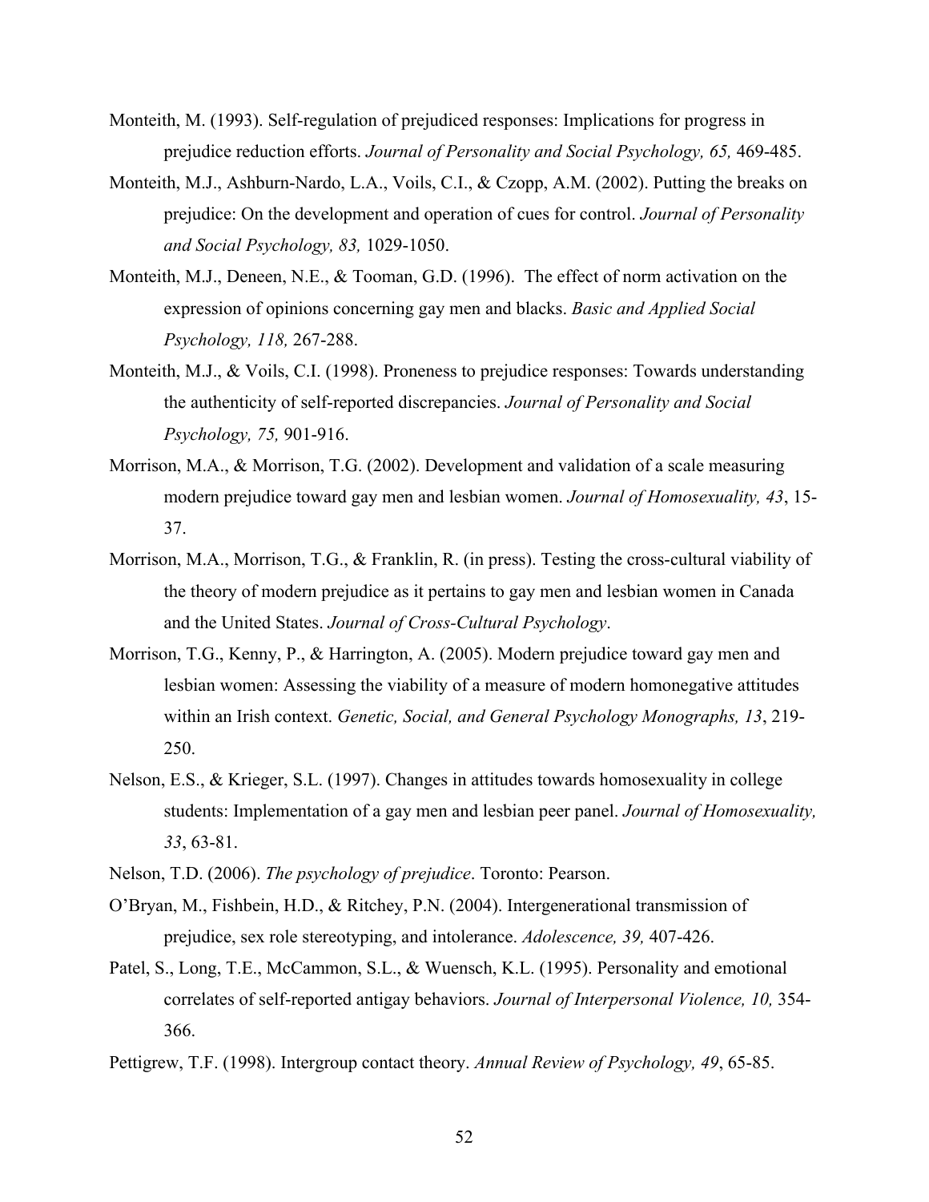Monteith, M. (1993). Self-regulation of prejudiced responses: Implications for progress in prejudice reduction efforts. *Journal of Personality and Social Psychology, 65,* 469-485.

Monteith, M.J., Ashburn-Nardo, L.A., Voils, C.I., & Czopp, A.M. (2002). Putting the breaks on prejudice: On the development and operation of cues for control. *Journal of Personality and Social Psychology, 83,* 1029-1050.

Monteith, M.J., Deneen, N.E., & Tooman, G.D. (1996). The effect of norm activation on the expression of opinions concerning gay men and blacks. *Basic and Applied Social Psychology, 118,* 267-288.

Monteith, M.J., & Voils, C.I. (1998). Proneness to prejudice responses: Towards understanding the authenticity of self-reported discrepancies. *Journal of Personality and Social Psychology, 75,* 901-916.

Morrison, M.A., & Morrison, T.G. (2002). Development and validation of a scale measuring modern prejudice toward gay men and lesbian women. *Journal of Homosexuality, 43*, 15-37.

Morrison, M.A., Morrison, T.G., & Franklin, R. (in press). Testing the cross-cultural viability of the theory of modern prejudice as it pertains to gay men and lesbian women in Canada and the United States. *Journal of Cross-Cultural Psychology*.

Morrison, T.G., Kenny, P., & Harrington, A. (2005). Modern prejudice toward gay men and lesbian women: Assessing the viability of a measure of modern homonegative attitudes within an Irish context. *Genetic, Social, and General Psychology Monographs, 13*, 219-250.

Nelson, E.S., & Krieger, S.L. (1997). Changes in attitudes towards homosexuality in college students: Implementation of a gay men and lesbian peer panel. *Journal of Homosexuality, 33*, 63-81.

Nelson, T.D. (2006). *The psychology of prejudice*. Toronto: Pearson.

O'Bryan, M., Fishbein, H.D., & Ritchey, P.N. (2004). Intergenerational transmission of prejudice, sex role stereotyping, and intolerance. *Adolescence, 39,* 407-426.

Patel, S., Long, T.E., McCammon, S.L., & Wuensch, K.L. (1995). Personality and emotional correlates of self-reported antigay behaviors. *Journal of Interpersonal Violence, 10,* 354-366.

Pettigrew, T.F. (1998). Intergroup contact theory. *Annual Review of Psychology, 49*, 65-85.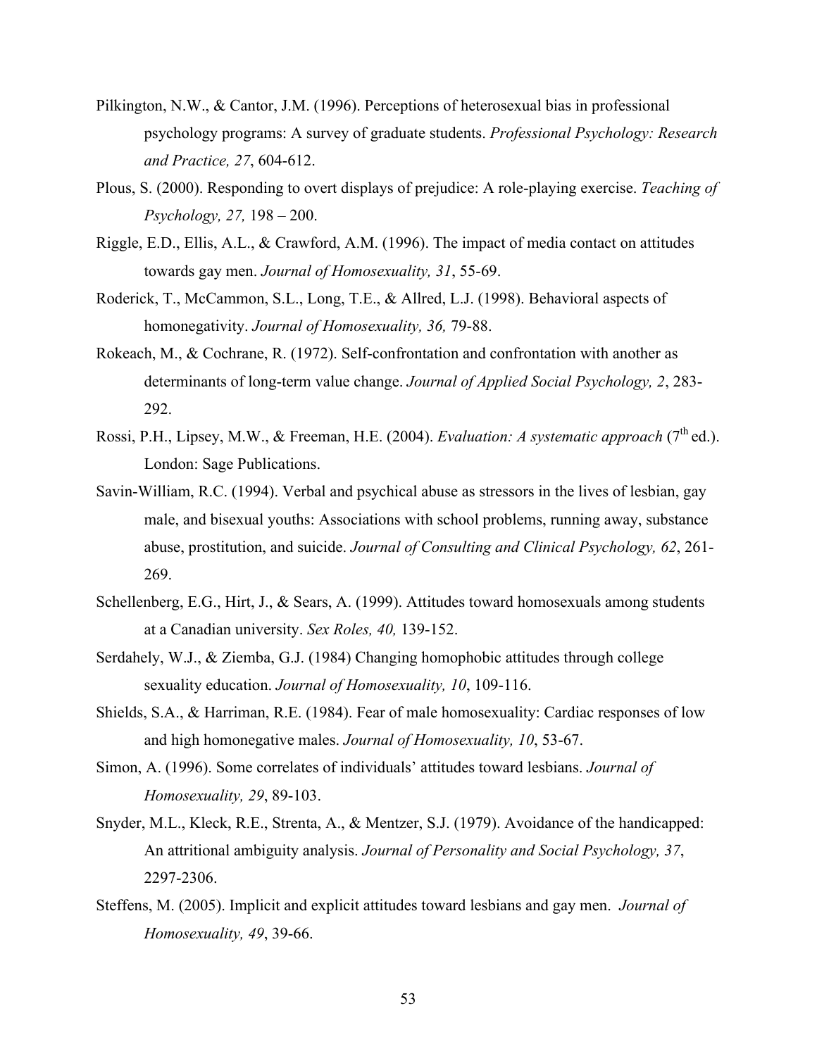Pilkington, N.W., & Cantor, J.M. (1996). Perceptions of heterosexual bias in professional psychology programs: A survey of graduate students. *Professional Psychology: Research and Practice, 27*, 604-612.

Plous, S. (2000). Responding to overt displays of prejudice: A role-playing exercise. *Teaching of Psychology, 27,* 198 – 200.

Riggle, E.D., Ellis, A.L., & Crawford, A.M. (1996). The impact of media contact on attitudes towards gay men. *Journal of Homosexuality, 31*, 55-69.

Roderick, T., McCammon, S.L., Long, T.E., & Allred, L.J. (1998). Behavioral aspects of homonegativity. *Journal of Homosexuality, 36,* 79-88.

Rokeach, M., & Cochrane, R. (1972). Self-confrontation and confrontation with another as determinants of long-term value change. *Journal of Applied Social Psychology, 2*, 283-292.

Rossi, P.H., Lipsey, M.W., & Freeman, H.E. (2004). *Evaluation: A systematic approach* (7th ed.). London: Sage Publications.

Savin-William, R.C. (1994). Verbal and psychical abuse as stressors in the lives of lesbian, gay male, and bisexual youths: Associations with school problems, running away, substance abuse, prostitution, and suicide. *Journal of Consulting and Clinical Psychology, 62*, 261-269.

Schellenberg, E.G., Hirt, J., & Sears, A. (1999). Attitudes toward homosexuals among students at a Canadian university. *Sex Roles, 40,* 139-152.

Serdahely, W.J., & Ziemba, G.J. (1984) Changing homophobic attitudes through college sexuality education. *Journal of Homosexuality, 10*, 109-116.

Shields, S.A., & Harriman, R.E. (1984). Fear of male homosexuality: Cardiac responses of low and high homonegative males. *Journal of Homosexuality, 10*, 53-67.

Simon, A. (1996). Some correlates of individuals' attitudes toward lesbians. *Journal of Homosexuality, 29*, 89-103.

Snyder, M.L., Kleck, R.E., Strenta, A., & Mentzer, S.J. (1979). Avoidance of the handicapped: An attritional ambiguity analysis. *Journal of Personality and Social Psychology, 37*, 2297-2306.

Steffens, M. (2005). Implicit and explicit attitudes toward lesbians and gay men. *Journal of Homosexuality, 49*, 39-66.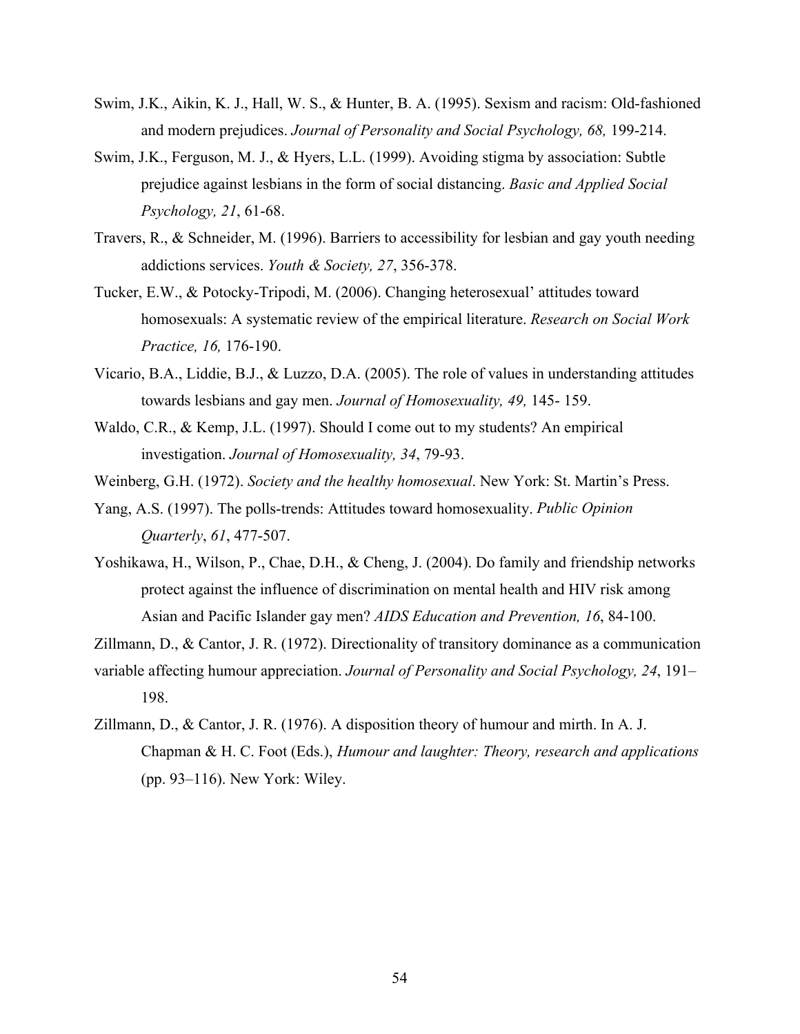Swim, J.K., Aikin, K. J., Hall, W. S., & Hunter, B. A. (1995). Sexism and racism: Old-fashioned and modern prejudices. *Journal of Personality and Social Psychology, 68,* 199-214.

Swim, J.K., Ferguson, M. J., & Hyers, L.L. (1999). Avoiding stigma by association: Subtle prejudice against lesbians in the form of social distancing. *Basic and Applied Social Psychology, 21*, 61-68.

Travers, R., & Schneider, M. (1996). Barriers to accessibility for lesbian and gay youth needing addictions services. *Youth & Society, 27*, 356-378.

Tucker, E.W., & Potocky-Tripodi, M. (2006). Changing heterosexual' attitudes toward homosexuals: A systematic review of the empirical literature. *Research on Social Work Practice, 16,* 176-190.

Vicario, B.A., Liddie, B.J., & Luzzo, D.A. (2005). The role of values in understanding attitudes towards lesbians and gay men. *Journal of Homosexuality, 49,* 145- 159.

Waldo, C.R., & Kemp, J.L. (1997). Should I come out to my students? An empirical investigation. *Journal of Homosexuality, 34*, 79-93.

Weinberg, G.H. (1972). *Society and the healthy homosexual*. New York: St. Martin's Press.

Yang, A.S. (1997). The polls-trends: Attitudes toward homosexuality. *Public Opinion Quarterly*, *61*, 477-507.

Yoshikawa, H., Wilson, P., Chae, D.H., & Cheng, J. (2004). Do family and friendship networks protect against the influence of discrimination on mental health and HIV risk among Asian and Pacific Islander gay men? *AIDS Education and Prevention, 16*, 84-100.

Zillmann, D., & Cantor, J. R. (1972). Directionality of transitory dominance as a communication variable affecting humour appreciation. *Journal of Personality and Social Psychology, 24*, 191–198.

Zillmann, D., & Cantor, J. R. (1976). A disposition theory of humour and mirth. In A. J. Chapman & H. C. Foot (Eds.), *Humour and laughter: Theory, research and applications* (pp. 93–116). New York: Wiley.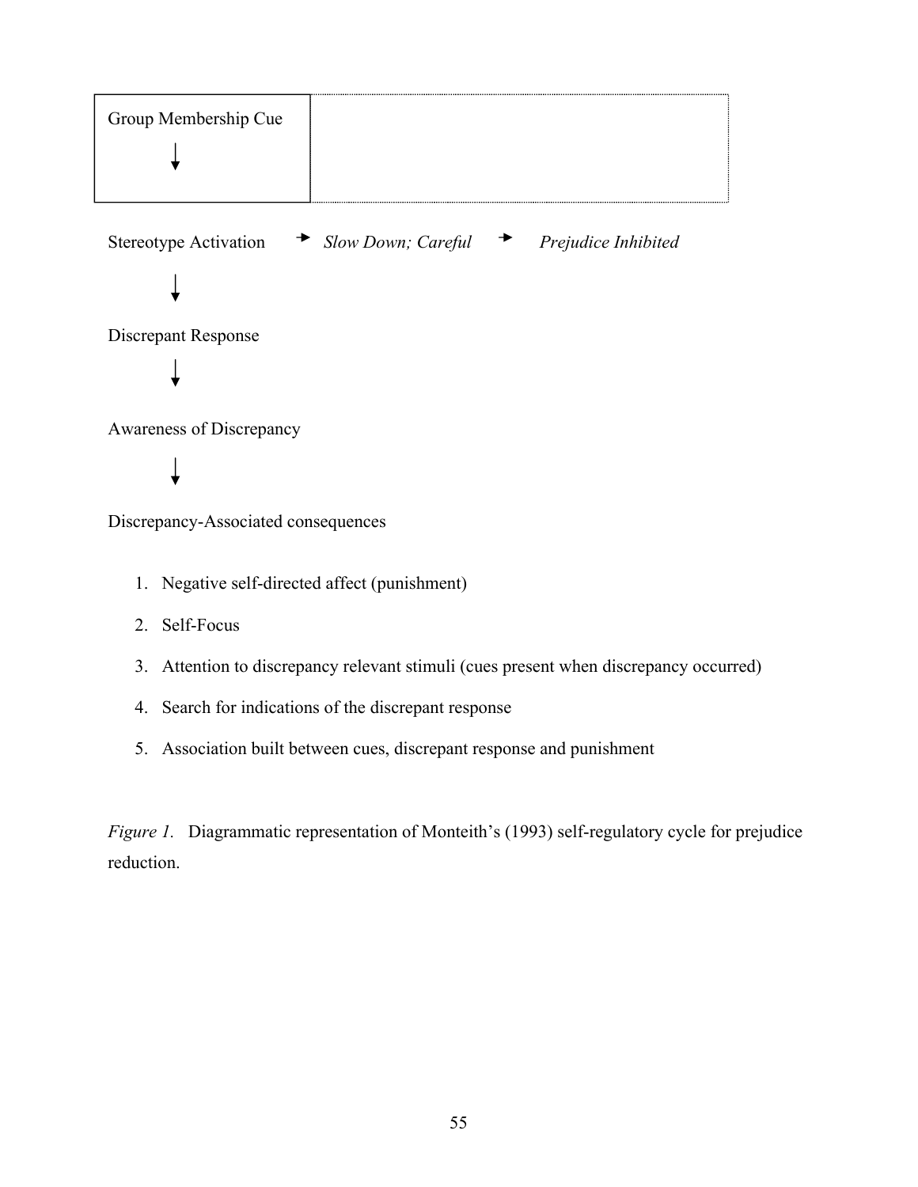Group Membership Cue

↓

Stereotype Activation → *Slow Down; Careful* → *Prejudice Inhibited*

↓

Discrepant Response

↓

Awareness of Discrepancy

↓

Discrepancy-Associated consequences

1. Negative self-directed affect (punishment)
2. Self-Focus
3. Attention to discrepancy relevant stimuli (cues present when discrepancy occurred)
4. Search for indications of the discrepant response
5. Association built between cues, discrepant response and punishment

*Figure 1.* Diagrammatic representation of Monteith's (1993) self-regulatory cycle for prejudice reduction.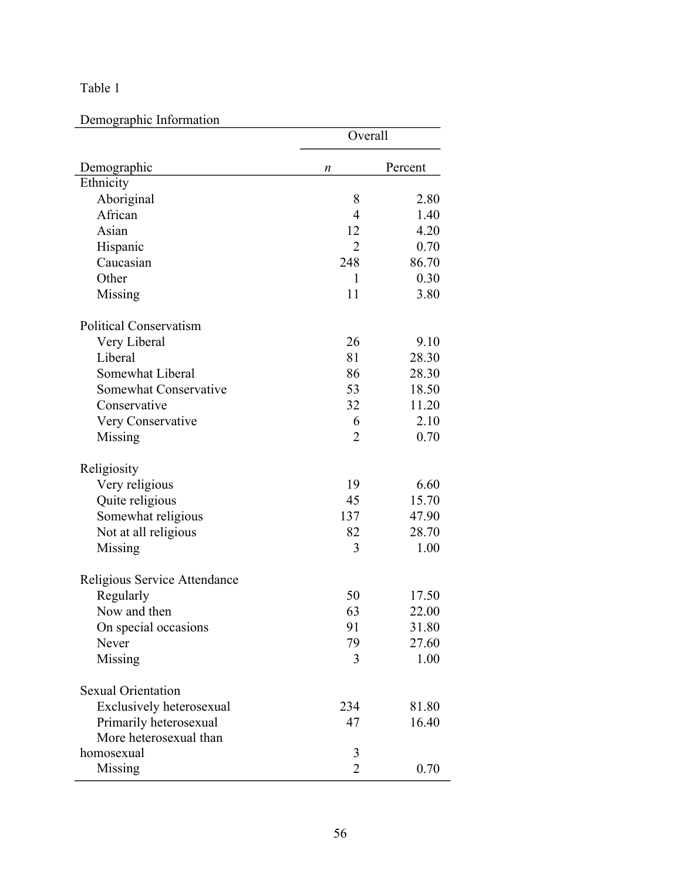Table 1

Demographic Information

| | Overall | |
|---|---|---|
| Demographic | *n* | Percent |
| Ethnicity | | |
| Aboriginal | 8 | 2.80 |
| African | 4 | 1.40 |
| Asian | 12 | 4.20 |
| Hispanic | 2 | 0.70 |
| Caucasian | 248 | 86.70 |
| Other | 1 | 0.30 |
| Missing | 11 | 3.80 |
| Political Conservatism | | |
| Very Liberal | 26 | 9.10 |
| Liberal | 81 | 28.30 |
| Somewhat Liberal | 86 | 28.30 |
| Somewhat Conservative | 53 | 18.50 |
| Conservative | 32 | 11.20 |
| Very Conservative | 6 | 2.10 |
| Missing | 2 | 0.70 |
| Religiosity | | |
| Very religious | 19 | 6.60 |
| Quite religious | 45 | 15.70 |
| Somewhat religious | 137 | 47.90 |
| Not at all religious | 82 | 28.70 |
| Missing | 3 | 1.00 |
| Religious Service Attendance | | |
| Regularly | 50 | 17.50 |
| Now and then | 63 | 22.00 |
| On special occasions | 91 | 31.80 |
| Never | 79 | 27.60 |
| Missing | 3 | 1.00 |
| Sexual Orientation | | |
| Exclusively heterosexual | 234 | 81.80 |
| Primarily heterosexual | 47 | 16.40 |
| More heterosexual than homosexual | 3 | |
| Missing | 2 | 0.70 |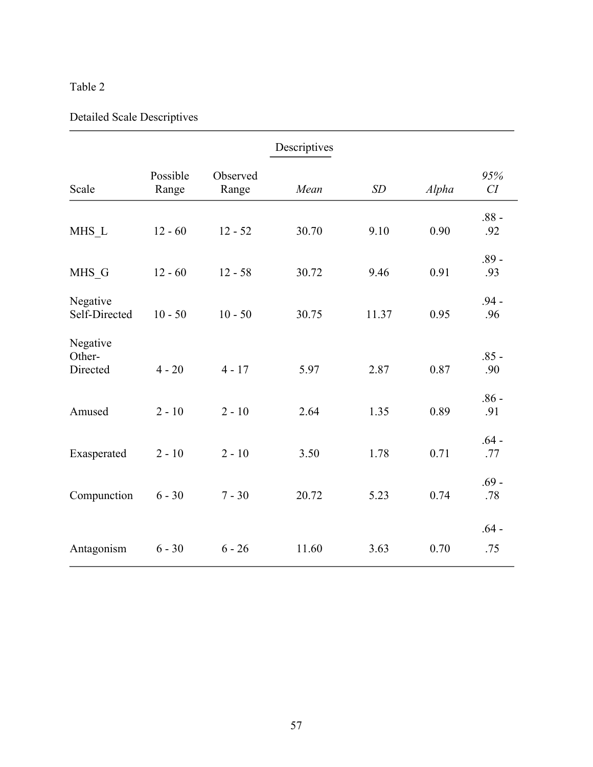Table 2

Detailed Scale Descriptives

| | | | Descriptives | | | |
|---|---|---|---|---|---|---|
| Scale | Possible Range | Observed Range | *Mean* | *SD* | *Alpha* | *95% CI* |
| MHS_L | 12 - 60 | 12 - 52 | 30.70 | 9.10 | 0.90 | .88 - .92 |
| MHS_G | 12 - 60 | 12 - 58 | 30.72 | 9.46 | 0.91 | .89 - .93 |
| Negative Self-Directed | 10 - 50 | 10 - 50 | 30.75 | 11.37 | 0.95 | .94 - .96 |
| Negative Other-Directed | 4 - 20 | 4 - 17 | 5.97 | 2.87 | 0.87 | .85 - .90 |
| Amused | 2 - 10 | 2 - 10 | 2.64 | 1.35 | 0.89 | .86 - .91 |
| Exasperated | 2 - 10 | 2 - 10 | 3.50 | 1.78 | 0.71 | .64 - .77 |
| Compunction | 6 - 30 | 7 - 30 | 20.72 | 5.23 | 0.74 | .69 - .78 |
| Antagonism | 6 - 30 | 6 - 26 | 11.60 | 3.63 | 0.70 | .64 - .75 |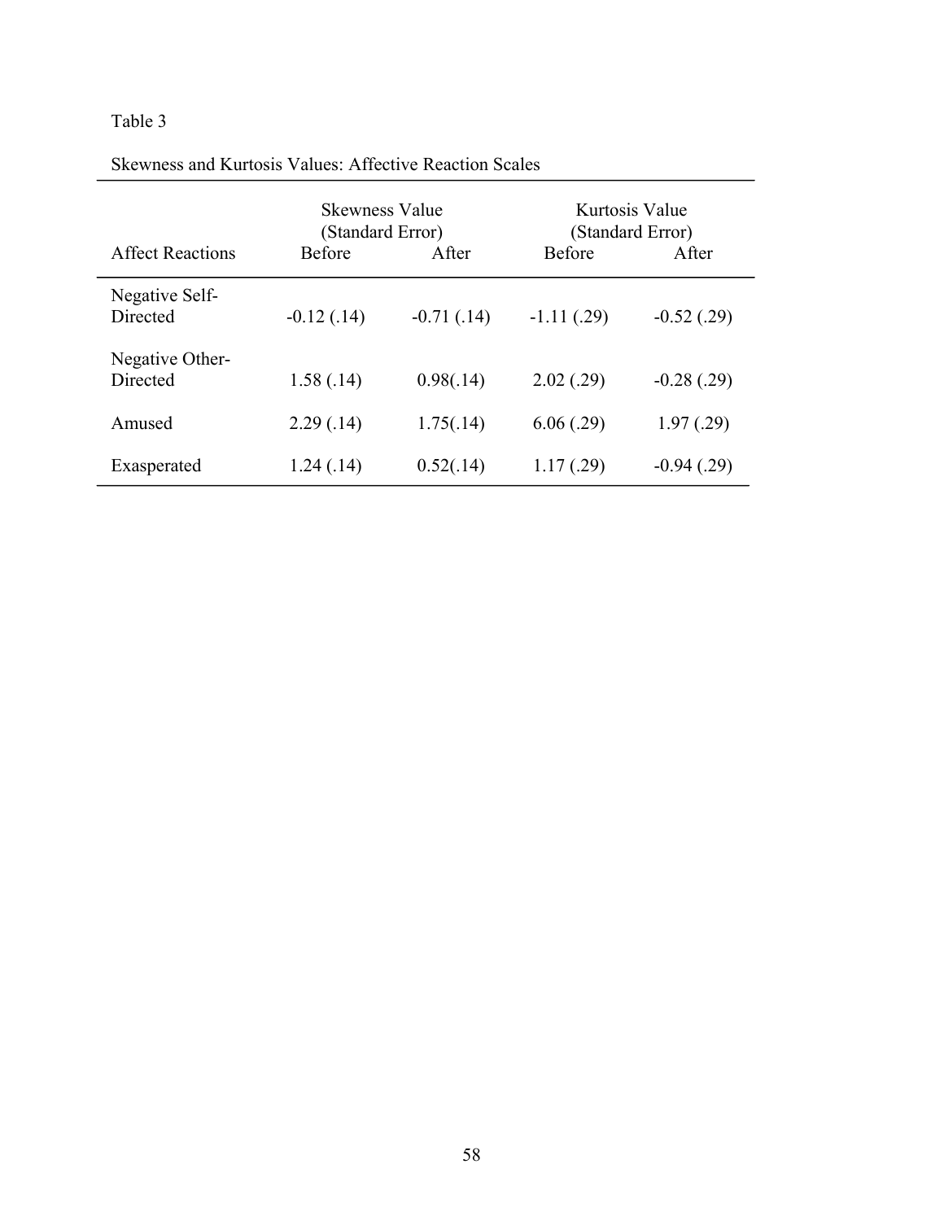Table 3

Skewness and Kurtosis Values: Affective Reaction Scales

| | Skewness Value (Standard Error) | | Kurtosis Value (Standard Error) | |
|---|---|---|---|---|
| Affect Reactions | Before | After | Before | After |
| Negative Self-Directed | -0.12 (.14) | -0.71 (.14) | -1.11 (.29) | -0.52 (.29) |
| Negative Other-Directed | 1.58 (.14) | 0.98(.14) | 2.02 (.29) | -0.28 (.29) |
| Amused | 2.29 (.14) | 1.75(.14) | 6.06 (.29) | 1.97 (.29) |
| Exasperated | 1.24 (.14) | 0.52(.14) | 1.17 (.29) | -0.94 (.29) |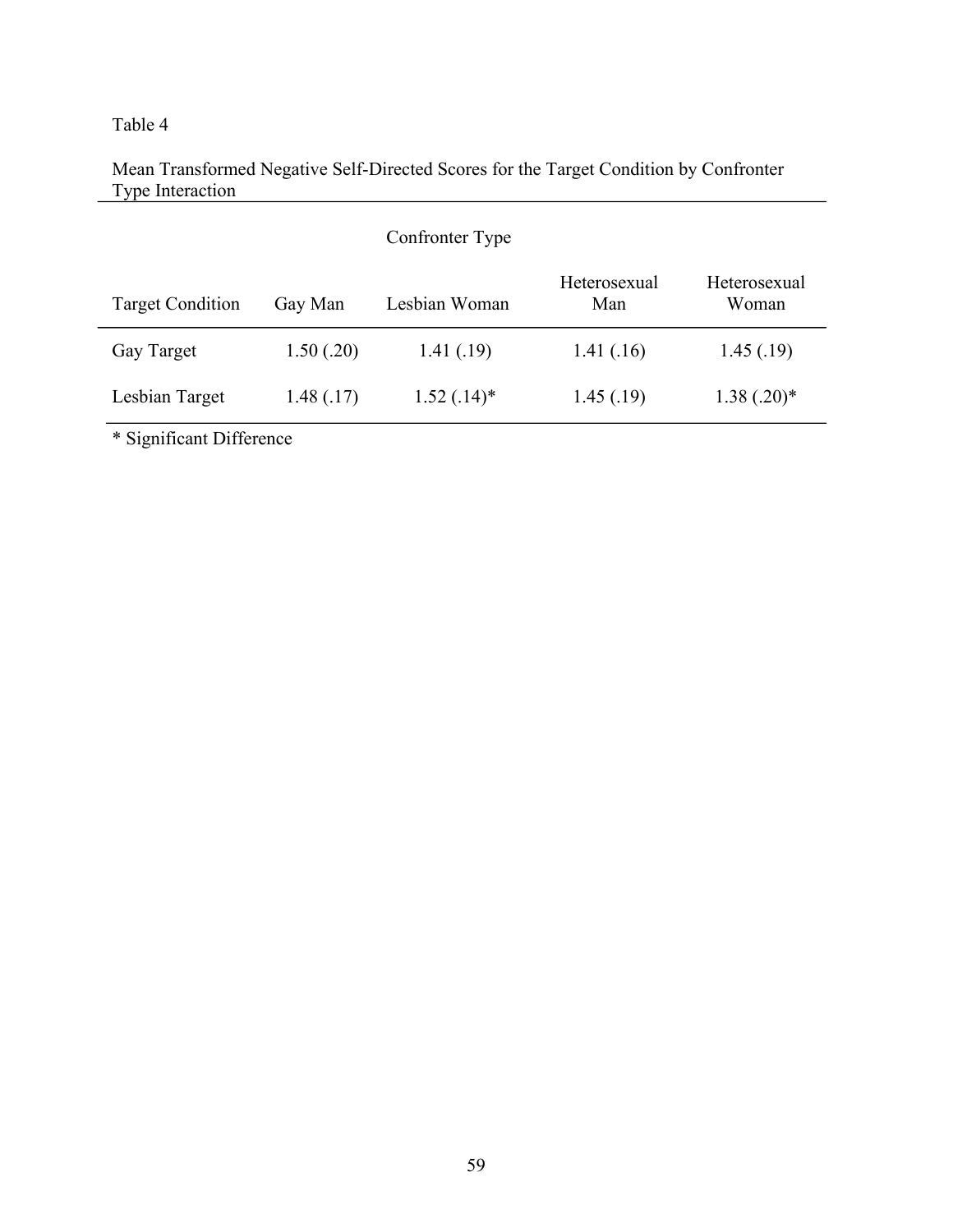Table 4

Mean Transformed Negative Self-Directed Scores for the Target Condition by Confronter Type Interaction

| | Confronter Type | | | |
|---|---|---|---|---|
| Target Condition | Gay Man | Lesbian Woman | Heterosexual Man | Heterosexual Woman |
| Gay Target | 1.50 (.20) | 1.41 (.19) | 1.41 (.16) | 1.45 (.19) |
| Lesbian Target | 1.48 (.17) | 1.52 (.14)* | 1.45 (.19) | 1.38 (.20)* |

* Significant Difference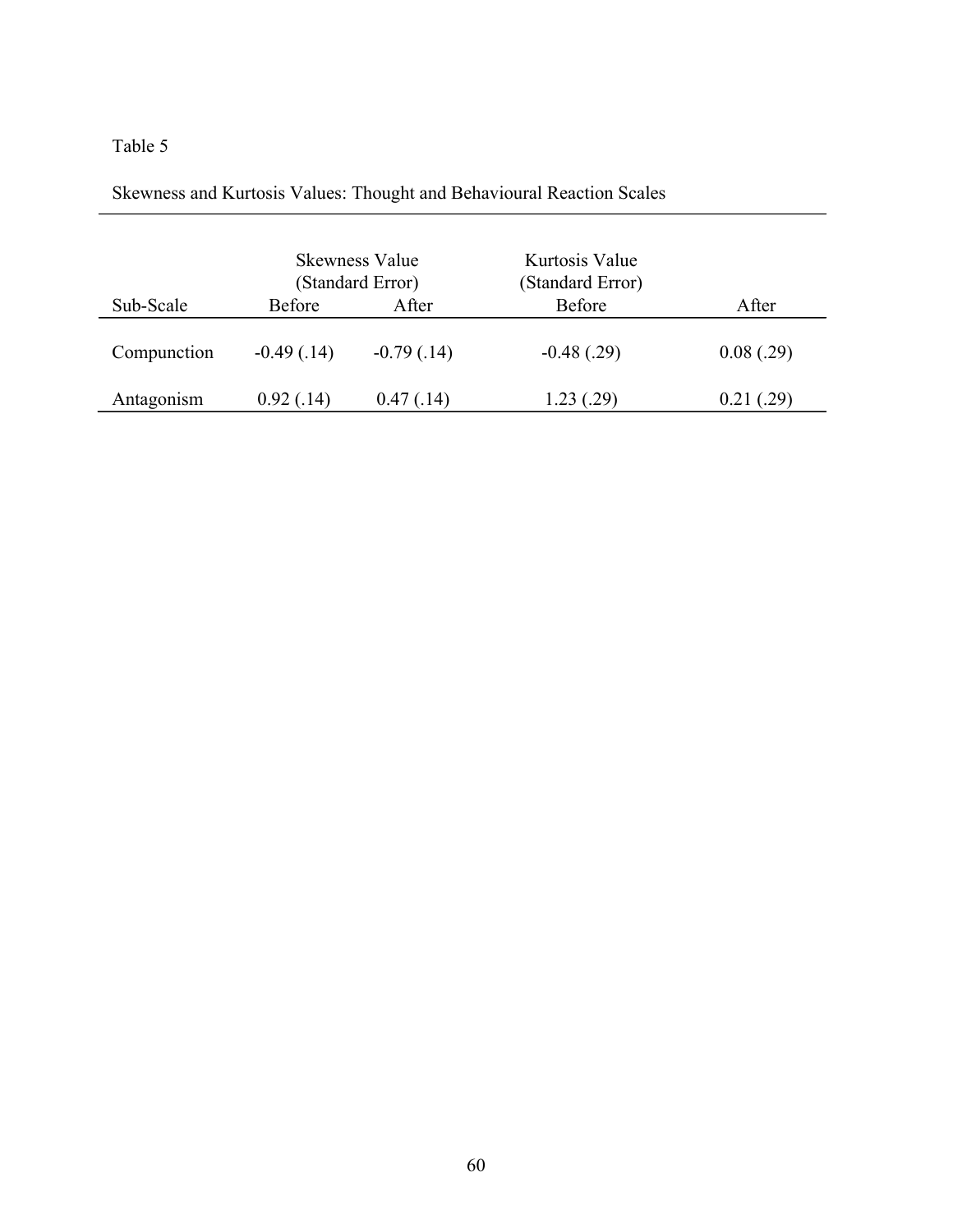Table 5

Skewness and Kurtosis Values: Thought and Behavioural Reaction Scales

| | Skewness Value (Standard Error) | | Kurtosis Value (Standard Error) | |
|---|---|---|---|---|
| Sub-Scale | Before | After | Before | After |
| Compunction | -0.49 (.14) | -0.79 (.14) | -0.48 (.29) | 0.08 (.29) |
| Antagonism | 0.92 (.14) | 0.47 (.14) | 1.23 (.29) | 0.21 (.29) |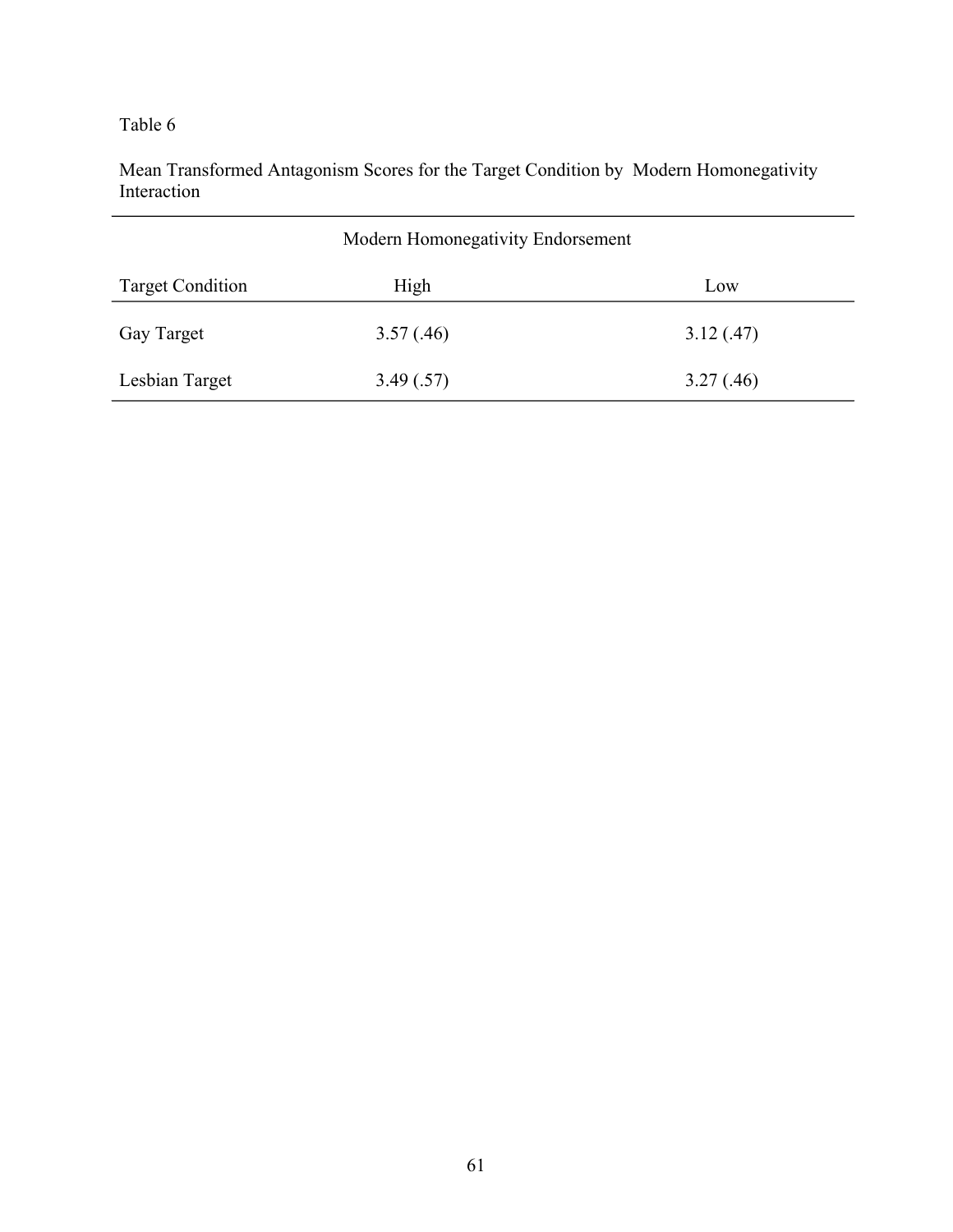Table 6

Mean Transformed Antagonism Scores for the Target Condition by Modern Homonegativity Interaction

| | Modern Homonegativity Endorsement | |
|---|---|---|
| Target Condition | High | Low |
| Gay Target | 3.57 (.46) | 3.12 (.47) |
| Lesbian Target | 3.49 (.57) | 3.27 (.46) |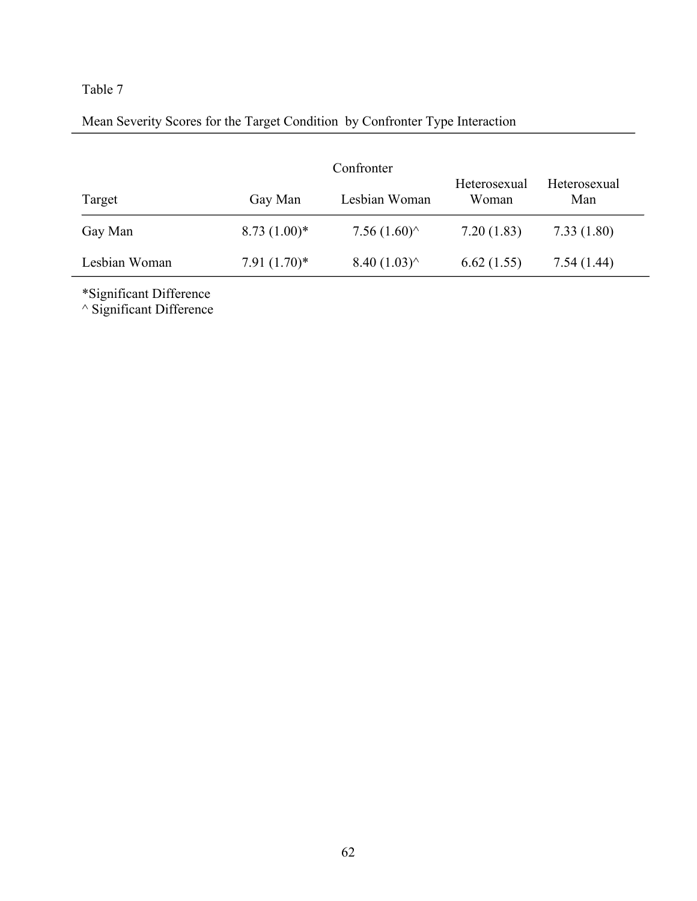Table 7

Mean Severity Scores for the Target Condition by Confronter Type Interaction

| | Confronter | | | |
|---|---|---|---|---|
| Target | Gay Man | Lesbian Woman | Heterosexual Woman | Heterosexual Man |
| Gay Man | 8.73 (1.00)* | 7.56 (1.60)^ | 7.20 (1.83) | 7.33 (1.80) |
| Lesbian Woman | 7.91 (1.70)* | 8.40 (1.03)^ | 6.62 (1.55) | 7.54 (1.44) |

*Significant Difference
^ Significant Difference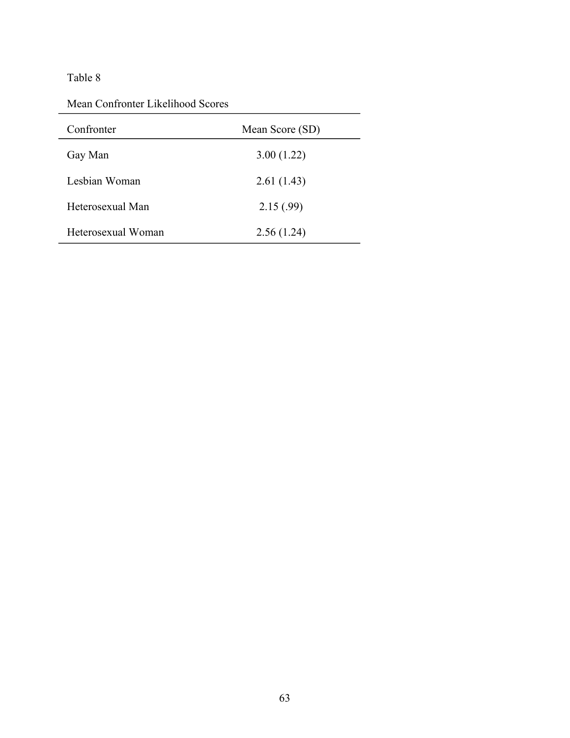Table 8

Mean Confronter Likelihood Scores

| Confronter | Mean Score (SD) |
|---|---|
| Gay Man | 3.00 (1.22) |
| Lesbian Woman | 2.61 (1.43) |
| Heterosexual Man | 2.15 (.99) |
| Heterosexual Woman | 2.56 (1.24) |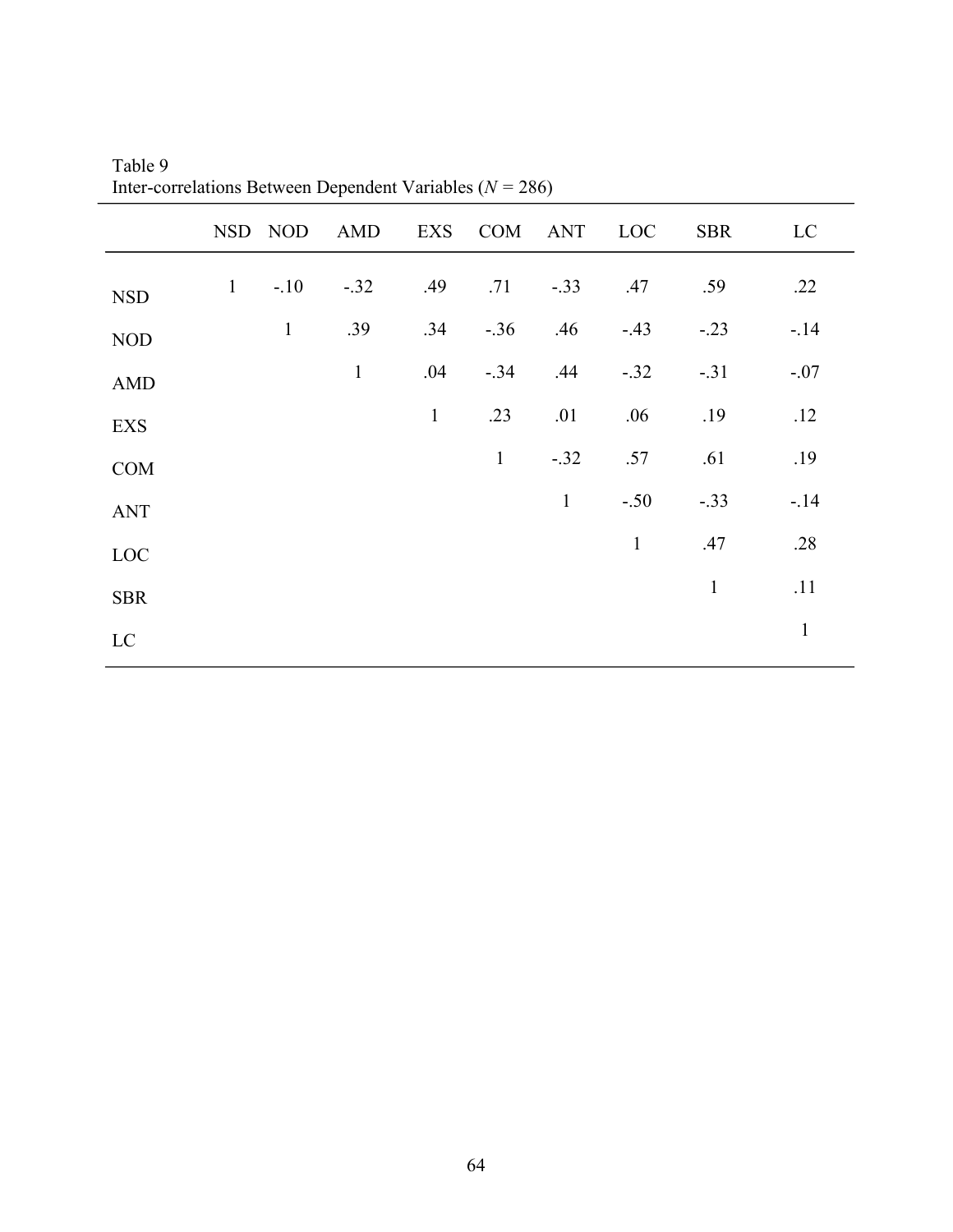Table 9
Inter-correlations Between Dependent Variables ($N$ = 286)

| | NSD | NOD | AMD | EXS | COM | ANT | LOC | SBR | LC |
|---|---|---|---|---|---|---|---|---|---|
| NSD | 1 | -.10 | -.32 | .49 | .71 | -.33 | .47 | .59 | .22 |
| NOD | | 1 | .39 | .34 | -.36 | .46 | -.43 | -.23 | -.14 |
| AMD | | | 1 | .04 | -.34 | .44 | -.32 | -.31 | -.07 |
| EXS | | | | 1 | .23 | .01 | .06 | .19 | .12 |
| COM | | | | | 1 | -.32 | .57 | .61 | .19 |
| ANT | | | | | | 1 | -.50 | -.33 | -.14 |
| LOC | | | | | | | 1 | .47 | .28 |
| SBR | | | | | | | | 1 | .11 |
| LC | | | | | | | | | 1 |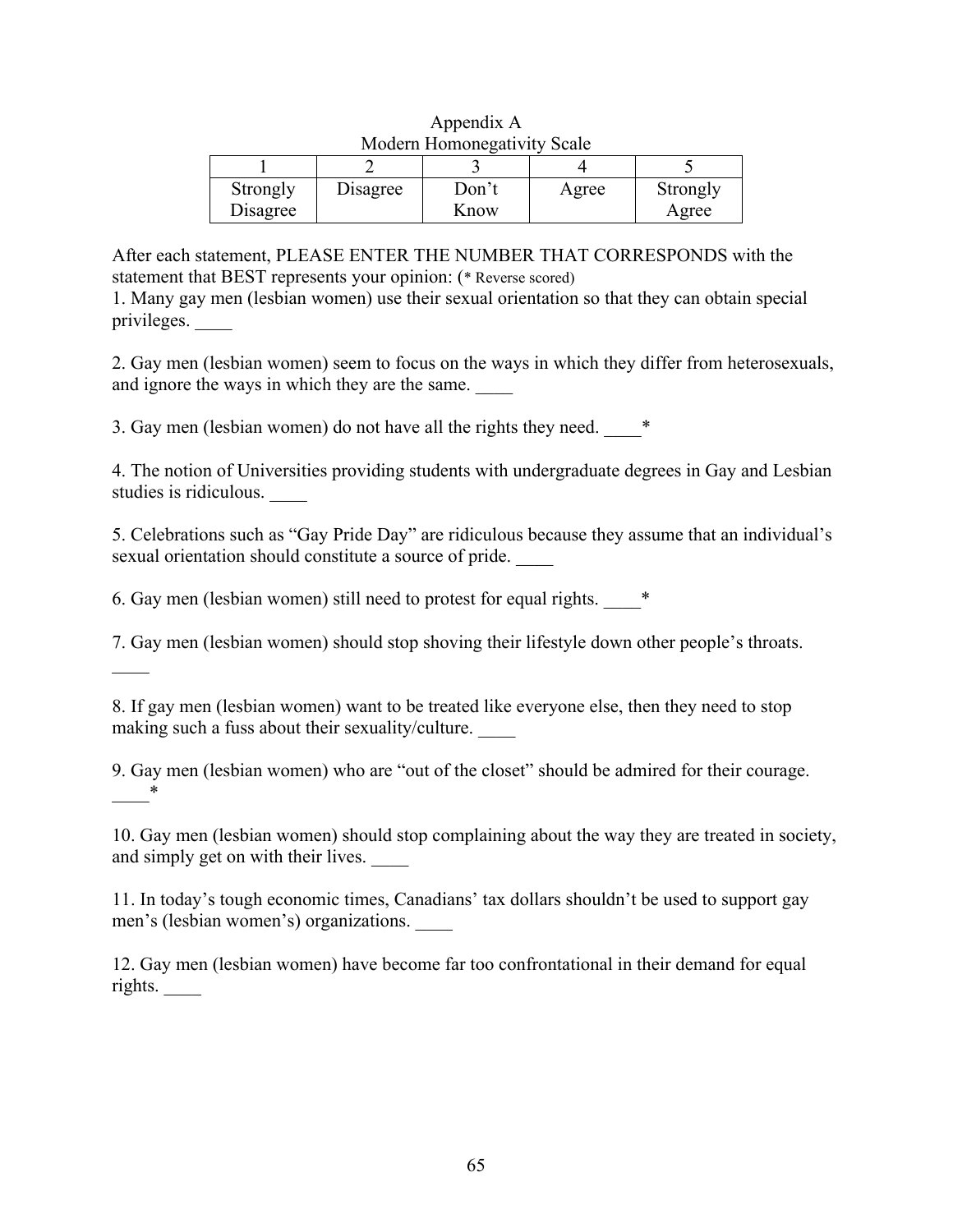Appendix A

Modern Homonegativity Scale

| 1 | 2 | 3 | 4 | 5 |
|---|---|---|---|---|
| Strongly Disagree | Disagree | Don't Know | Agree | Strongly Agree |

After each statement, PLEASE ENTER THE NUMBER THAT CORRESPONDS with the statement that BEST represents your opinion: (* Reverse scored)

1. Many gay men (lesbian women) use their sexual orientation so that they can obtain special privileges. ____

2. Gay men (lesbian women) seem to focus on the ways in which they differ from heterosexuals, and ignore the ways in which they are the same. ____

3. Gay men (lesbian women) do not have all the rights they need. ____*

4. The notion of Universities providing students with undergraduate degrees in Gay and Lesbian studies is ridiculous. ____

5. Celebrations such as "Gay Pride Day" are ridiculous because they assume that an individual's sexual orientation should constitute a source of pride. ____

6. Gay men (lesbian women) still need to protest for equal rights. ____*

7. Gay men (lesbian women) should stop shoving their lifestyle down other people's throats. ____

8. If gay men (lesbian women) want to be treated like everyone else, then they need to stop making such a fuss about their sexuality/culture. ____

9. Gay men (lesbian women) who are "out of the closet" should be admired for their courage. ____*

10. Gay men (lesbian women) should stop complaining about the way they are treated in society, and simply get on with their lives. ____

11. In today's tough economic times, Canadians' tax dollars shouldn't be used to support gay men's (lesbian women's) organizations. ____

12. Gay men (lesbian women) have become far too confrontational in their demand for equal rights. ____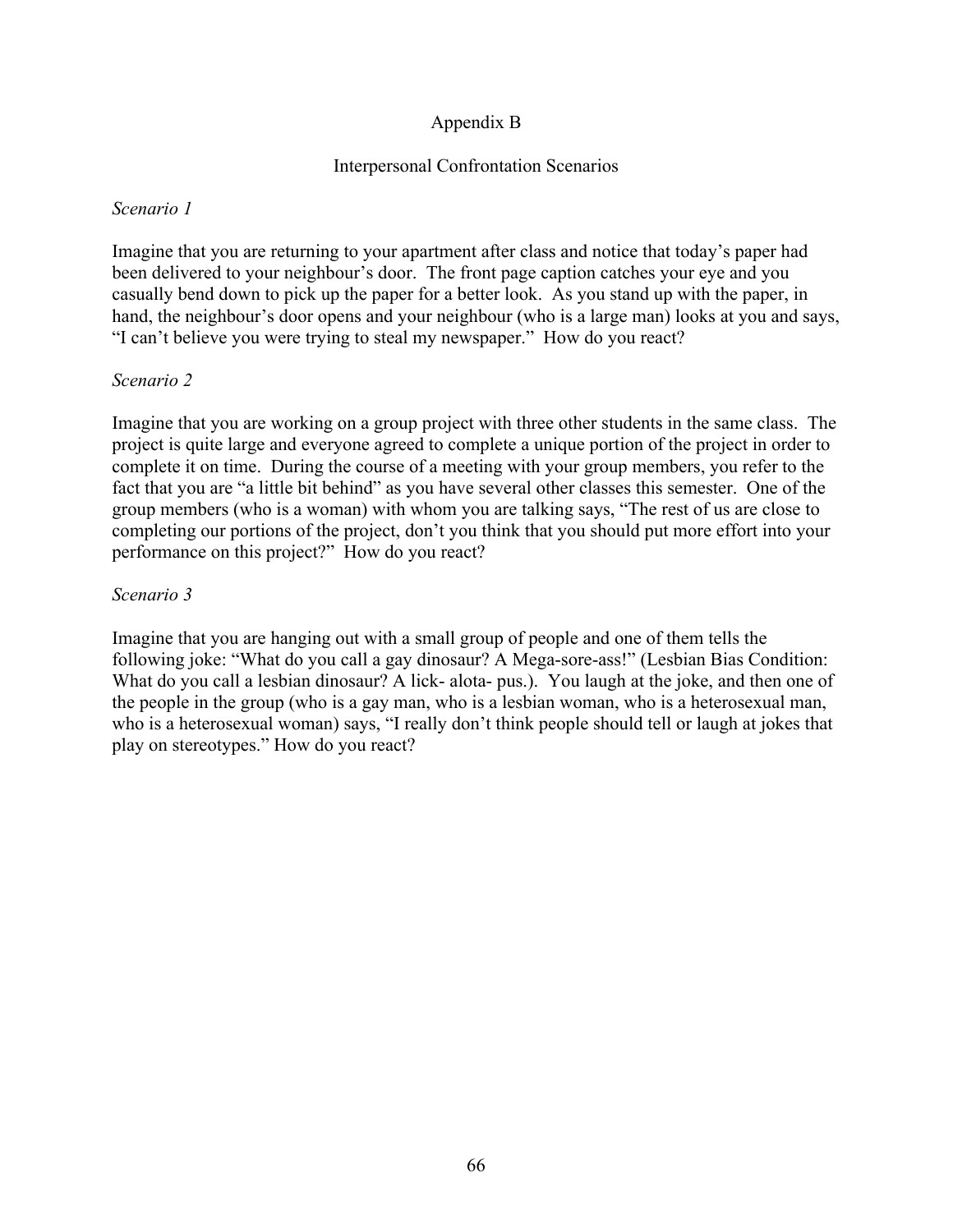# Appendix B

## Interpersonal Confrontation Scenarios

*Scenario 1*

Imagine that you are returning to your apartment after class and notice that today's paper had been delivered to your neighbour's door. The front page caption catches your eye and you casually bend down to pick up the paper for a better look. As you stand up with the paper, in hand, the neighbour's door opens and your neighbour (who is a large man) looks at you and says, "I can't believe you were trying to steal my newspaper." How do you react?

*Scenario 2*

Imagine that you are working on a group project with three other students in the same class. The project is quite large and everyone agreed to complete a unique portion of the project in order to complete it on time. During the course of a meeting with your group members, you refer to the fact that you are "a little bit behind" as you have several other classes this semester. One of the group members (who is a woman) with whom you are talking says, "The rest of us are close to completing our portions of the project, don't you think that you should put more effort into your performance on this project?" How do you react?

*Scenario 3*

Imagine that you are hanging out with a small group of people and one of them tells the following joke: "What do you call a gay dinosaur? A Mega-sore-ass!" (Lesbian Bias Condition: What do you call a lesbian dinosaur? A lick- alota- pus.). You laugh at the joke, and then one of the people in the group (who is a gay man, who is a lesbian woman, who is a heterosexual man, who is a heterosexual woman) says, "I really don't think people should tell or laugh at jokes that play on stereotypes." How do you react?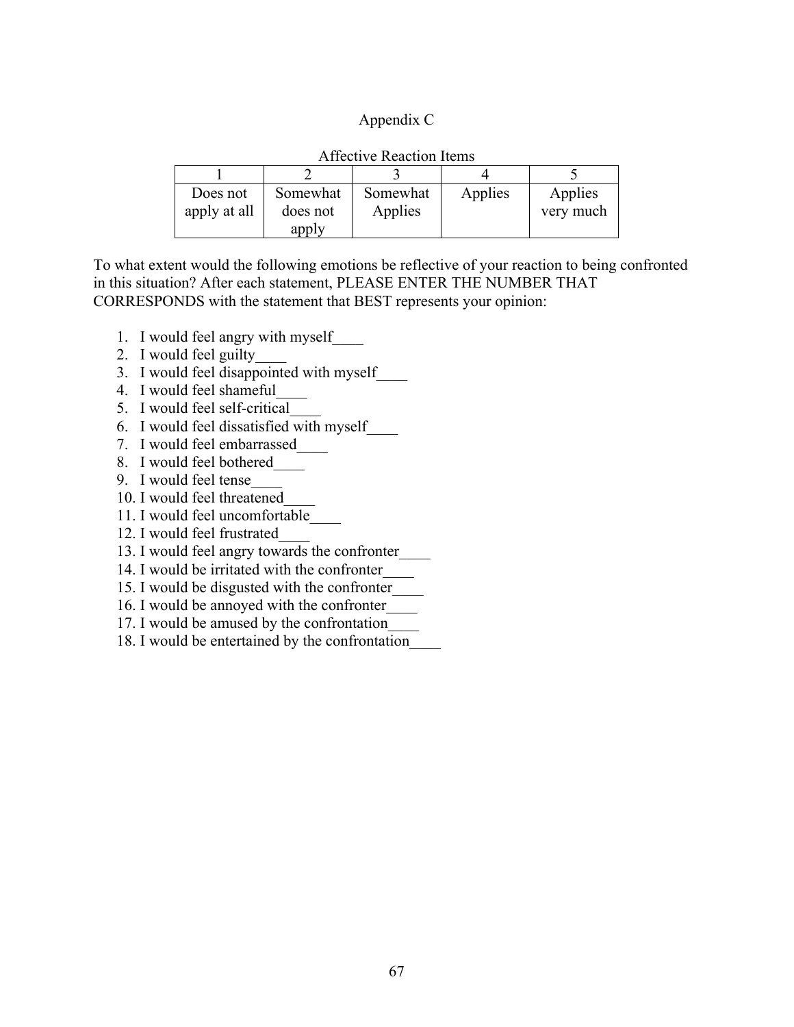# Appendix C

Affective Reaction Items

| 1 | 2 | 3 | 4 | 5 |
|---|---|---|---|---|
| Does not apply at all | Somewhat does not apply | Somewhat Applies | Applies | Applies very much |

To what extent would the following emotions be reflective of your reaction to being confronted in this situation? After each statement, PLEASE ENTER THE NUMBER THAT CORRESPONDS with the statement that BEST represents your opinion:

1. I would feel angry with myself____
2. I would feel guilty____
3. I would feel disappointed with myself____
4. I would feel shameful____
5. I would feel self-critical____
6. I would feel dissatisfied with myself____
7. I would feel embarrassed____
8. I would feel bothered____
9. I would feel tense____
10. I would feel threatened____
11. I would feel uncomfortable____
12. I would feel frustrated____
13. I would feel angry towards the confronter____
14. I would be irritated with the confronter____
15. I would be disgusted with the confronter____
16. I would be annoyed with the confronter____
17. I would be amused by the confrontation____
18. I would be entertained by the confrontation____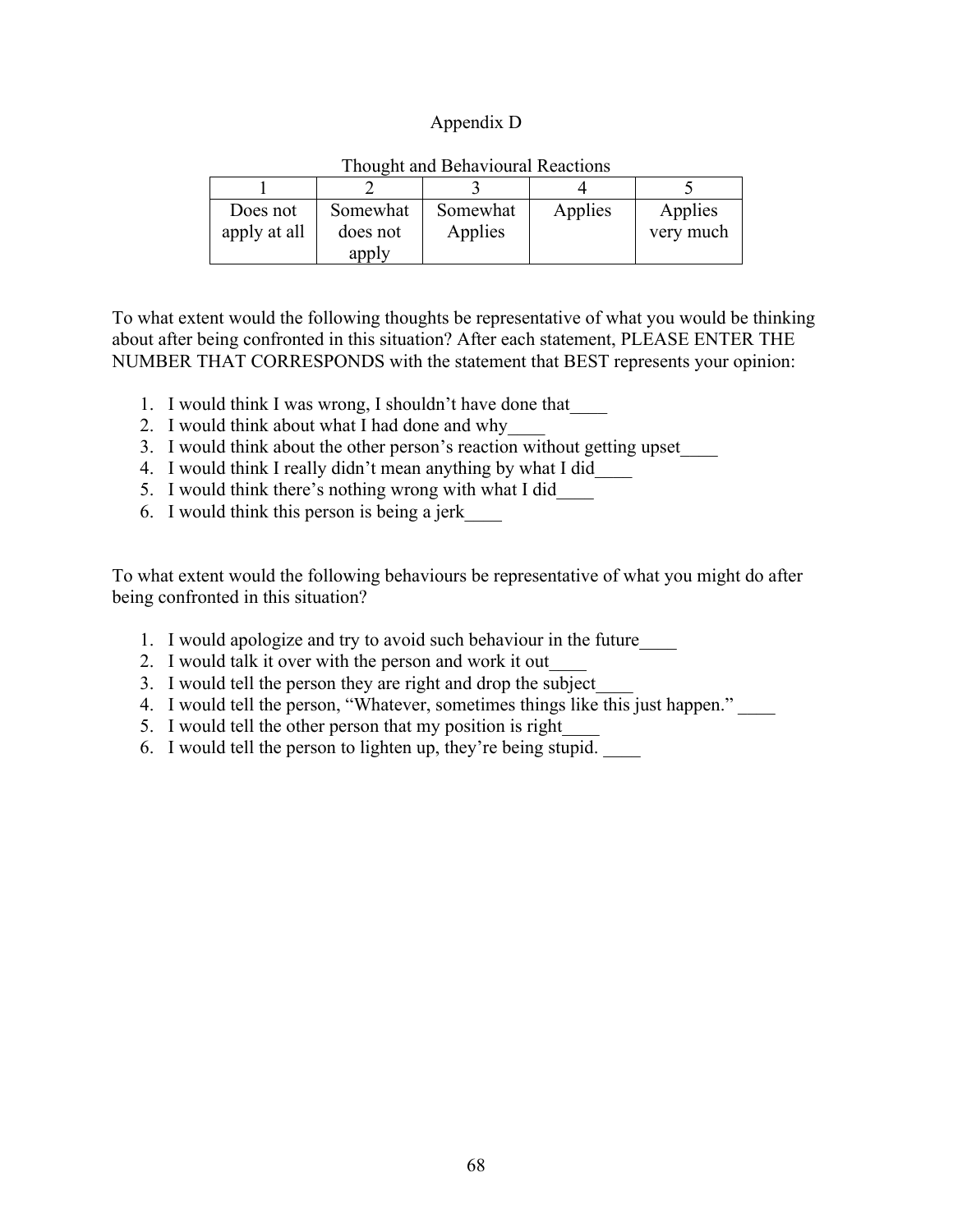# Appendix D

Thought and Behavioural Reactions

| 1 | 2 | 3 | 4 | 5 |
|---|---|---|---|---|
| Does not apply at all | Somewhat does not apply | Somewhat Applies | Applies | Applies very much |

To what extent would the following thoughts be representative of what you would be thinking about after being confronted in this situation? After each statement, PLEASE ENTER THE NUMBER THAT CORRESPONDS with the statement that BEST represents your opinion:

1. I would think I was wrong, I shouldn't have done that____
2. I would think about what I had done and why____
3. I would think about the other person's reaction without getting upset____
4. I would think I really didn't mean anything by what I did____
5. I would think there's nothing wrong with what I did____
6. I would think this person is being a jerk____

To what extent would the following behaviours be representative of what you might do after being confronted in this situation?

1. I would apologize and try to avoid such behaviour in the future____
2. I would talk it over with the person and work it out____
3. I would tell the person they are right and drop the subject____
4. I would tell the person, "Whatever, sometimes things like this just happen." ____
5. I would tell the other person that my position is right____
6. I would tell the person to lighten up, they're being stupid. ____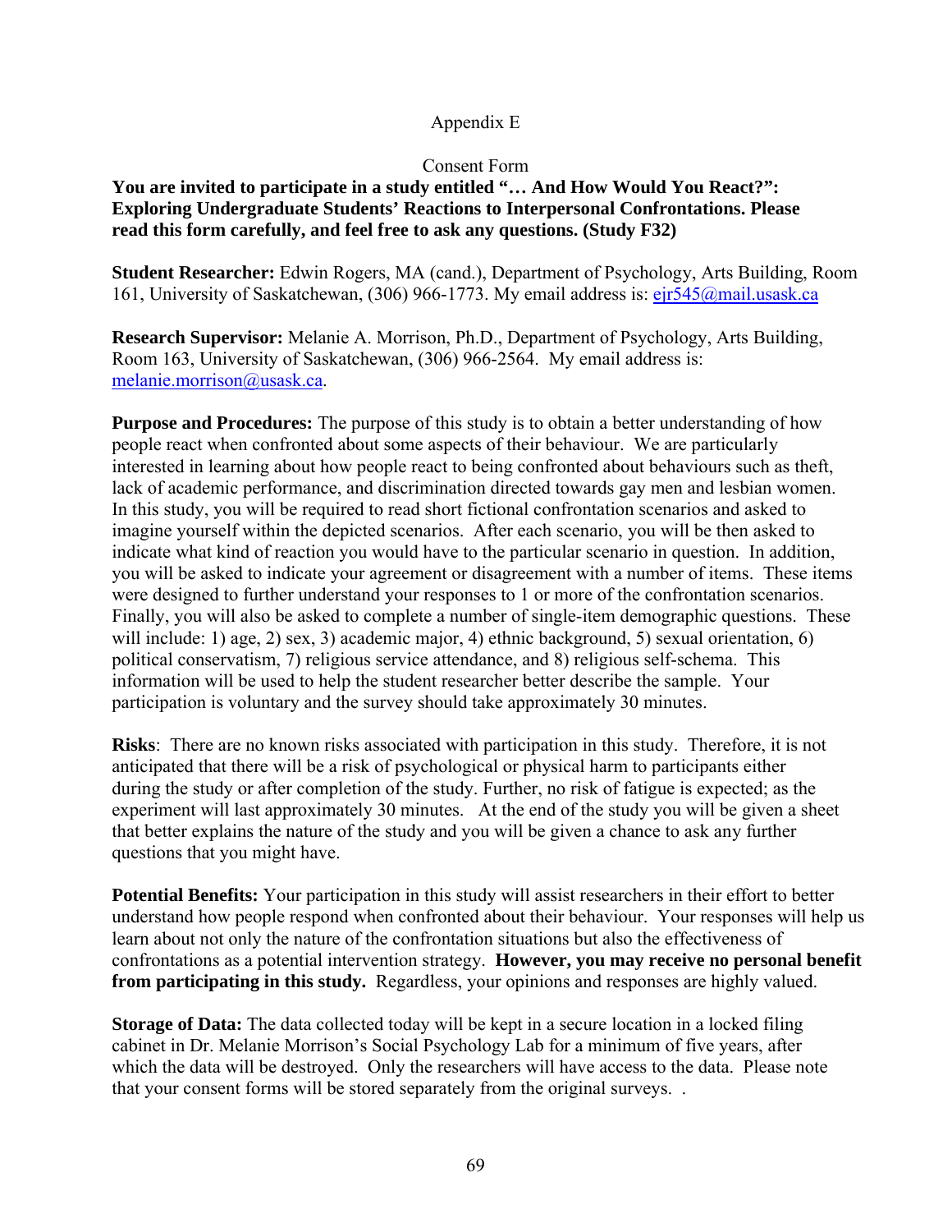Appendix E

Consent Form

**You are invited to participate in a study entitled "… And How Would You React?": Exploring Undergraduate Students' Reactions to Interpersonal Confrontations. Please read this form carefully, and feel free to ask any questions. (Study F32)**

**Student Researcher:** Edwin Rogers, MA (cand.), Department of Psychology, Arts Building, Room 161, University of Saskatchewan, (306) 966-1773. My email address is: ejr545@mail.usask.ca

**Research Supervisor:** Melanie A. Morrison, Ph.D., Department of Psychology, Arts Building, Room 163, University of Saskatchewan, (306) 966-2564. My email address is: melanie.morrison@usask.ca.

**Purpose and Procedures:** The purpose of this study is to obtain a better understanding of how people react when confronted about some aspects of their behaviour. We are particularly interested in learning about how people react to being confronted about behaviours such as theft, lack of academic performance, and discrimination directed towards gay men and lesbian women. In this study, you will be required to read short fictional confrontation scenarios and asked to imagine yourself within the depicted scenarios. After each scenario, you will be then asked to indicate what kind of reaction you would have to the particular scenario in question. In addition, you will be asked to indicate your agreement or disagreement with a number of items. These items were designed to further understand your responses to 1 or more of the confrontation scenarios. Finally, you will also be asked to complete a number of single-item demographic questions. These will include: 1) age, 2) sex, 3) academic major, 4) ethnic background, 5) sexual orientation, 6) political conservatism, 7) religious service attendance, and 8) religious self-schema. This information will be used to help the student researcher better describe the sample. Your participation is voluntary and the survey should take approximately 30 minutes.

**Risks**: There are no known risks associated with participation in this study. Therefore, it is not anticipated that there will be a risk of psychological or physical harm to participants either during the study or after completion of the study. Further, no risk of fatigue is expected; as the experiment will last approximately 30 minutes. At the end of the study you will be given a sheet that better explains the nature of the study and you will be given a chance to ask any further questions that you might have.

**Potential Benefits:** Your participation in this study will assist researchers in their effort to better understand how people respond when confronted about their behaviour. Your responses will help us learn about not only the nature of the confrontation situations but also the effectiveness of confrontations as a potential intervention strategy. **However, you may receive no personal benefit from participating in this study.** Regardless, your opinions and responses are highly valued.

**Storage of Data:** The data collected today will be kept in a secure location in a locked filing cabinet in Dr. Melanie Morrison's Social Psychology Lab for a minimum of five years, after which the data will be destroyed. Only the researchers will have access to the data. Please note that your consent forms will be stored separately from the original surveys. .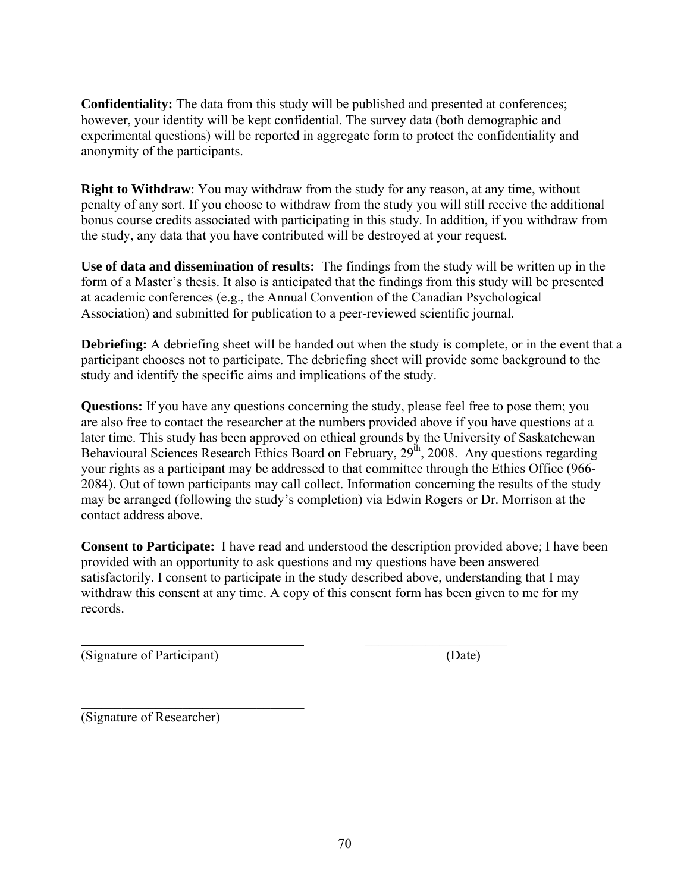**Confidentiality:** The data from this study will be published and presented at conferences; however, your identity will be kept confidential. The survey data (both demographic and experimental questions) will be reported in aggregate form to protect the confidentiality and anonymity of the participants.

**Right to Withdraw**: You may withdraw from the study for any reason, at any time, without penalty of any sort. If you choose to withdraw from the study you will still receive the additional bonus course credits associated with participating in this study. In addition, if you withdraw from the study, any data that you have contributed will be destroyed at your request.

**Use of data and dissemination of results:** The findings from the study will be written up in the form of a Master's thesis. It also is anticipated that the findings from this study will be presented at academic conferences (e.g., the Annual Convention of the Canadian Psychological Association) and submitted for publication to a peer-reviewed scientific journal.

**Debriefing:** A debriefing sheet will be handed out when the study is complete, or in the event that a participant chooses not to participate. The debriefing sheet will provide some background to the study and identify the specific aims and implications of the study.

**Questions:** If you have any questions concerning the study, please feel free to pose them; you are also free to contact the researcher at the numbers provided above if you have questions at a later time. This study has been approved on ethical grounds by the University of Saskatchewan Behavioural Sciences Research Ethics Board on February, 29th, 2008. Any questions regarding your rights as a participant may be addressed to that committee through the Ethics Office (966-2084). Out of town participants may call collect. Information concerning the results of the study may be arranged (following the study's completion) via Edwin Rogers or Dr. Morrison at the contact address above.

**Consent to Participate:** I have read and understood the description provided above; I have been provided with an opportunity to ask questions and my questions have been answered satisfactorily. I consent to participate in the study described above, understanding that I may withdraw this consent at any time. A copy of this consent form has been given to me for my records.

\_\_\_\_\_\_\_\_\_\_\_\_\_\_\_\_\_\_\_\_\_\_\_\_\_\_\_\_\_\_\_\_ \_\_\_\_\_\_\_\_\_\_\_\_\_\_\_\_\_\_\_\_\_\_
(Signature of Participant) (Date)

\_\_\_\_\_\_\_\_\_\_\_\_\_\_\_\_\_\_\_\_\_\_\_\_\_\_\_\_\_\_\_\_
(Signature of Researcher)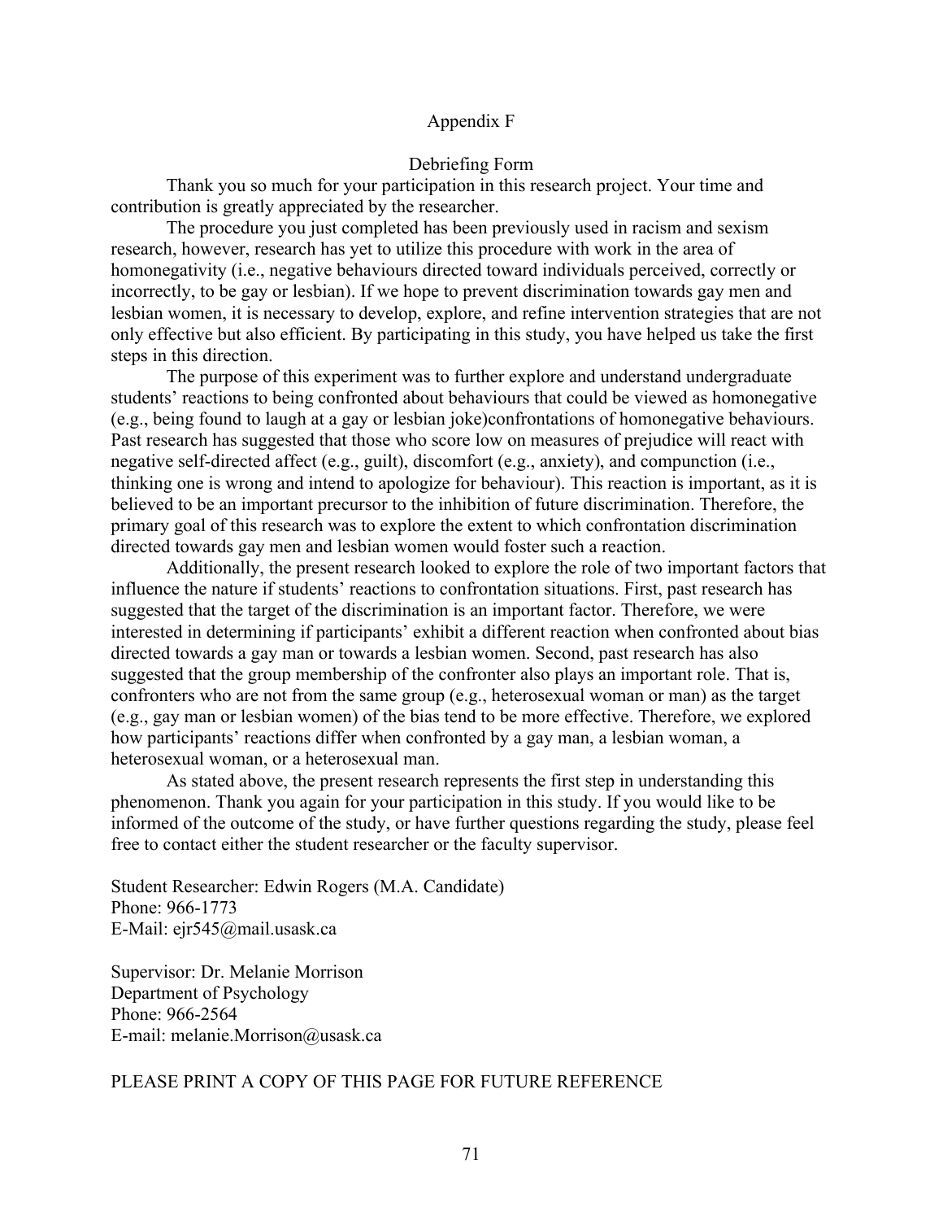# Appendix F

## Debriefing Form

Thank you so much for your participation in this research project. Your time and contribution is greatly appreciated by the researcher.

The procedure you just completed has been previously used in racism and sexism research, however, research has yet to utilize this procedure with work in the area of homonegativity (i.e., negative behaviours directed toward individuals perceived, correctly or incorrectly, to be gay or lesbian). If we hope to prevent discrimination towards gay men and lesbian women, it is necessary to develop, explore, and refine intervention strategies that are not only effective but also efficient. By participating in this study, you have helped us take the first steps in this direction.

The purpose of this experiment was to further explore and understand undergraduate students' reactions to being confronted about behaviours that could be viewed as homonegative (e.g., being found to laugh at a gay or lesbian joke)confrontations of homonegative behaviours. Past research has suggested that those who score low on measures of prejudice will react with negative self-directed affect (e.g., guilt), discomfort (e.g., anxiety), and compunction (i.e., thinking one is wrong and intend to apologize for behaviour). This reaction is important, as it is believed to be an important precursor to the inhibition of future discrimination. Therefore, the primary goal of this research was to explore the extent to which confrontation discrimination directed towards gay men and lesbian women would foster such a reaction.

Additionally, the present research looked to explore the role of two important factors that influence the nature if students' reactions to confrontation situations. First, past research has suggested that the target of the discrimination is an important factor. Therefore, we were interested in determining if participants' exhibit a different reaction when confronted about bias directed towards a gay man or towards a lesbian women. Second, past research has also suggested that the group membership of the confronter also plays an important role. That is, confronters who are not from the same group (e.g., heterosexual woman or man) as the target (e.g., gay man or lesbian women) of the bias tend to be more effective. Therefore, we explored how participants' reactions differ when confronted by a gay man, a lesbian woman, a heterosexual woman, or a heterosexual man.

As stated above, the present research represents the first step in understanding this phenomenon. Thank you again for your participation in this study. If you would like to be informed of the outcome of the study, or have further questions regarding the study, please feel free to contact either the student researcher or the faculty supervisor.

Student Researcher: Edwin Rogers (M.A. Candidate)
Phone: 966-1773
E-Mail: ejr545@mail.usask.ca

Supervisor: Dr. Melanie Morrison
Department of Psychology
Phone: 966-2564
E-mail: melanie.Morrison@usask.ca

PLEASE PRINT A COPY OF THIS PAGE FOR FUTURE REFERENCE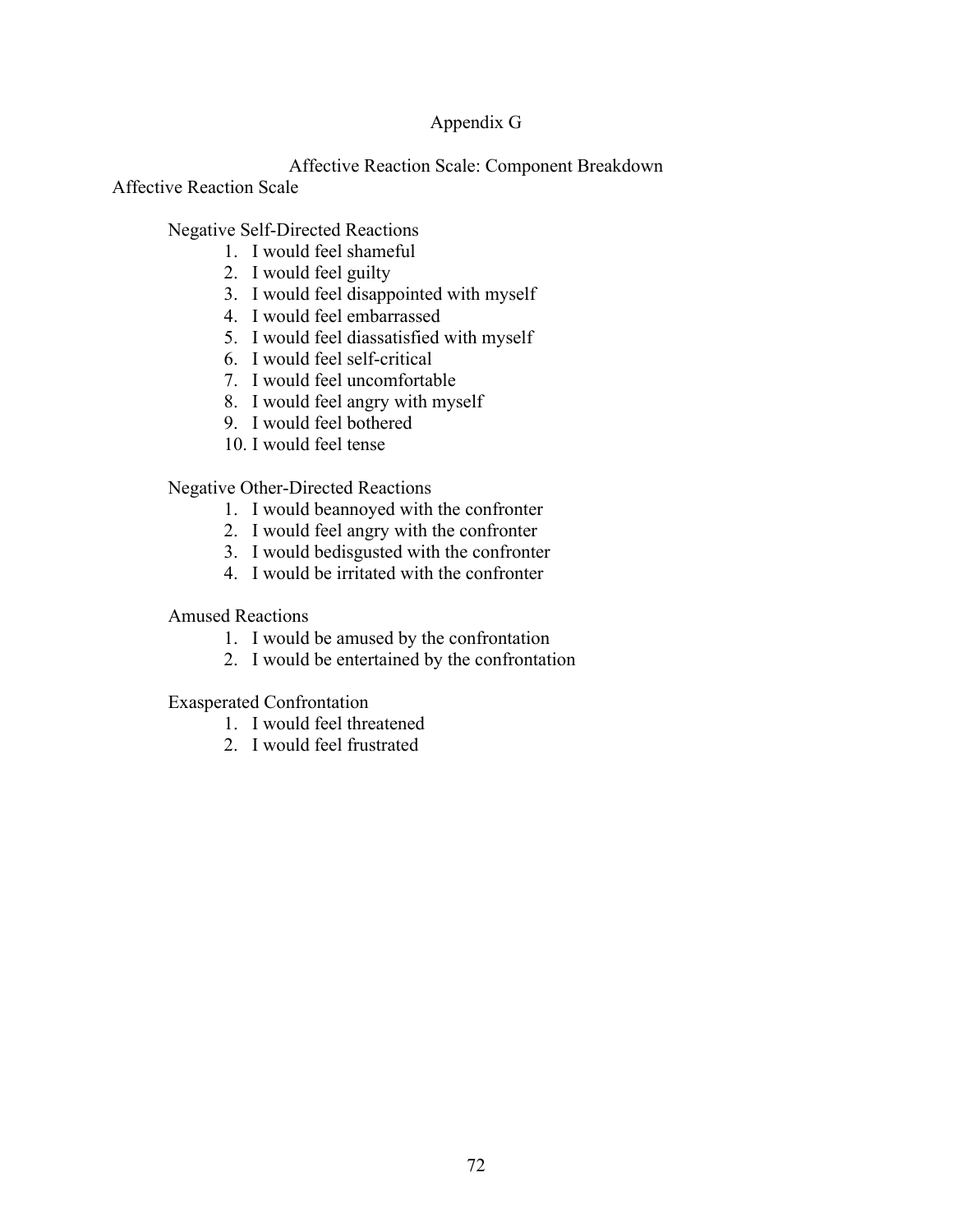# Appendix G

## Affective Reaction Scale: Component Breakdown

Affective Reaction Scale

Negative Self-Directed Reactions

1. I would feel shameful
2. I would feel guilty
3. I would feel disappointed with myself
4. I would feel embarrassed
5. I would feel diassatisfied with myself
6. I would feel self-critical
7. I would feel uncomfortable
8. I would feel angry with myself
9. I would feel bothered
10. I would feel tense

Negative Other-Directed Reactions

1. I would beannoyed with the confronter
2. I would feel angry with the confronter
3. I would bedisgusted with the confronter
4. I would be irritated with the confronter

Amused Reactions

1. I would be amused by the confrontation
2. I would be entertained by the confrontation

Exasperated Confrontation

1. I would feel threatened
2. I would feel frustrated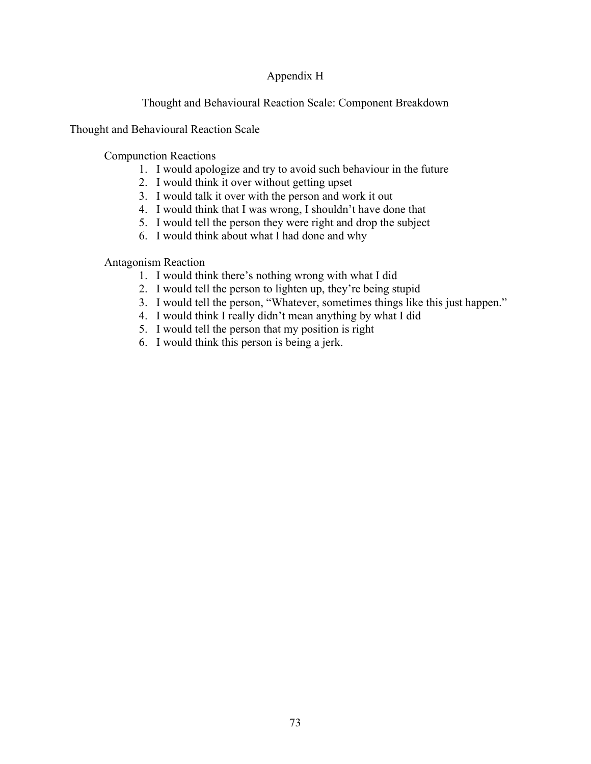# Appendix H

## Thought and Behavioural Reaction Scale: Component Breakdown

Thought and Behavioural Reaction Scale

Compunction Reactions

1. I would apologize and try to avoid such behaviour in the future
2. I would think it over without getting upset
3. I would talk it over with the person and work it out
4. I would think that I was wrong, I shouldn't have done that
5. I would tell the person they were right and drop the subject
6. I would think about what I had done and why

Antagonism Reaction

1. I would think there's nothing wrong with what I did
2. I would tell the person to lighten up, they're being stupid
3. I would tell the person, "Whatever, sometimes things like this just happen."
4. I would think I really didn't mean anything by what I did
5. I would tell the person that my position is right
6. I would think this person is being a jerk.